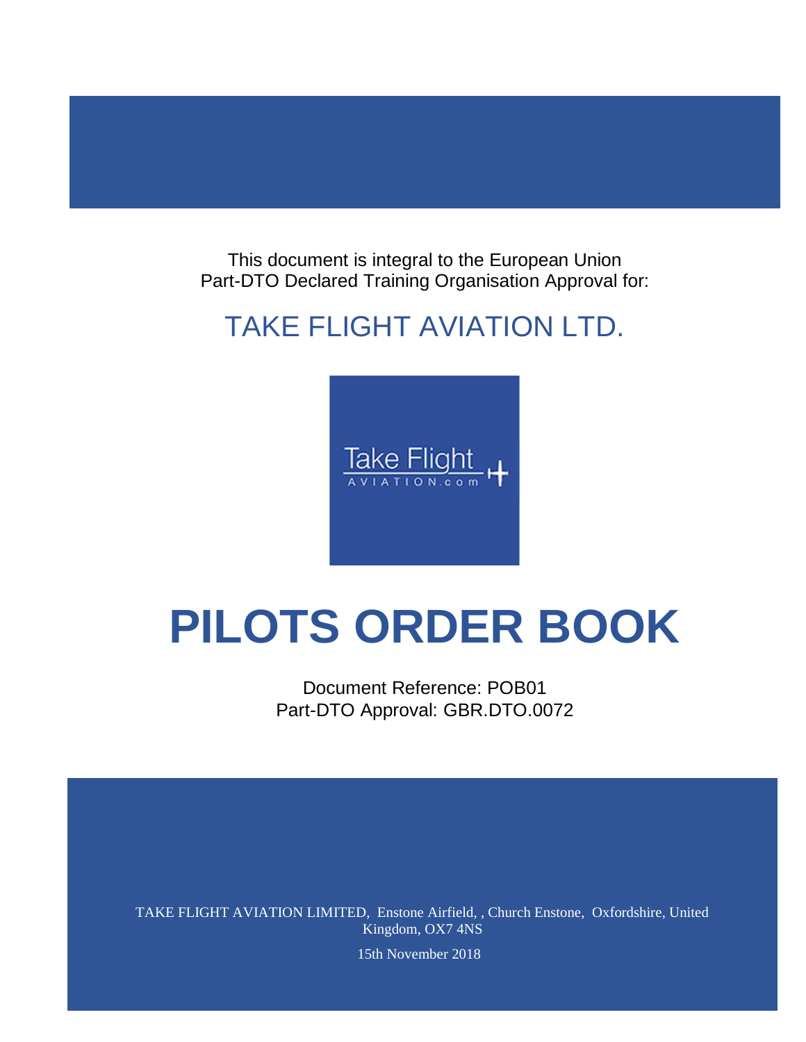This document is integral to the European Union
Part-DTO Declared Training Organisation Approval for:

## TAKE FLIGHT AVIATION LTD.

Take Flight
AVIATION.com

# PILOTS ORDER BOOK

Document Reference: POB01
Part-DTO Approval: GBR.DTO.0072

TAKE FLIGHT AVIATION LIMITED, Enstone Airfield, , Church Enstone, Oxfordshire, United Kingdom, OX7 4NS

15th November 2018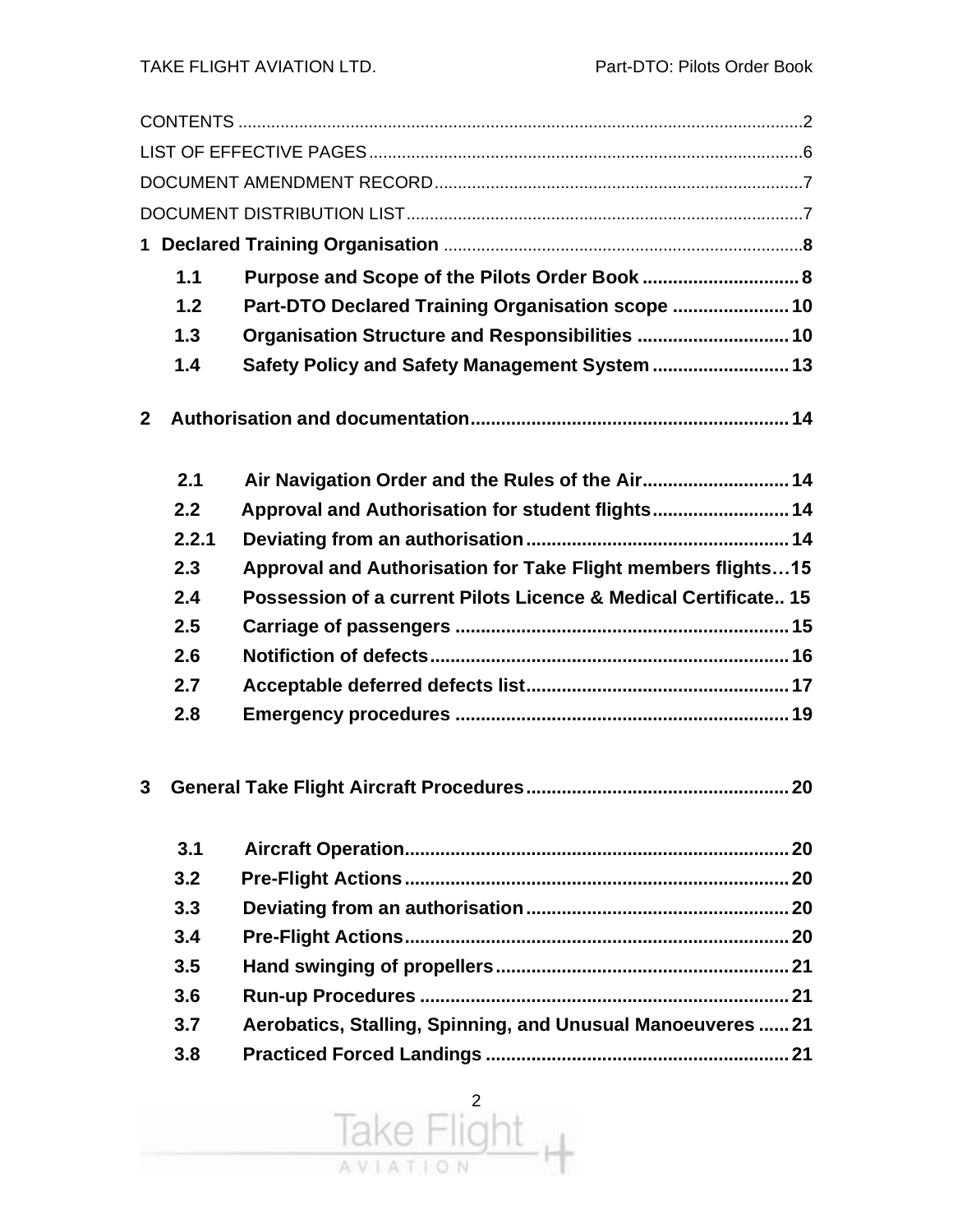CONTENTS .......................................................................................................................2

LIST OF EFFECTIVE PAGES ...........................................................................................6

DOCUMENT AMENDMENT RECORD .............................................................................7

DOCUMENT DISTRIBUTION LIST ...................................................................................7

**1 Declared Training Organisation** ...........................................................................**8**

- **1.1 Purpose and Scope of the Pilots Order Book .............................. 8**
- **1.2 Part-DTO Declared Training Organisation scope ....................... 10**
- **1.3 Organisation Structure and Responsibilities .............................. 10**
- **1.4 Safety Policy and Safety Management System ........................... 13**

**2 Authorisation and documentation .............................................................. 14**

- **2.1 Air Navigation Order and the Rules of the Air ............................ 14**
- **2.2 Approval and Authorisation for student flights ........................... 14**
- **2.2.1 Deviating from an authorisation ................................................... 14**
- **2.3 Approval and Authorisation for Take Flight members flights…15**
- **2.4 Possession of a current Pilots Licence & Medical Certificate.. 15**
- **2.5 Carriage of passengers ................................................................. 15**
- **2.6 Notifiction of defects ..................................................................... 16**
- **2.7 Acceptable deferred defects list ................................................... 17**
- **2.8 Emergency procedures ................................................................. 19**

**3 General Take Flight Aircraft Procedures ................................................... 20**

- **3.1 Aircraft Operation .......................................................................... 20**
- **3.2 Pre-Flight Actions .......................................................................... 20**
- **3.3 Deviating from an authorisation ................................................... 20**
- **3.4 Pre-Flight Actions .......................................................................... 20**
- **3.5 Hand swinging of propellers ......................................................... 21**
- **3.6 Run-up Procedures ........................................................................ 21**
- **3.7 Aerobatics, Stalling, Spinning, and Unusual Manoeuveres ...... 21**
- **3.8 Practiced Forced Landings ........................................................... 21**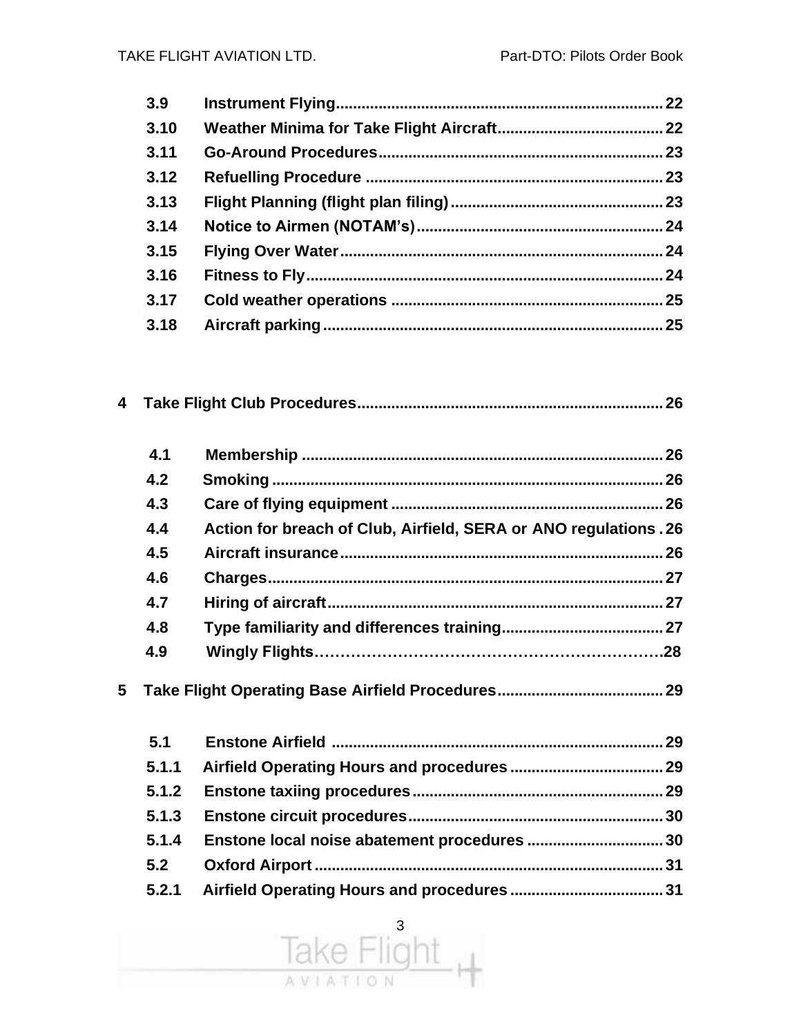**3.9 Instrument Flying** ........................................................................ 22
**3.10 Weather Minima for Take Flight Aircraft** ........................................ 22
**3.11 Go-Around Procedures** ................................................................ 23
**3.12 Refuelling Procedure** .................................................................. 23
**3.13 Flight Planning (flight plan filing)** ................................................. 23
**3.14 Notice to Airmen (NOTAM's)** ........................................................ 24
**3.15 Flying Over Water** ........................................................................ 24
**3.16 Fitness to Fly** ............................................................................... 24
**3.17 Cold weather operations** ............................................................. 25
**3.18 Aircraft parking** ............................................................................ 25

**4 Take Flight Club Procedures** ............................................................ 26

**4.1 Membership** ................................................................................. 26
**4.2 Smoking** ........................................................................................ 26
**4.3 Care of flying equipment** ............................................................. 26
**4.4 Action for breach of Club, Airfield, SERA or ANO regulations** . 26
**4.5 Aircraft insurance** ......................................................................... 26
**4.6 Charges** ........................................................................................ 27
**4.7 Hiring of aircraft** ........................................................................... 27
**4.8 Type familiarity and differences training** ..................................... 27
**4.9 Wingly Flights** ............................................................................... 28

**5 Take Flight Operating Base Airfield Procedures** .............................. 29

**5.1 Enstone Airfield** ............................................................................ 29
**5.1.1 Airfield Operating Hours and procedures** .................................. 29
**5.1.2 Enstone taxiing procedures** ......................................................... 29
**5.1.3 Enstone circuit procedures** .......................................................... 30
**5.1.4 Enstone local noise abatement procedures** ............................... 30
**5.2 Oxford Airport** ............................................................................... 31
**5.2.1 Airfield Operating Hours and procedures** .................................. 31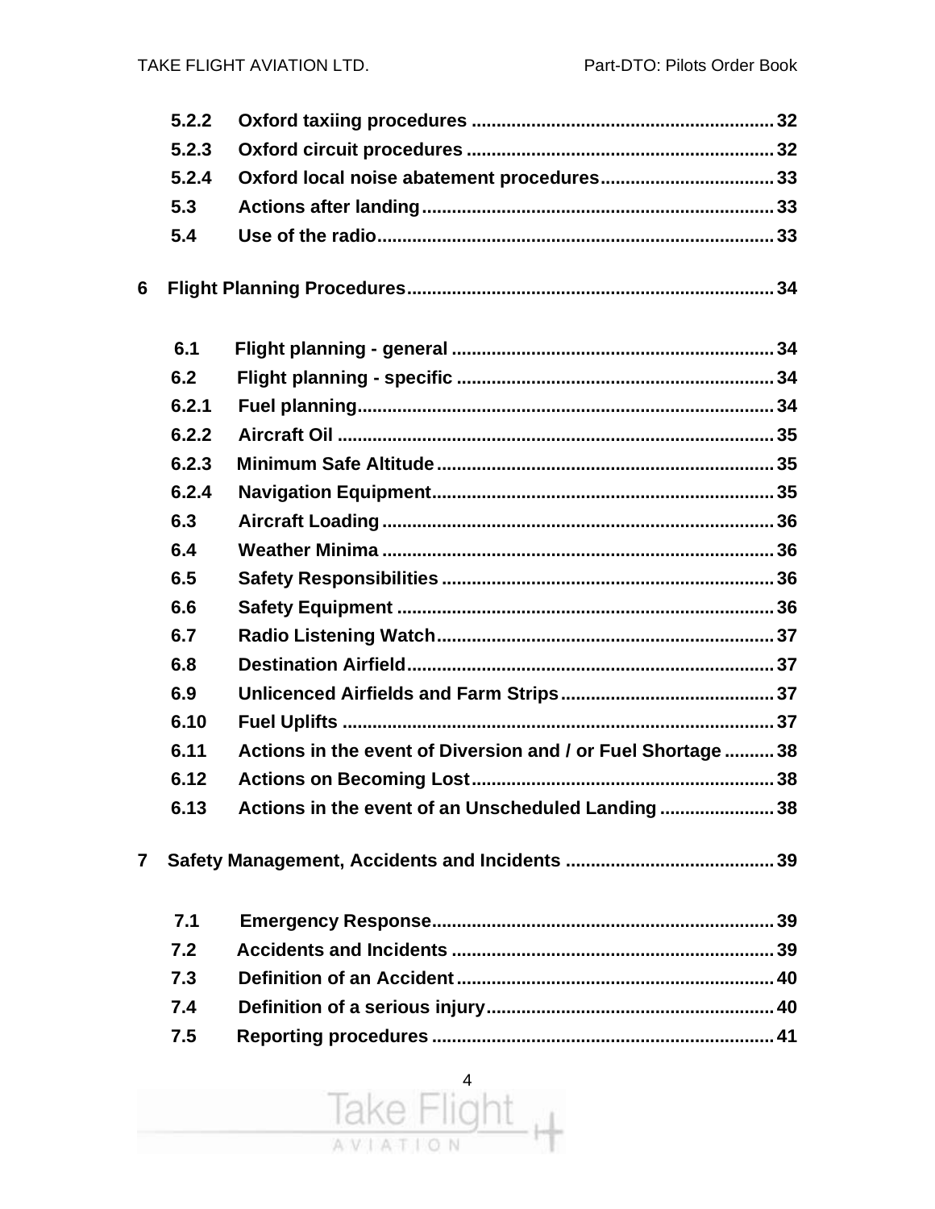5.2.2 Oxford taxiing procedures ........................................................ 32

5.2.3 Oxford circuit procedures ........................................................ 32

5.2.4 Oxford local noise abatement procedures.................................. 33

5.3 Actions after landing....................................................................... 33

5.4 Use of the radio.............................................................................. 33

6 Flight Planning Procedures.................................................................. 34

6.1 Flight planning - general ................................................................ 34

6.2 Flight planning - specific ................................................................ 34

6.2.1 Fuel planning............................................................................ 34

6.2.2 Aircraft Oil ............................................................................... 35

6.2.3 Minimum Safe Altitude.............................................................. 35

6.2.4 Navigation Equipment............................................................... 35

6.3 Aircraft Loading ............................................................................. 36

6.4 Weather Minima ............................................................................. 36

6.5 Safety Responsibilities ................................................................... 36

6.6 Safety Equipment ........................................................................... 36

6.7 Radio Listening Watch..................................................................... 37

6.8 Destination Airfield......................................................................... 37

6.9 Unlicenced Airfields and Farm Strips............................................ 37

6.10 Fuel Uplifts .................................................................................. 37

6.11 Actions in the event of Diversion and / or Fuel Shortage .......... 38

6.12 Actions on Becoming Lost............................................................ 38

6.13 Actions in the event of an Unscheduled Landing ....................... 38

7 Safety Management, Accidents and Incidents ..................................... 39

7.1 Emergency Response...................................................................... 39

7.2 Accidents and Incidents ................................................................. 39

7.3 Definition of an Accident................................................................ 40

7.4 Definition of a serious injury.......................................................... 40

7.5 Reporting procedures ..................................................................... 41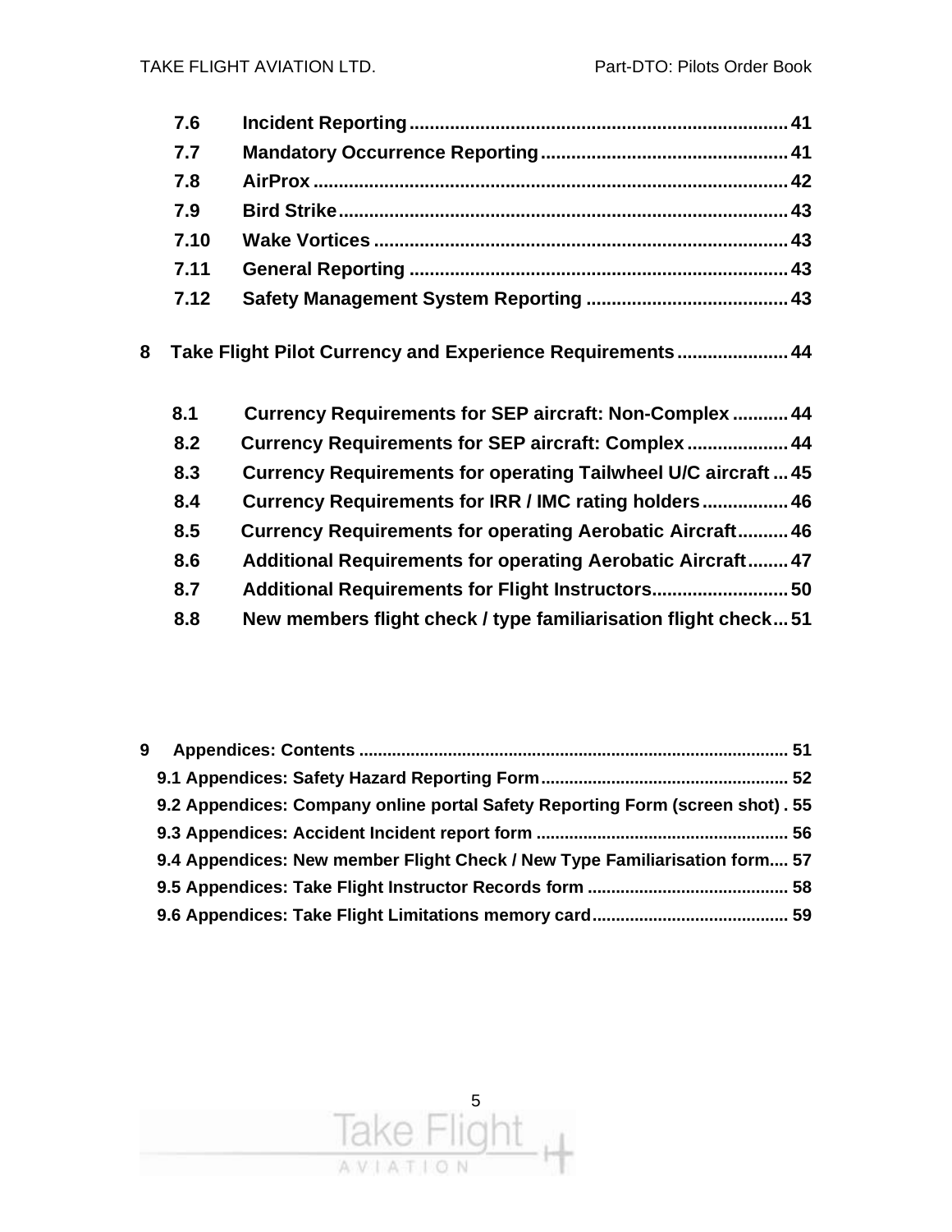**7.6 Incident Reporting .......... 41**
**7.7 Mandatory Occurrence Reporting .......... 41**
**7.8 AirProx .......... 42**
**7.9 Bird Strike .......... 43**
**7.10 Wake Vortices .......... 43**
**7.11 General Reporting .......... 43**
**7.12 Safety Management System Reporting .......... 43**

**8 Take Flight Pilot Currency and Experience Requirements .......... 44**

**8.1 Currency Requirements for SEP aircraft: Non-Complex .......... 44**
**8.2 Currency Requirements for SEP aircraft: Complex .......... 44**
**8.3 Currency Requirements for operating Tailwheel U/C aircraft .......... 45**
**8.4 Currency Requirements for IRR / IMC rating holders .......... 46**
**8.5 Currency Requirements for operating Aerobatic Aircraft .......... 46**
**8.6 Additional Requirements for operating Aerobatic Aircraft .......... 47**
**8.7 Additional Requirements for Flight Instructors .......... 50**
**8.8 New members flight check / type familiarisation flight check .......... 51**

**9 Appendices: Contents .......... 51**
**9.1 Appendices: Safety Hazard Reporting Form .......... 52**
**9.2 Appendices: Company online portal Safety Reporting Form (screen shot) . 55**
**9.3 Appendices: Accident Incident report form .......... 56**
**9.4 Appendices: New member Flight Check / New Type Familiarisation form.... 57**
**9.5 Appendices: Take Flight Instructor Records form .......... 58**
**9.6 Appendices: Take Flight Limitations memory card .......... 59**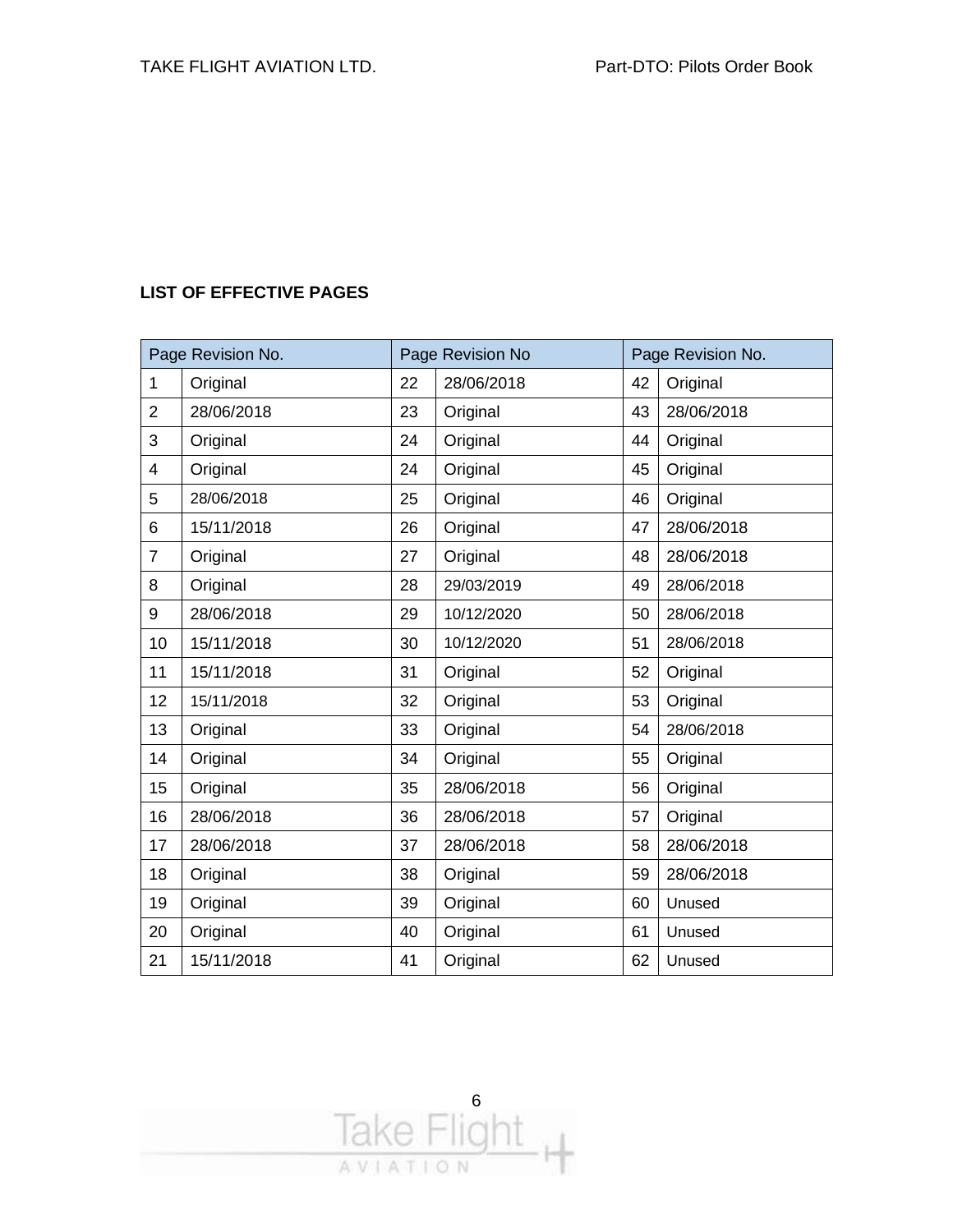**LIST OF EFFECTIVE PAGES**

| Page Revision No. | | Page Revision No | | Page Revision No. | |
|---|---|---|---|---|---|
| 1 | Original | 22 | 28/06/2018 | 42 | Original |
| 2 | 28/06/2018 | 23 | Original | 43 | 28/06/2018 |
| 3 | Original | 24 | Original | 44 | Original |
| 4 | Original | 24 | Original | 45 | Original |
| 5 | 28/06/2018 | 25 | Original | 46 | Original |
| 6 | 15/11/2018 | 26 | Original | 47 | 28/06/2018 |
| 7 | Original | 27 | Original | 48 | 28/06/2018 |
| 8 | Original | 28 | 29/03/2019 | 49 | 28/06/2018 |
| 9 | 28/06/2018 | 29 | 10/12/2020 | 50 | 28/06/2018 |
| 10 | 15/11/2018 | 30 | 10/12/2020 | 51 | 28/06/2018 |
| 11 | 15/11/2018 | 31 | Original | 52 | Original |
| 12 | 15/11/2018 | 32 | Original | 53 | Original |
| 13 | Original | 33 | Original | 54 | 28/06/2018 |
| 14 | Original | 34 | Original | 55 | Original |
| 15 | Original | 35 | 28/06/2018 | 56 | Original |
| 16 | 28/06/2018 | 36 | 28/06/2018 | 57 | Original |
| 17 | 28/06/2018 | 37 | 28/06/2018 | 58 | 28/06/2018 |
| 18 | Original | 38 | Original | 59 | 28/06/2018 |
| 19 | Original | 39 | Original | 60 | Unused |
| 20 | Original | 40 | Original | 61 | Unused |
| 21 | 15/11/2018 | 41 | Original | 62 | Unused |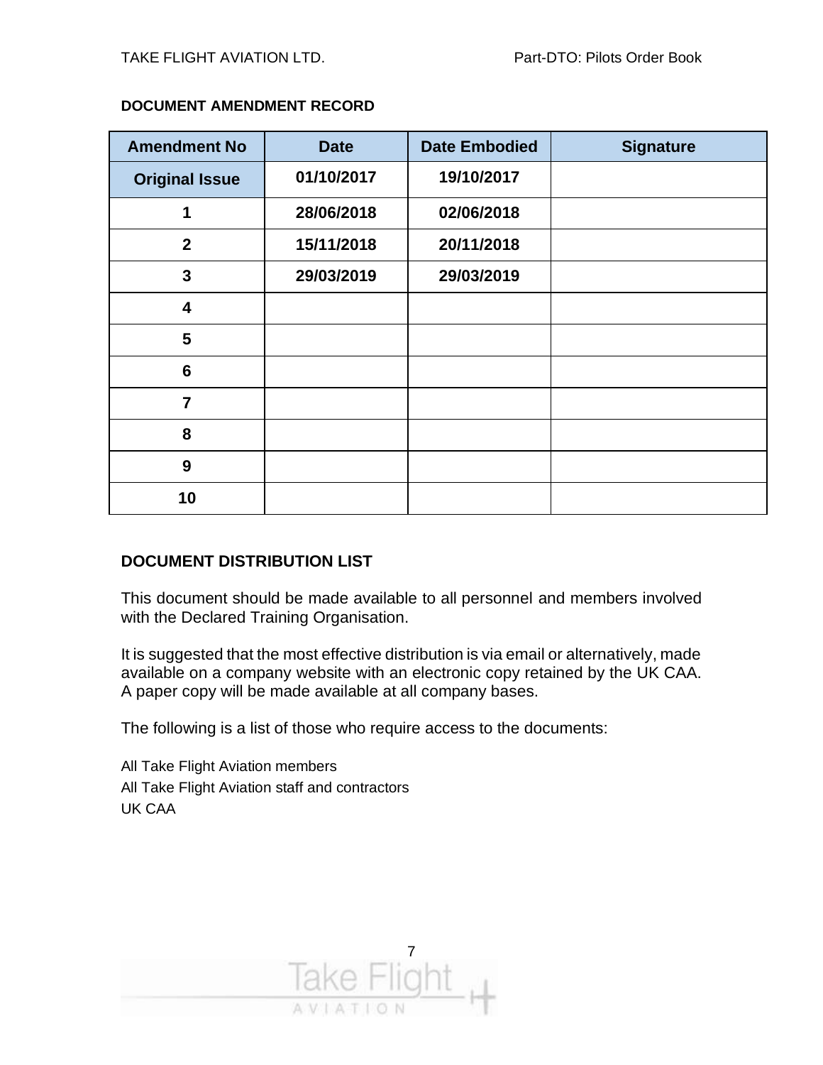## DOCUMENT AMENDMENT RECORD

| Amendment No | Date | Date Embodied | Signature |
|---|---|---|---|
| **Original Issue** | **01/10/2017** | **19/10/2017** | |
| **1** | **28/06/2018** | **02/06/2018** | |
| **2** | **15/11/2018** | **20/11/2018** | |
| **3** | **29/03/2019** | **29/03/2019** | |
| **4** | | | |
| **5** | | | |
| **6** | | | |
| **7** | | | |
| **8** | | | |
| **9** | | | |
| **10** | | | |

## DOCUMENT DISTRIBUTION LIST

This document should be made available to all personnel and members involved with the Declared Training Organisation.

It is suggested that the most effective distribution is via email or alternatively, made available on a company website with an electronic copy retained by the UK CAA. A paper copy will be made available at all company bases.

The following is a list of those who require access to the documents:

All Take Flight Aviation members
All Take Flight Aviation staff and contractors
UK CAA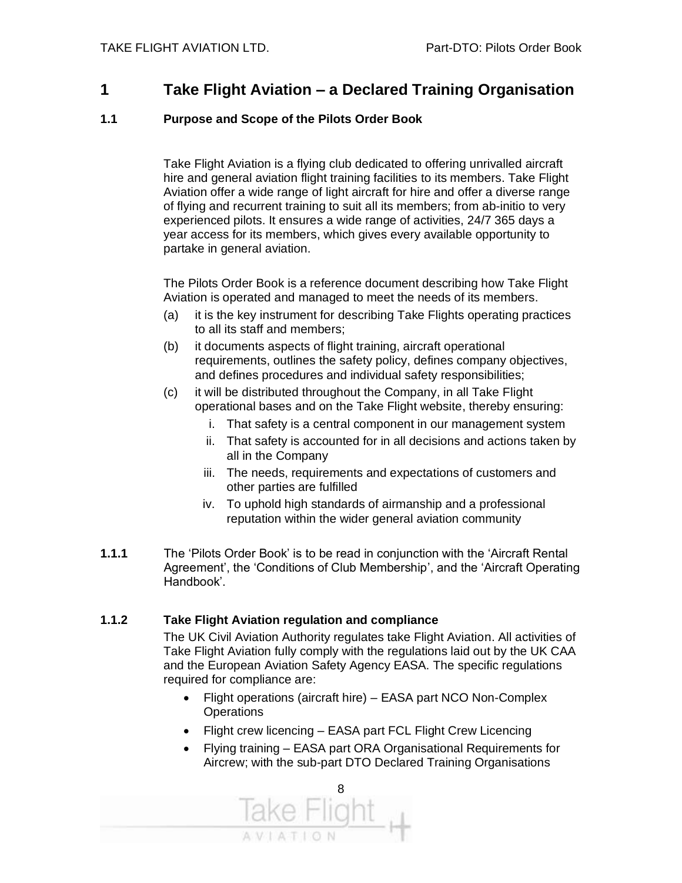# 1 Take Flight Aviation – a Declared Training Organisation

## 1.1 Purpose and Scope of the Pilots Order Book

Take Flight Aviation is a flying club dedicated to offering unrivalled aircraft hire and general aviation flight training facilities to its members. Take Flight Aviation offer a wide range of light aircraft for hire and offer a diverse range of flying and recurrent training to suit all its members; from ab-initio to very experienced pilots. It ensures a wide range of activities, 24/7 365 days a year access for its members, which gives every available opportunity to partake in general aviation.

The Pilots Order Book is a reference document describing how Take Flight Aviation is operated and managed to meet the needs of its members.

(a) it is the key instrument for describing Take Flights operating practices to all its staff and members;

(b) it documents aspects of flight training, aircraft operational requirements, outlines the safety policy, defines company objectives, and defines procedures and individual safety responsibilities;

(c) it will be distributed throughout the Company, in all Take Flight operational bases and on the Take Flight website, thereby ensuring:

   i. That safety is a central component in our management system
   ii. That safety is accounted for in all decisions and actions taken by all in the Company
   iii. The needs, requirements and expectations of customers and other parties are fulfilled
   iv. To uphold high standards of airmanship and a professional reputation within the wider general aviation community

**1.1.1** The 'Pilots Order Book' is to be read in conjunction with the 'Aircraft Rental Agreement', the 'Conditions of Club Membership', and the 'Aircraft Operating Handbook'.

### 1.1.2 Take Flight Aviation regulation and compliance

The UK Civil Aviation Authority regulates take Flight Aviation. All activities of Take Flight Aviation fully comply with the regulations laid out by the UK CAA and the European Aviation Safety Agency EASA. The specific regulations required for compliance are:

- Flight operations (aircraft hire) – EASA part NCO Non-Complex Operations
- Flight crew licencing – EASA part FCL Flight Crew Licencing
- Flying training – EASA part ORA Organisational Requirements for Aircrew; with the sub-part DTO Declared Training Organisations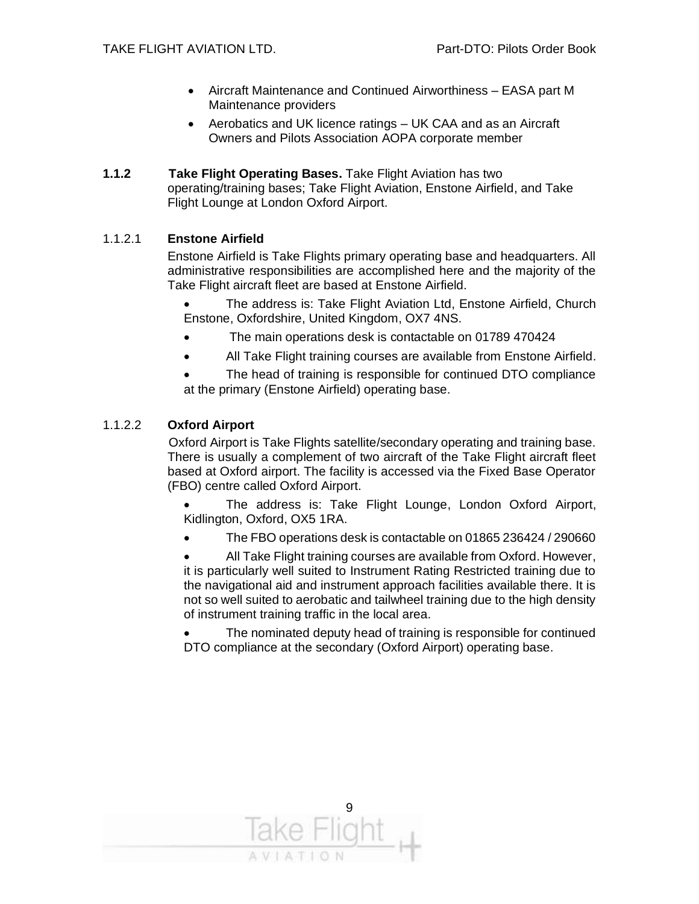- Aircraft Maintenance and Continued Airworthiness – EASA part M Maintenance providers
- Aerobatics and UK licence ratings – UK CAA and as an Aircraft Owners and Pilots Association AOPA corporate member

**1.1.2 Take Flight Operating Bases.** Take Flight Aviation has two operating/training bases; Take Flight Aviation, Enstone Airfield, and Take Flight Lounge at London Oxford Airport.

1.1.2.1 **Enstone Airfield**

Enstone Airfield is Take Flights primary operating base and headquarters. All administrative responsibilities are accomplished here and the majority of the Take Flight aircraft fleet are based at Enstone Airfield.

- The address is: Take Flight Aviation Ltd, Enstone Airfield, Church Enstone, Oxfordshire, United Kingdom, OX7 4NS.
- The main operations desk is contactable on 01789 470424
- All Take Flight training courses are available from Enstone Airfield.
- The head of training is responsible for continued DTO compliance at the primary (Enstone Airfield) operating base.

1.1.2.2 **Oxford Airport**

Oxford Airport is Take Flights satellite/secondary operating and training base. There is usually a complement of two aircraft of the Take Flight aircraft fleet based at Oxford airport. The facility is accessed via the Fixed Base Operator (FBO) centre called Oxford Airport.

- The address is: Take Flight Lounge, London Oxford Airport, Kidlington, Oxford, OX5 1RA.
- The FBO operations desk is contactable on 01865 236424 / 290660
- All Take Flight training courses are available from Oxford. However, it is particularly well suited to Instrument Rating Restricted training due to the navigational aid and instrument approach facilities available there. It is not so well suited to aerobatic and tailwheel training due to the high density of instrument training traffic in the local area.
- The nominated deputy head of training is responsible for continued DTO compliance at the secondary (Oxford Airport) operating base.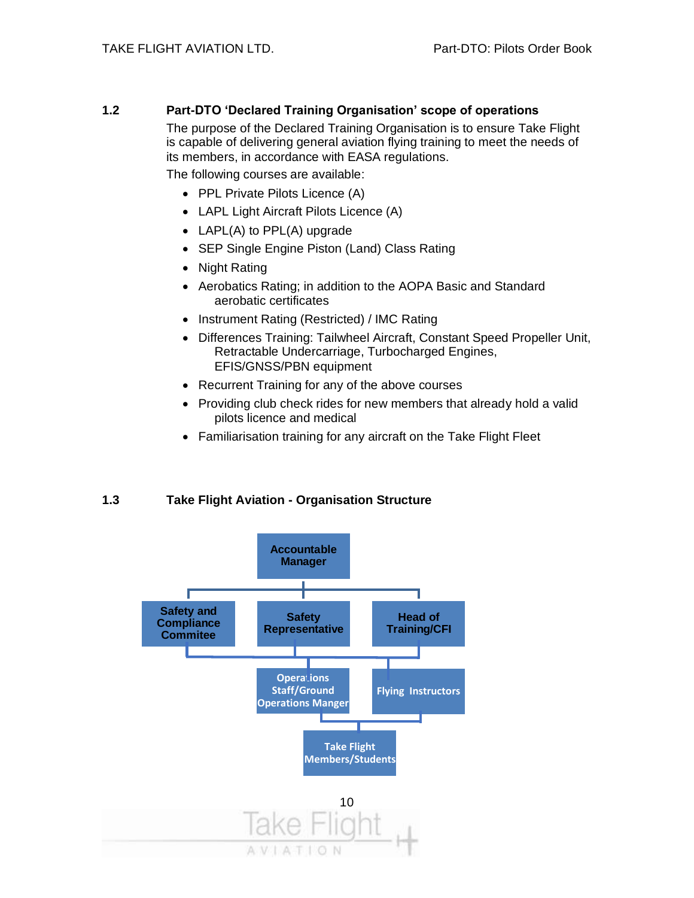## 1.2 Part-DTO 'Declared Training Organisation' scope of operations

The purpose of the Declared Training Organisation is to ensure Take Flight is capable of delivering general aviation flying training to meet the needs of its members, in accordance with EASA regulations.

The following courses are available:

- PPL Private Pilots Licence (A)
- LAPL Light Aircraft Pilots Licence (A)
- LAPL(A) to PPL(A) upgrade
- SEP Single Engine Piston (Land) Class Rating
- Night Rating
- Aerobatics Rating; in addition to the AOPA Basic and Standard aerobatic certificates
- Instrument Rating (Restricted) / IMC Rating
- Differences Training: Tailwheel Aircraft, Constant Speed Propeller Unit, Retractable Undercarriage, Turbocharged Engines, EFIS/GNSS/PBN equipment
- Recurrent Training for any of the above courses
- Providing club check rides for new members that already hold a valid pilots licence and medical
- Familiarisation training for any aircraft on the Take Flight Fleet

## 1.3 Take Flight Aviation - Organisation Structure

- Accountable Manager
  - Safety and Compliance Commitee
  - Safety Representative
  - Head of Training/CFI
    - Operations Staff/Ground Operations Manger
    - Flying Instructors
      - Take Flight Members/Students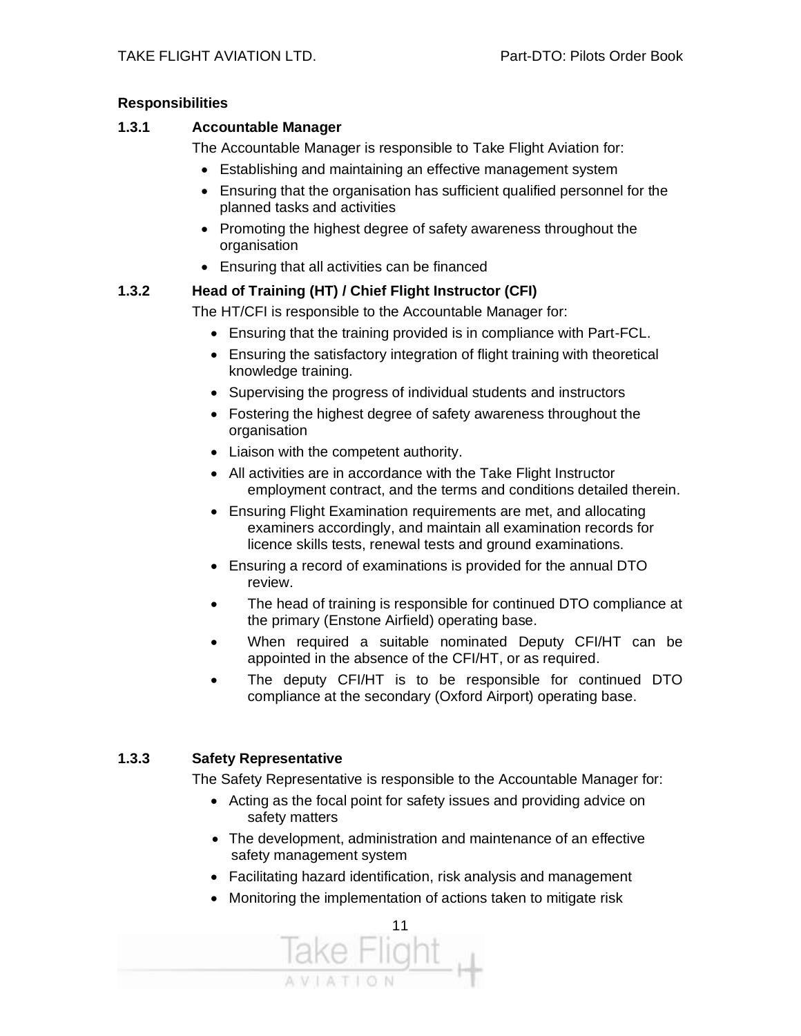**Responsibilities**

### 1.3.1 Accountable Manager

The Accountable Manager is responsible to Take Flight Aviation for:

- Establishing and maintaining an effective management system
- Ensuring that the organisation has sufficient qualified personnel for the planned tasks and activities
- Promoting the highest degree of safety awareness throughout the organisation
- Ensuring that all activities can be financed

### 1.3.2 Head of Training (HT) / Chief Flight Instructor (CFI)

The HT/CFI is responsible to the Accountable Manager for:

- Ensuring that the training provided is in compliance with Part-FCL.
- Ensuring the satisfactory integration of flight training with theoretical knowledge training.
- Supervising the progress of individual students and instructors
- Fostering the highest degree of safety awareness throughout the organisation
- Liaison with the competent authority.
- All activities are in accordance with the Take Flight Instructor employment contract, and the terms and conditions detailed therein.
- Ensuring Flight Examination requirements are met, and allocating examiners accordingly, and maintain all examination records for licence skills tests, renewal tests and ground examinations.
- Ensuring a record of examinations is provided for the annual DTO review.
- The head of training is responsible for continued DTO compliance at the primary (Enstone Airfield) operating base.
- When required a suitable nominated Deputy CFI/HT can be appointed in the absence of the CFI/HT, or as required.
- The deputy CFI/HT is to be responsible for continued DTO compliance at the secondary (Oxford Airport) operating base.

### 1.3.3 Safety Representative

The Safety Representative is responsible to the Accountable Manager for:

- Acting as the focal point for safety issues and providing advice on safety matters
- The development, administration and maintenance of an effective safety management system
- Facilitating hazard identification, risk analysis and management
- Monitoring the implementation of actions taken to mitigate risk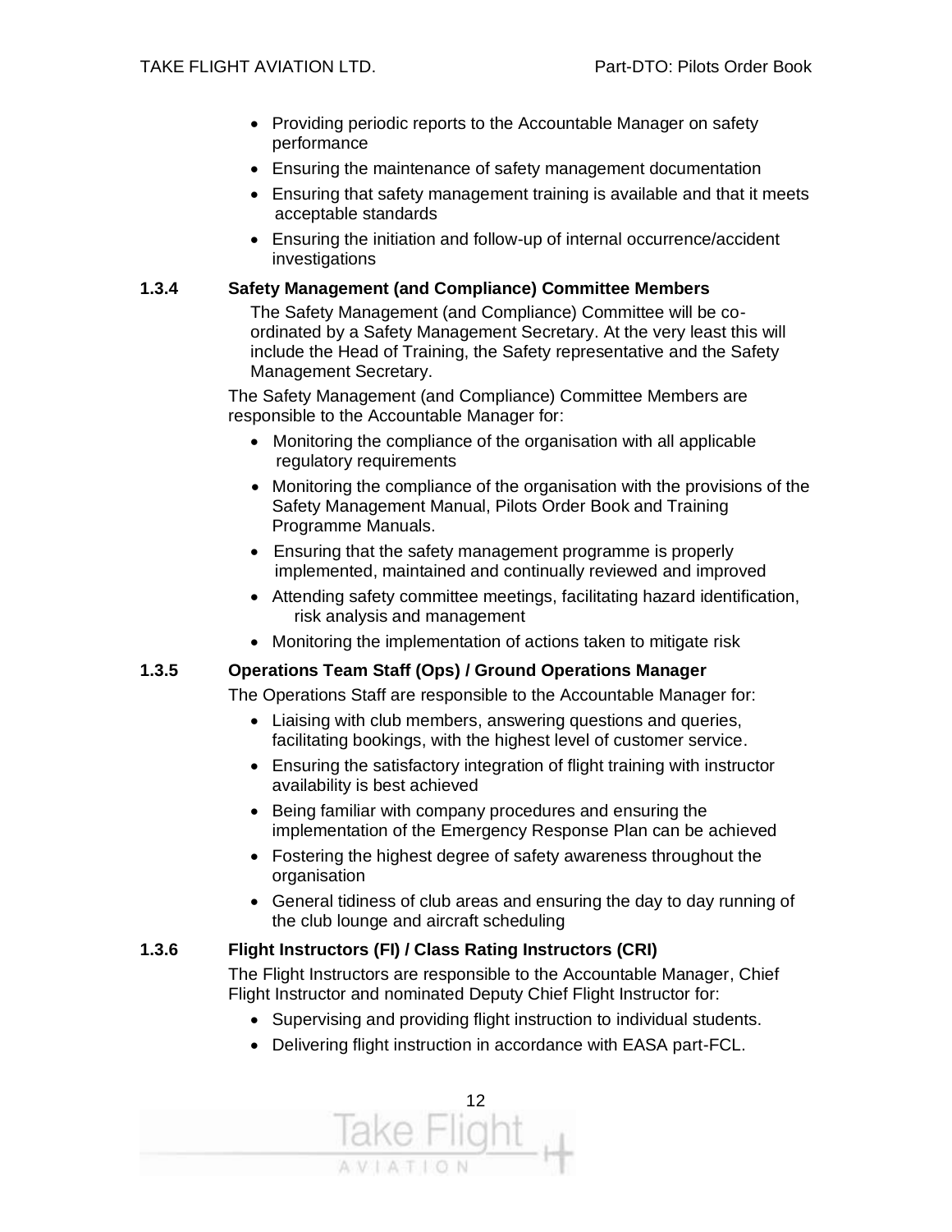- Providing periodic reports to the Accountable Manager on safety performance
- Ensuring the maintenance of safety management documentation
- Ensuring that safety management training is available and that it meets acceptable standards
- Ensuring the initiation and follow-up of internal occurrence/accident investigations

### 1.3.4 Safety Management (and Compliance) Committee Members

The Safety Management (and Compliance) Committee will be co-ordinated by a Safety Management Secretary. At the very least this will include the Head of Training, the Safety representative and the Safety Management Secretary.

The Safety Management (and Compliance) Committee Members are responsible to the Accountable Manager for:

- Monitoring the compliance of the organisation with all applicable regulatory requirements
- Monitoring the compliance of the organisation with the provisions of the Safety Management Manual, Pilots Order Book and Training Programme Manuals.
- Ensuring that the safety management programme is properly implemented, maintained and continually reviewed and improved
- Attending safety committee meetings, facilitating hazard identification, risk analysis and management
- Monitoring the implementation of actions taken to mitigate risk

### 1.3.5 Operations Team Staff (Ops) / Ground Operations Manager

The Operations Staff are responsible to the Accountable Manager for:

- Liaising with club members, answering questions and queries, facilitating bookings, with the highest level of customer service.
- Ensuring the satisfactory integration of flight training with instructor availability is best achieved
- Being familiar with company procedures and ensuring the implementation of the Emergency Response Plan can be achieved
- Fostering the highest degree of safety awareness throughout the organisation
- General tidiness of club areas and ensuring the day to day running of the club lounge and aircraft scheduling

### 1.3.6 Flight Instructors (FI) / Class Rating Instructors (CRI)

The Flight Instructors are responsible to the Accountable Manager, Chief Flight Instructor and nominated Deputy Chief Flight Instructor for:

- Supervising and providing flight instruction to individual students.
- Delivering flight instruction in accordance with EASA part-FCL.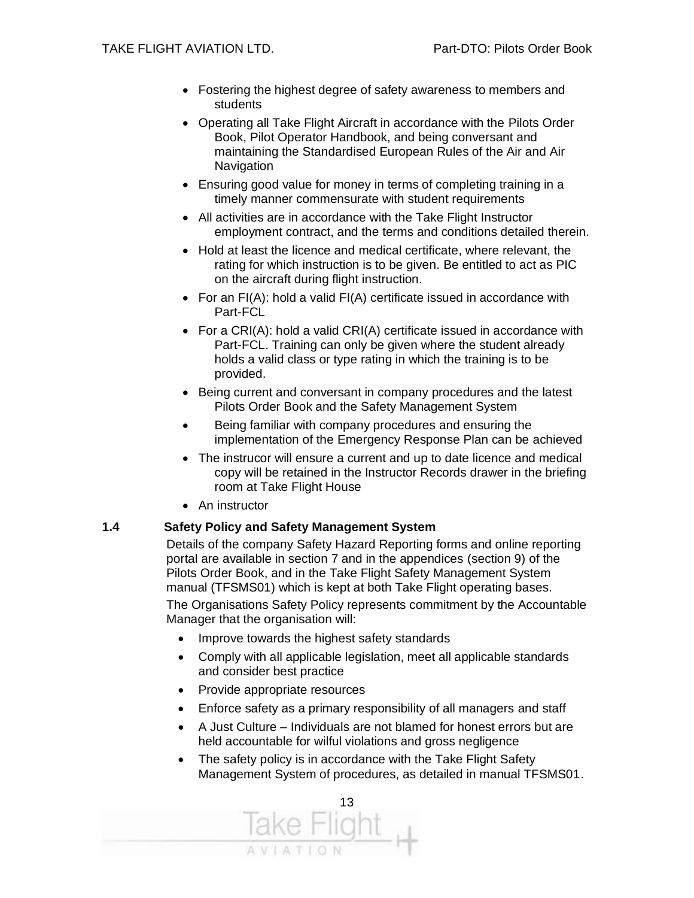- Fostering the highest degree of safety awareness to members and students
- Operating all Take Flight Aircraft in accordance with the Pilots Order Book, Pilot Operator Handbook, and being conversant and maintaining the Standardised European Rules of the Air and Air Navigation
- Ensuring good value for money in terms of completing training in a timely manner commensurate with student requirements
- All activities are in accordance with the Take Flight Instructor employment contract, and the terms and conditions detailed therein.
- Hold at least the licence and medical certificate, where relevant, the rating for which instruction is to be given. Be entitled to act as PIC on the aircraft during flight instruction.
- For an FI(A): hold a valid FI(A) certificate issued in accordance with Part-FCL
- For a CRI(A): hold a valid CRI(A) certificate issued in accordance with Part-FCL. Training can only be given where the student already holds a valid class or type rating in which the training is to be provided.
- Being current and conversant in company procedures and the latest Pilots Order Book and the Safety Management System
- Being familiar with company procedures and ensuring the implementation of the Emergency Response Plan can be achieved
- The instrucor will ensure a current and up to date licence and medical copy will be retained in the Instructor Records drawer in the briefing room at Take Flight House
- An instructor

### 1.4 Safety Policy and Safety Management System

Details of the company Safety Hazard Reporting forms and online reporting portal are available in section 7 and in the appendices (section 9) of the Pilots Order Book, and in the Take Flight Safety Management System manual (TFSMS01) which is kept at both Take Flight operating bases.

The Organisations Safety Policy represents commitment by the Accountable Manager that the organisation will:

- Improve towards the highest safety standards
- Comply with all applicable legislation, meet all applicable standards and consider best practice
- Provide appropriate resources
- Enforce safety as a primary responsibility of all managers and staff
- A Just Culture – Individuals are not blamed for honest errors but are held accountable for wilful violations and gross negligence
- The safety policy is in accordance with the Take Flight Safety Management System of procedures, as detailed in manual TFSMS01.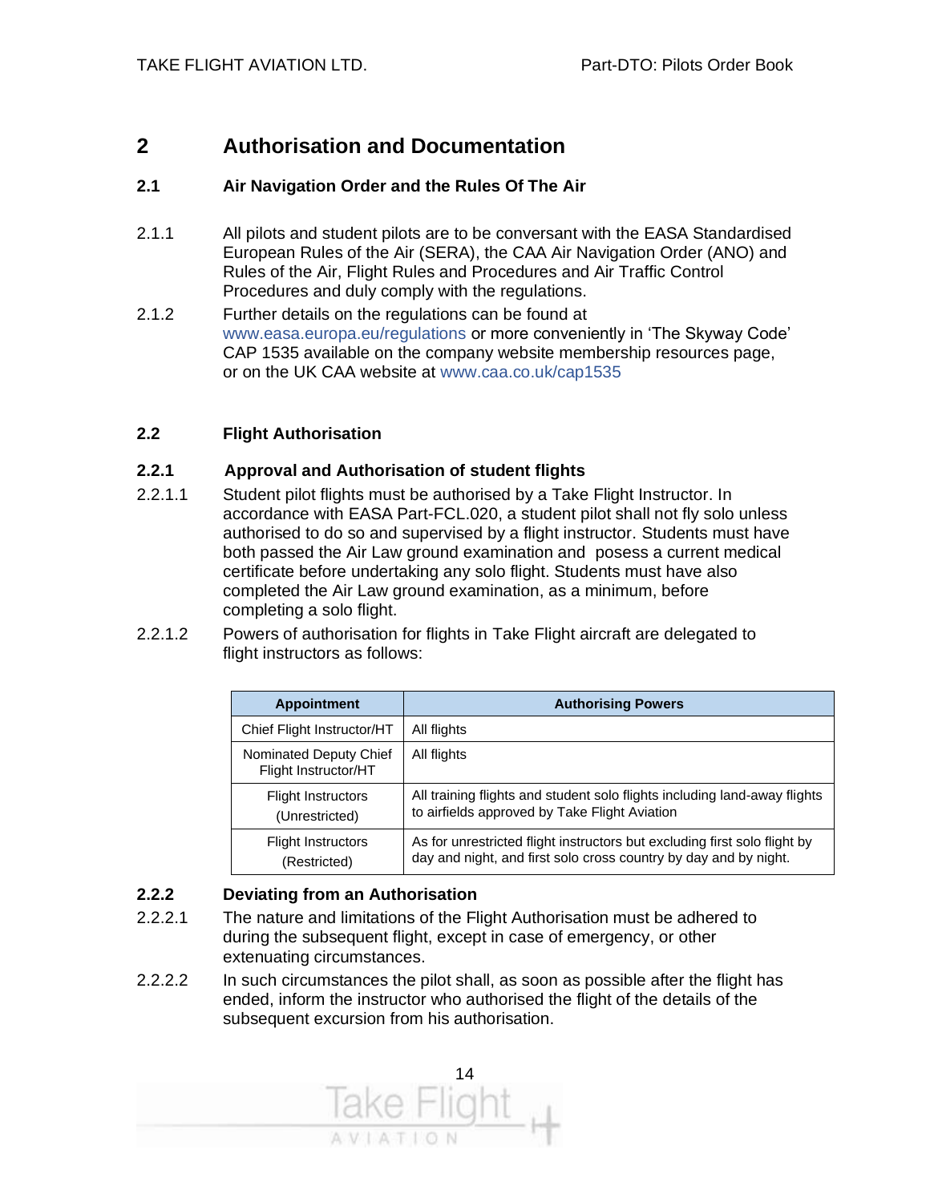## 2 Authorisation and Documentation

### 2.1 Air Navigation Order and the Rules Of The Air

2.1.1 All pilots and student pilots are to be conversant with the EASA Standardised European Rules of the Air (SERA), the CAA Air Navigation Order (ANO) and Rules of the Air, Flight Rules and Procedures and Air Traffic Control Procedures and duly comply with the regulations.

2.1.2 Further details on the regulations can be found at www.easa.europa.eu/regulations or more conveniently in 'The Skyway Code' CAP 1535 available on the company website membership resources page, or on the UK CAA website at www.caa.co.uk/cap1535

### 2.2 Flight Authorisation

#### 2.2.1 Approval and Authorisation of student flights

2.2.1.1 Student pilot flights must be authorised by a Take Flight Instructor. In accordance with EASA Part-FCL.020, a student pilot shall not fly solo unless authorised to do so and supervised by a flight instructor. Students must have both passed the Air Law ground examination and posess a current medical certificate before undertaking any solo flight. Students must have also completed the Air Law ground examination, as a minimum, before completing a solo flight.

2.2.1.2 Powers of authorisation for flights in Take Flight aircraft are delegated to flight instructors as follows:

| Appointment | Authorising Powers |
|---|---|
| Chief Flight Instructor/HT | All flights |
| Nominated Deputy Chief Flight Instructor/HT | All flights |
| Flight Instructors (Unrestricted) | All training flights and student solo flights including land-away flights to airfields approved by Take Flight Aviation |
| Flight Instructors (Restricted) | As for unrestricted flight instructors but excluding first solo flight by day and night, and first solo cross country by day and by night. |

#### 2.2.2 Deviating from an Authorisation

2.2.2.1 The nature and limitations of the Flight Authorisation must be adhered to during the subsequent flight, except in case of emergency, or other extenuating circumstances.

2.2.2.2 In such circumstances the pilot shall, as soon as possible after the flight has ended, inform the instructor who authorised the flight of the details of the subsequent excursion from his authorisation.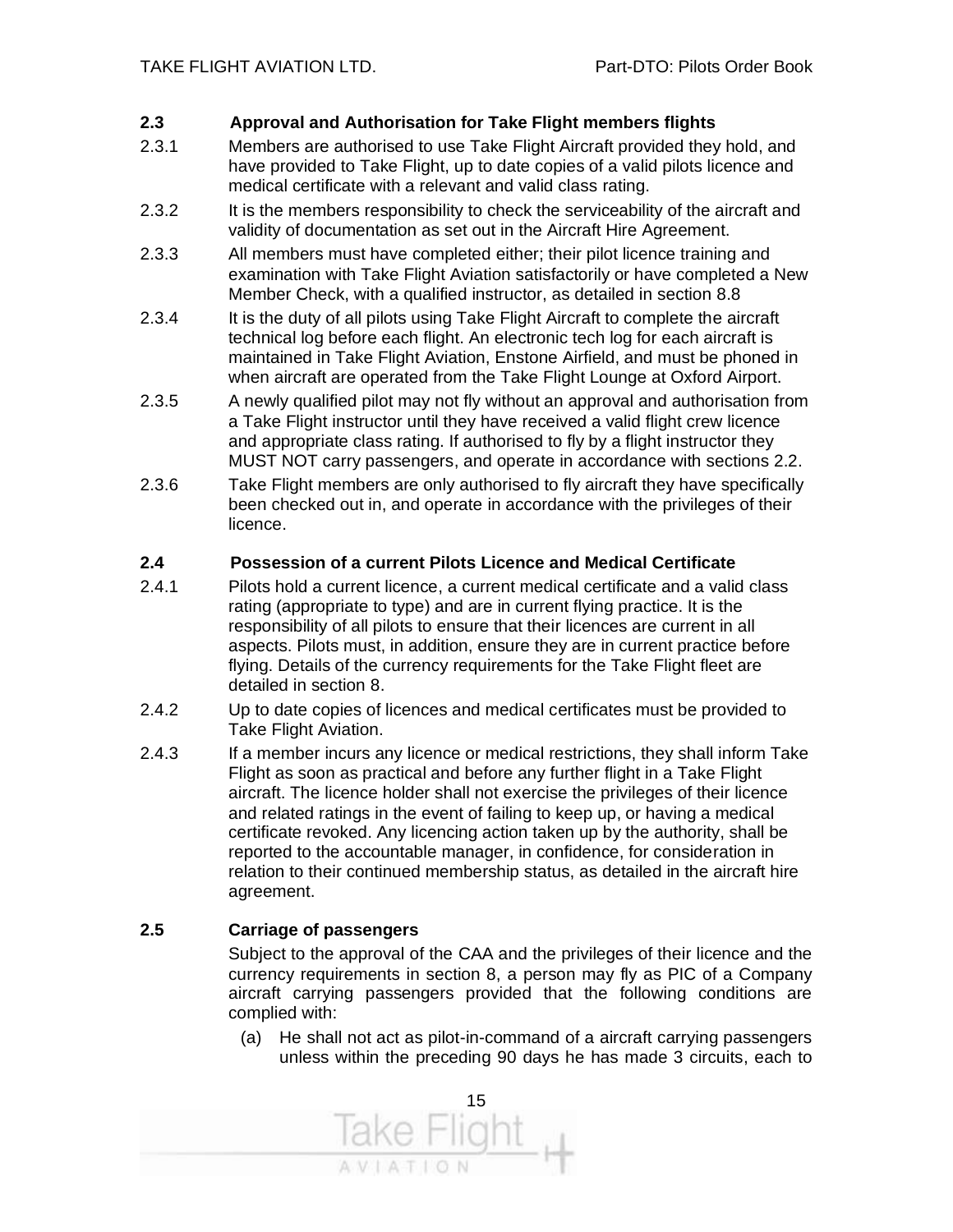### 2.3 Approval and Authorisation for Take Flight members flights

2.3.1 Members are authorised to use Take Flight Aircraft provided they hold, and have provided to Take Flight, up to date copies of a valid pilots licence and medical certificate with a relevant and valid class rating.

2.3.2 It is the members responsibility to check the serviceability of the aircraft and validity of documentation as set out in the Aircraft Hire Agreement.

2.3.3 All members must have completed either; their pilot licence training and examination with Take Flight Aviation satisfactorily or have completed a New Member Check, with a qualified instructor, as detailed in section 8.8

2.3.4 It is the duty of all pilots using Take Flight Aircraft to complete the aircraft technical log before each flight. An electronic tech log for each aircraft is maintained in Take Flight Aviation, Enstone Airfield, and must be phoned in when aircraft are operated from the Take Flight Lounge at Oxford Airport.

2.3.5 A newly qualified pilot may not fly without an approval and authorisation from a Take Flight instructor until they have received a valid flight crew licence and appropriate class rating. If authorised to fly by a flight instructor they MUST NOT carry passengers, and operate in accordance with sections 2.2.

2.3.6 Take Flight members are only authorised to fly aircraft they have specifically been checked out in, and operate in accordance with the privileges of their licence.

### 2.4 Possession of a current Pilots Licence and Medical Certificate

2.4.1 Pilots hold a current licence, a current medical certificate and a valid class rating (appropriate to type) and are in current flying practice. It is the responsibility of all pilots to ensure that their licences are current in all aspects. Pilots must, in addition, ensure they are in current practice before flying. Details of the currency requirements for the Take Flight fleet are detailed in section 8.

2.4.2 Up to date copies of licences and medical certificates must be provided to Take Flight Aviation.

2.4.3 If a member incurs any licence or medical restrictions, they shall inform Take Flight as soon as practical and before any further flight in a Take Flight aircraft. The licence holder shall not exercise the privileges of their licence and related ratings in the event of failing to keep up, or having a medical certificate revoked. Any licencing action taken up by the authority, shall be reported to the accountable manager, in confidence, for consideration in relation to their continued membership status, as detailed in the aircraft hire agreement.

### 2.5 Carriage of passengers

Subject to the approval of the CAA and the privileges of their licence and the currency requirements in section 8, a person may fly as PIC of a Company aircraft carrying passengers provided that the following conditions are complied with:

(a) He shall not act as pilot-in-command of a aircraft carrying passengers unless within the preceding 90 days he has made 3 circuits, each to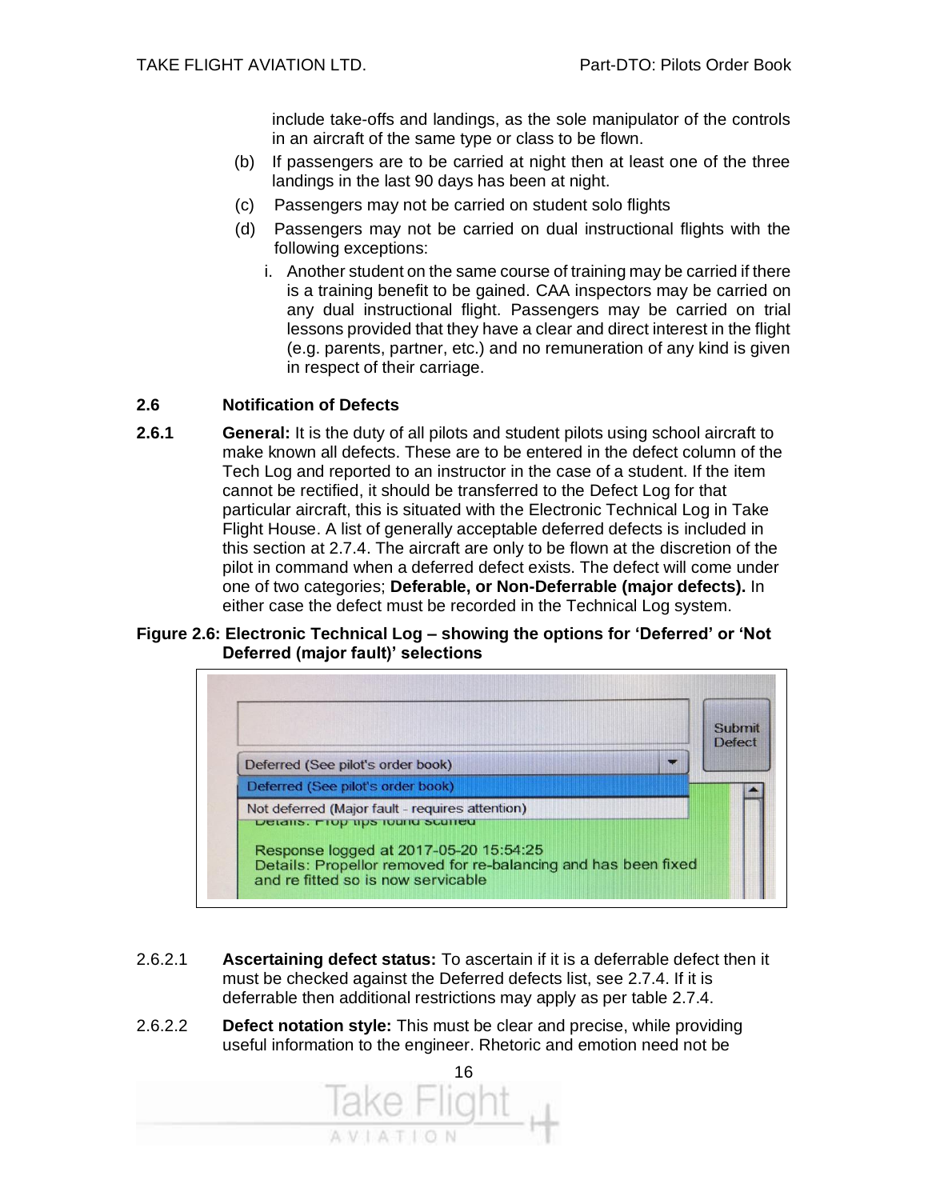include take-offs and landings, as the sole manipulator of the controls in an aircraft of the same type or class to be flown.

(b) If passengers are to be carried at night then at least one of the three landings in the last 90 days has been at night.

(c) Passengers may not be carried on student solo flights

(d) Passengers may not be carried on dual instructional flights with the following exceptions:

   i. Another student on the same course of training may be carried if there is a training benefit to be gained. CAA inspectors may be carried on any dual instructional flight. Passengers may be carried on trial lessons provided that they have a clear and direct interest in the flight (e.g. parents, partner, etc.) and no remuneration of any kind is given in respect of their carriage.

## 2.6 Notification of Defects

**2.6.1** **General:** It is the duty of all pilots and student pilots using school aircraft to make known all defects. These are to be entered in the defect column of the Tech Log and reported to an instructor in the case of a student. If the item cannot be rectified, it should be transferred to the Defect Log for that particular aircraft, this is situated with the Electronic Technical Log in Take Flight House. A list of generally acceptable deferred defects is included in this section at 2.7.4. The aircraft are only to be flown at the discretion of the pilot in command when a deferred defect exists. The defect will come under one of two categories; **Deferable, or Non-Deferrable (major defects).** In either case the defect must be recorded in the Technical Log system.

**Figure 2.6: Electronic Technical Log – showing the options for 'Deferred' or 'Not Deferred (major fault)' selections**

2.6.2.1 **Ascertaining defect status:** To ascertain if it is a deferrable defect then it must be checked against the Deferred defects list, see 2.7.4. If it is deferrable then additional restrictions may apply as per table 2.7.4.

2.6.2.2 **Defect notation style:** This must be clear and precise, while providing useful information to the engineer. Rhetoric and emotion need not be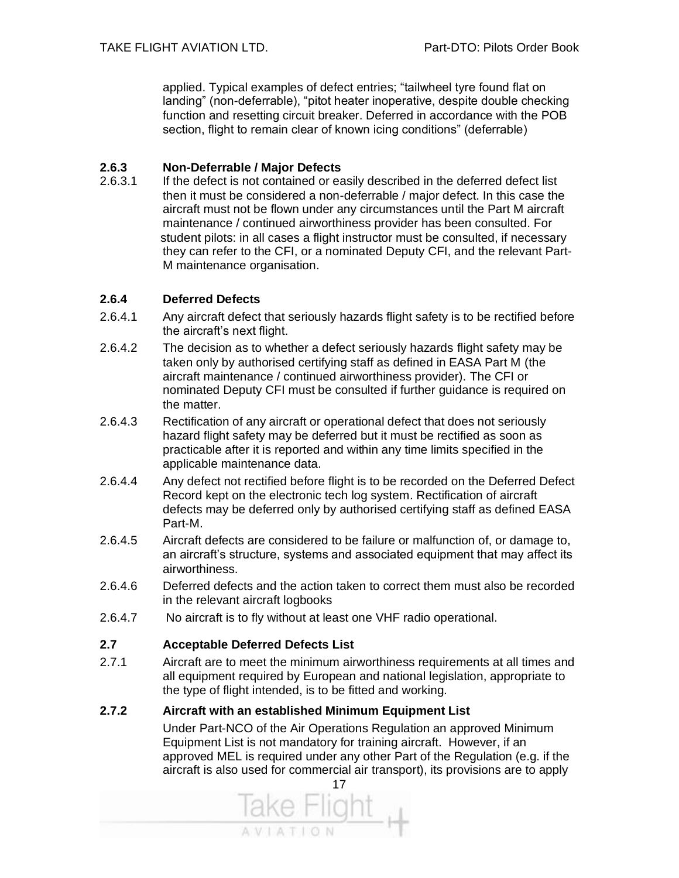applied. Typical examples of defect entries; “tailwheel tyre found flat on landing” (non-deferrable), “pitot heater inoperative, despite double checking function and resetting circuit breaker. Deferred in accordance with the POB section, flight to remain clear of known icing conditions” (deferrable)

### 2.6.3 Non-Deferrable / Major Defects

2.6.3.1 If the defect is not contained or easily described in the deferred defect list then it must be considered a non-deferrable / major defect. In this case the aircraft must not be flown under any circumstances until the Part M aircraft maintenance / continued airworthiness provider has been consulted. For student pilots: in all cases a flight instructor must be consulted, if necessary they can refer to the CFI, or a nominated Deputy CFI, and the relevant Part-M maintenance organisation.

### 2.6.4 Deferred Defects

2.6.4.1 Any aircraft defect that seriously hazards flight safety is to be rectified before the aircraft’s next flight.

2.6.4.2 The decision as to whether a defect seriously hazards flight safety may be taken only by authorised certifying staff as defined in EASA Part M (the aircraft maintenance / continued airworthiness provider). The CFI or nominated Deputy CFI must be consulted if further guidance is required on the matter.

2.6.4.3 Rectification of any aircraft or operational defect that does not seriously hazard flight safety may be deferred but it must be rectified as soon as practicable after it is reported and within any time limits specified in the applicable maintenance data.

2.6.4.4 Any defect not rectified before flight is to be recorded on the Deferred Defect Record kept on the electronic tech log system. Rectification of aircraft defects may be deferred only by authorised certifying staff as defined EASA Part-M.

2.6.4.5 Aircraft defects are considered to be failure or malfunction of, or damage to, an aircraft’s structure, systems and associated equipment that may affect its airworthiness.

2.6.4.6 Deferred defects and the action taken to correct them must also be recorded in the relevant aircraft logbooks

2.6.4.7 No aircraft is to fly without at least one VHF radio operational.

## 2.7 Acceptable Deferred Defects List

2.7.1 Aircraft are to meet the minimum airworthiness requirements at all times and all equipment required by European and national legislation, appropriate to the type of flight intended, is to be fitted and working.

### 2.7.2 Aircraft with an established Minimum Equipment List

Under Part-NCO of the Air Operations Regulation an approved Minimum Equipment List is not mandatory for training aircraft. However, if an approved MEL is required under any other Part of the Regulation (e.g. if the aircraft is also used for commercial air transport), its provisions are to apply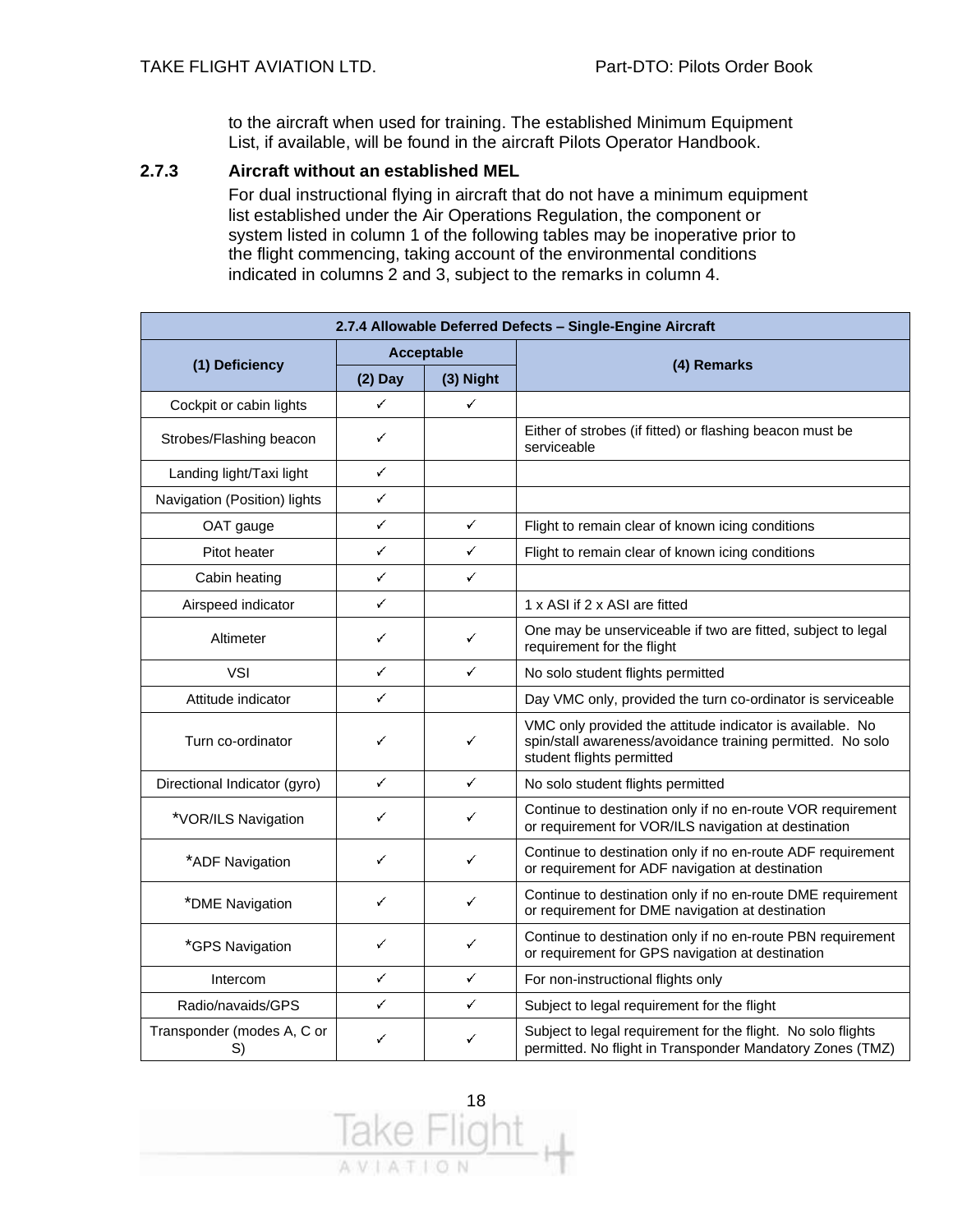to the aircraft when used for training. The established Minimum Equipment List, if available, will be found in the aircraft Pilots Operator Handbook.

### 2.7.3 Aircraft without an established MEL

For dual instructional flying in aircraft that do not have a minimum equipment list established under the Air Operations Regulation, the component or system listed in column 1 of the following tables may be inoperative prior to the flight commencing, taking account of the environmental conditions indicated in columns 2 and 3, subject to the remarks in column 4.

| 2.7.4 Allowable Deferred Defects – Single-Engine Aircraft | | | |
|---|---|---|---|
| (1) Deficiency | Acceptable | | (4) Remarks |
| | (2) Day | (3) Night | |
| Cockpit or cabin lights | ✓ | ✓ | |
| Strobes/Flashing beacon | ✓ | | Either of strobes (if fitted) or flashing beacon must be serviceable |
| Landing light/Taxi light | ✓ | | |
| Navigation (Position) lights | ✓ | | |
| OAT gauge | ✓ | ✓ | Flight to remain clear of known icing conditions |
| Pitot heater | ✓ | ✓ | Flight to remain clear of known icing conditions |
| Cabin heating | ✓ | ✓ | |
| Airspeed indicator | ✓ | | 1 x ASI if 2 x ASI are fitted |
| Altimeter | ✓ | ✓ | One may be unserviceable if two are fitted, subject to legal requirement for the flight |
| VSI | ✓ | ✓ | No solo student flights permitted |
| Attitude indicator | ✓ | | Day VMC only, provided the turn co-ordinator is serviceable |
| Turn co-ordinator | ✓ | ✓ | VMC only provided the attitude indicator is available. No spin/stall awareness/avoidance training permitted. No solo student flights permitted |
| Directional Indicator (gyro) | ✓ | ✓ | No solo student flights permitted |
| *VOR/ILS Navigation | ✓ | ✓ | Continue to destination only if no en-route VOR requirement or requirement for VOR/ILS navigation at destination |
| *ADF Navigation | ✓ | ✓ | Continue to destination only if no en-route ADF requirement or requirement for ADF navigation at destination |
| *DME Navigation | ✓ | ✓ | Continue to destination only if no en-route DME requirement or requirement for DME navigation at destination |
| *GPS Navigation | ✓ | ✓ | Continue to destination only if no en-route PBN requirement or requirement for GPS navigation at destination |
| Intercom | ✓ | ✓ | For non-instructional flights only |
| Radio/navaids/GPS | ✓ | ✓ | Subject to legal requirement for the flight |
| Transponder (modes A, C or S) | ✓ | ✓ | Subject to legal requirement for the flight. No solo flights permitted. No flight in Transponder Mandatory Zones (TMZ) |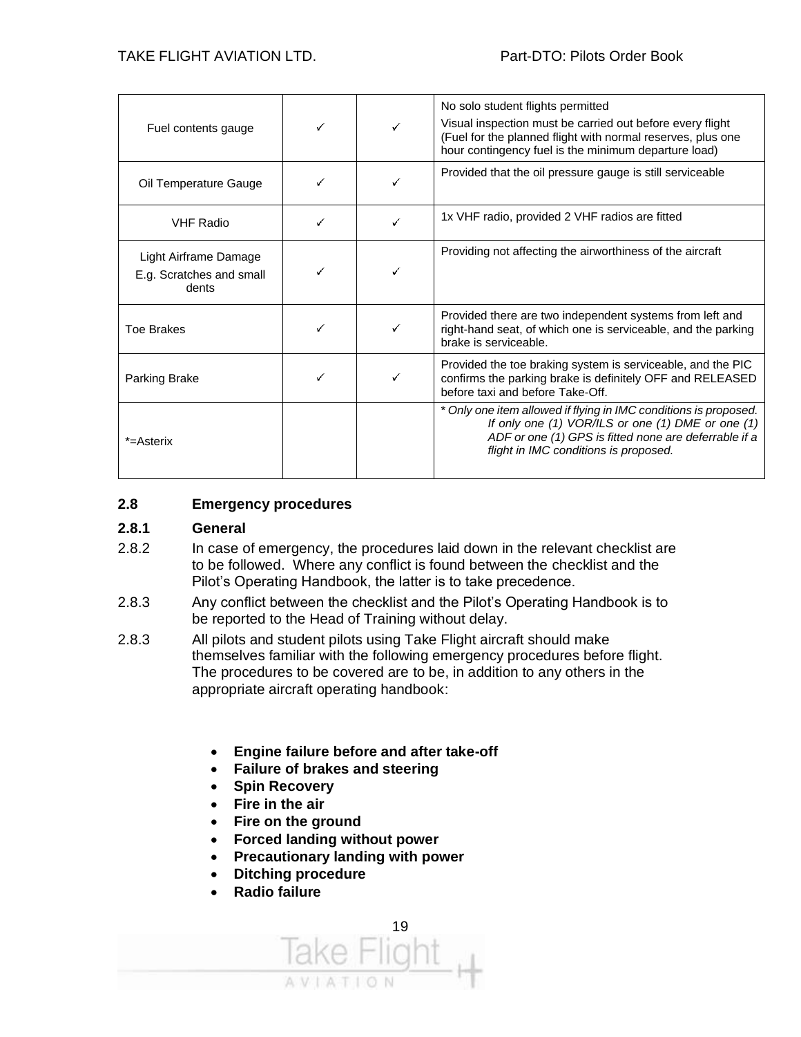| | | | |
|---|---|---|---|
| Fuel contents gauge | ✓ | ✓ | No solo student flights permitted<br>Visual inspection must be carried out before every flight (Fuel for the planned flight with normal reserves, plus one hour contingency fuel is the minimum departure load) |
| Oil Temperature Gauge | ✓ | ✓ | Provided that the oil pressure gauge is still serviceable |
| VHF Radio | ✓ | ✓ | 1x VHF radio, provided 2 VHF radios are fitted |
| Light Airframe Damage<br>E.g. Scratches and small dents | ✓ | ✓ | Providing not affecting the airworthiness of the aircraft |
| Toe Brakes | ✓ | ✓ | Provided there are two independent systems from left and right-hand seat, of which one is serviceable, and the parking brake is serviceable. |
| Parking Brake | ✓ | ✓ | Provided the toe braking system is serviceable, and the PIC confirms the parking brake is definitely OFF and RELEASED before taxi and before Take-Off. |
| *=Asterix | | | *\* Only one item allowed if flying in IMC conditions is proposed. If only one (1) VOR/ILS or one (1) DME or one (1) ADF or one (1) GPS is fitted none are deferrable if a flight in IMC conditions is proposed.* |

## 2.8 Emergency procedures

### 2.8.1 General

2.8.2 In case of emergency, the procedures laid down in the relevant checklist are to be followed. Where any conflict is found between the checklist and the Pilot's Operating Handbook, the latter is to take precedence.

2.8.3 Any conflict between the checklist and the Pilot's Operating Handbook is to be reported to the Head of Training without delay.

2.8.3 All pilots and student pilots using Take Flight aircraft should make themselves familiar with the following emergency procedures before flight. The procedures to be covered are to be, in addition to any others in the appropriate aircraft operating handbook:

- **Engine failure before and after take-off**
- **Failure of brakes and steering**
- **Spin Recovery**
- **Fire in the air**
- **Fire on the ground**
- **Forced landing without power**
- **Precautionary landing with power**
- **Ditching procedure**
- **Radio failure**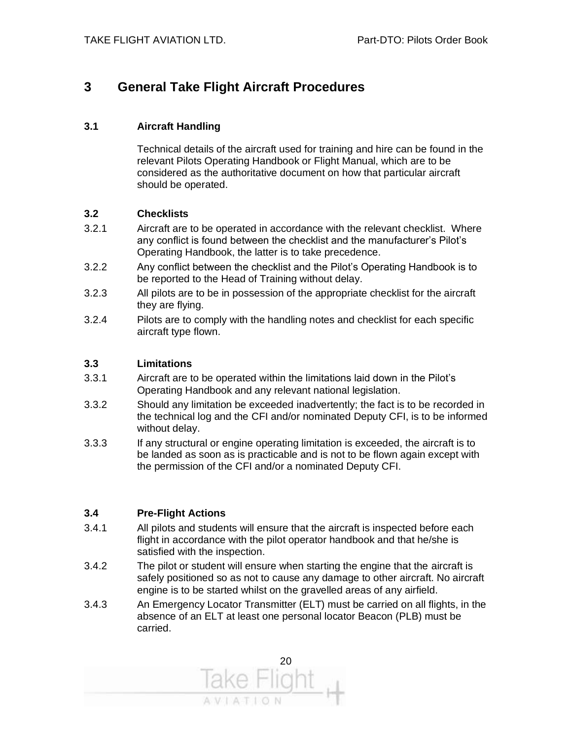# 3 General Take Flight Aircraft Procedures

### 3.1 Aircraft Handling

Technical details of the aircraft used for training and hire can be found in the relevant Pilots Operating Handbook or Flight Manual, which are to be considered as the authoritative document on how that particular aircraft should be operated.

### 3.2 Checklists

3.2.1 Aircraft are to be operated in accordance with the relevant checklist. Where any conflict is found between the checklist and the manufacturer's Pilot's Operating Handbook, the latter is to take precedence.

3.2.2 Any conflict between the checklist and the Pilot's Operating Handbook is to be reported to the Head of Training without delay.

3.2.3 All pilots are to be in possession of the appropriate checklist for the aircraft they are flying.

3.2.4 Pilots are to comply with the handling notes and checklist for each specific aircraft type flown.

### 3.3 Limitations

3.3.1 Aircraft are to be operated within the limitations laid down in the Pilot's Operating Handbook and any relevant national legislation.

3.3.2 Should any limitation be exceeded inadvertently; the fact is to be recorded in the technical log and the CFI and/or nominated Deputy CFI, is to be informed without delay.

3.3.3 If any structural or engine operating limitation is exceeded, the aircraft is to be landed as soon as is practicable and is not to be flown again except with the permission of the CFI and/or a nominated Deputy CFI.

### 3.4 Pre-Flight Actions

3.4.1 All pilots and students will ensure that the aircraft is inspected before each flight in accordance with the pilot operator handbook and that he/she is satisfied with the inspection.

3.4.2 The pilot or student will ensure when starting the engine that the aircraft is safely positioned so as not to cause any damage to other aircraft. No aircraft engine is to be started whilst on the gravelled areas of any airfield.

3.4.3 An Emergency Locator Transmitter (ELT) must be carried on all flights, in the absence of an ELT at least one personal locator Beacon (PLB) must be carried.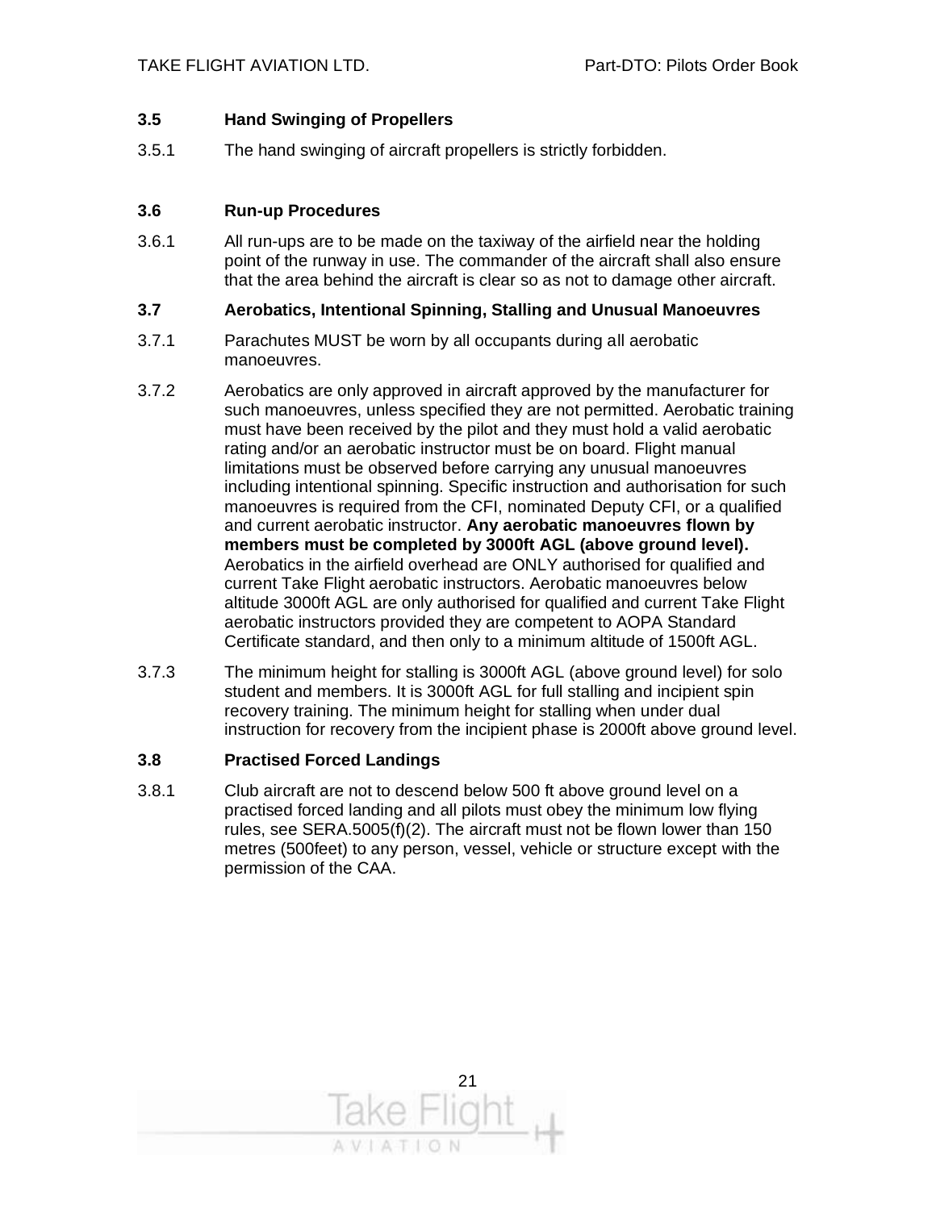### 3.5 Hand Swinging of Propellers

3.5.1 The hand swinging of aircraft propellers is strictly forbidden.

### 3.6 Run-up Procedures

3.6.1 All run-ups are to be made on the taxiway of the airfield near the holding point of the runway in use. The commander of the aircraft shall also ensure that the area behind the aircraft is clear so as not to damage other aircraft.

### 3.7 Aerobatics, Intentional Spinning, Stalling and Unusual Manoeuvres

3.7.1 Parachutes MUST be worn by all occupants during all aerobatic manoeuvres.

3.7.2 Aerobatics are only approved in aircraft approved by the manufacturer for such manoeuvres, unless specified they are not permitted. Aerobatic training must have been received by the pilot and they must hold a valid aerobatic rating and/or an aerobatic instructor must be on board. Flight manual limitations must be observed before carrying any unusual manoeuvres including intentional spinning. Specific instruction and authorisation for such manoeuvres is required from the CFI, nominated Deputy CFI, or a qualified and current aerobatic instructor. **Any aerobatic manoeuvres flown by members must be completed by 3000ft AGL (above ground level).** Aerobatics in the airfield overhead are ONLY authorised for qualified and current Take Flight aerobatic instructors. Aerobatic manoeuvres below altitude 3000ft AGL are only authorised for qualified and current Take Flight aerobatic instructors provided they are competent to AOPA Standard Certificate standard, and then only to a minimum altitude of 1500ft AGL.

3.7.3 The minimum height for stalling is 3000ft AGL (above ground level) for solo student and members. It is 3000ft AGL for full stalling and incipient spin recovery training. The minimum height for stalling when under dual instruction for recovery from the incipient phase is 2000ft above ground level.

### 3.8 Practised Forced Landings

3.8.1 Club aircraft are not to descend below 500 ft above ground level on a practised forced landing and all pilots must obey the minimum low flying rules, see SERA.5005(f)(2). The aircraft must not be flown lower than 150 metres (500feet) to any person, vessel, vehicle or structure except with the permission of the CAA.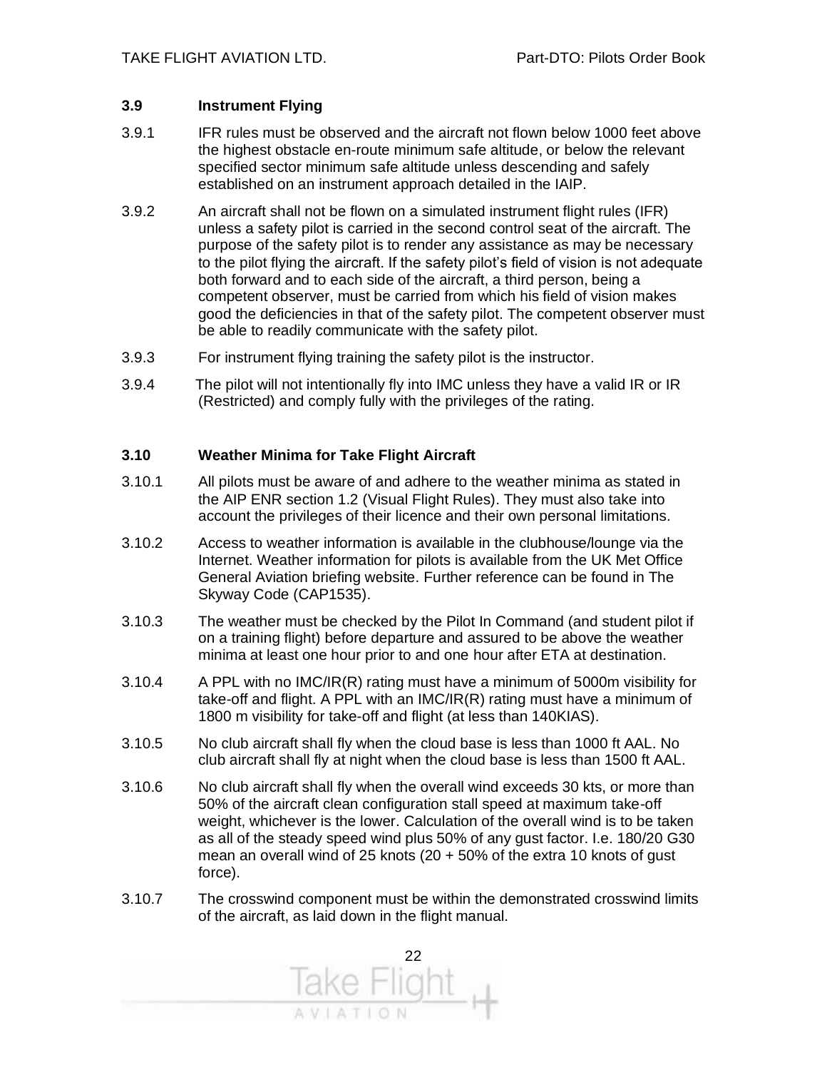### 3.9 Instrument Flying

3.9.1 IFR rules must be observed and the aircraft not flown below 1000 feet above the highest obstacle en-route minimum safe altitude, or below the relevant specified sector minimum safe altitude unless descending and safely established on an instrument approach detailed in the IAIP.

3.9.2 An aircraft shall not be flown on a simulated instrument flight rules (IFR) unless a safety pilot is carried in the second control seat of the aircraft. The purpose of the safety pilot is to render any assistance as may be necessary to the pilot flying the aircraft. If the safety pilot's field of vision is not adequate both forward and to each side of the aircraft, a third person, being a competent observer, must be carried from which his field of vision makes good the deficiencies in that of the safety pilot. The competent observer must be able to readily communicate with the safety pilot.

3.9.3 For instrument flying training the safety pilot is the instructor.

3.9.4 The pilot will not intentionally fly into IMC unless they have a valid IR or IR (Restricted) and comply fully with the privileges of the rating.

### 3.10 Weather Minima for Take Flight Aircraft

3.10.1 All pilots must be aware of and adhere to the weather minima as stated in the AIP ENR section 1.2 (Visual Flight Rules). They must also take into account the privileges of their licence and their own personal limitations.

3.10.2 Access to weather information is available in the clubhouse/lounge via the Internet. Weather information for pilots is available from the UK Met Office General Aviation briefing website. Further reference can be found in The Skyway Code (CAP1535).

3.10.3 The weather must be checked by the Pilot In Command (and student pilot if on a training flight) before departure and assured to be above the weather minima at least one hour prior to and one hour after ETA at destination.

3.10.4 A PPL with no IMC/IR(R) rating must have a minimum of 5000m visibility for take-off and flight. A PPL with an IMC/IR(R) rating must have a minimum of 1800 m visibility for take-off and flight (at less than 140KIAS).

3.10.5 No club aircraft shall fly when the cloud base is less than 1000 ft AAL. No club aircraft shall fly at night when the cloud base is less than 1500 ft AAL.

3.10.6 No club aircraft shall fly when the overall wind exceeds 30 kts, or more than 50% of the aircraft clean configuration stall speed at maximum take-off weight, whichever is the lower. Calculation of the overall wind is to be taken as all of the steady speed wind plus 50% of any gust factor. I.e. 180/20 G30 mean an overall wind of 25 knots (20 + 50% of the extra 10 knots of gust force).

3.10.7 The crosswind component must be within the demonstrated crosswind limits of the aircraft, as laid down in the flight manual.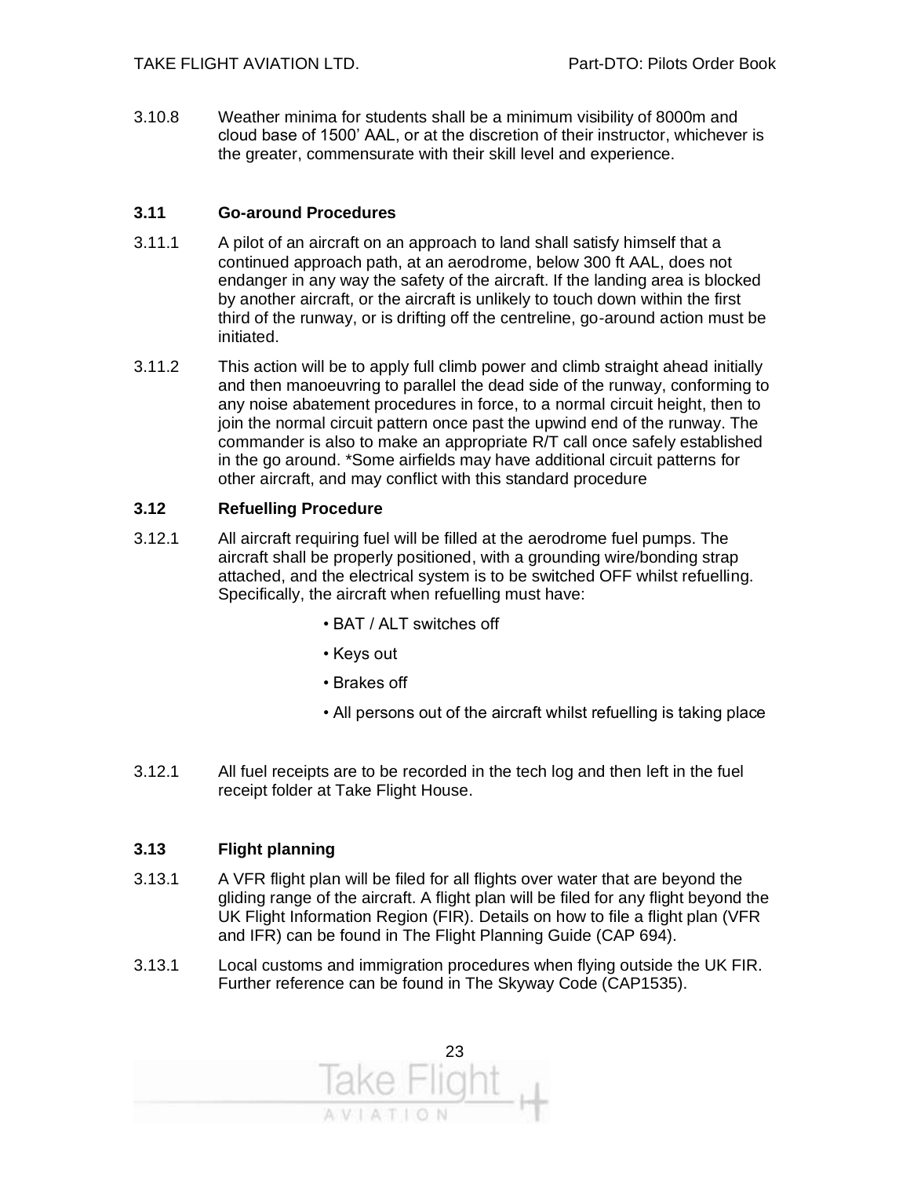3.10.8 Weather minima for students shall be a minimum visibility of 8000m and cloud base of 1500' AAL, or at the discretion of their instructor, whichever is the greater, commensurate with their skill level and experience.

### 3.11 Go-around Procedures

3.11.1 A pilot of an aircraft on an approach to land shall satisfy himself that a continued approach path, at an aerodrome, below 300 ft AAL, does not endanger in any way the safety of the aircraft. If the landing area is blocked by another aircraft, or the aircraft is unlikely to touch down within the first third of the runway, or is drifting off the centreline, go-around action must be initiated.

3.11.2 This action will be to apply full climb power and climb straight ahead initially and then manoeuvring to parallel the dead side of the runway, conforming to any noise abatement procedures in force, to a normal circuit height, then to join the normal circuit pattern once past the upwind end of the runway. The commander is also to make an appropriate R/T call once safely established in the go around. *Some airfields may have additional circuit patterns for other aircraft, and may conflict with this standard procedure

### 3.12 Refuelling Procedure

3.12.1 All aircraft requiring fuel will be filled at the aerodrome fuel pumps. The aircraft shall be properly positioned, with a grounding wire/bonding strap attached, and the electrical system is to be switched OFF whilst refuelling. Specifically, the aircraft when refuelling must have:

- BAT / ALT switches off
- Keys out
- Brakes off
- All persons out of the aircraft whilst refuelling is taking place

3.12.1 All fuel receipts are to be recorded in the tech log and then left in the fuel receipt folder at Take Flight House.

### 3.13 Flight planning

3.13.1 A VFR flight plan will be filed for all flights over water that are beyond the gliding range of the aircraft. A flight plan will be filed for any flight beyond the UK Flight Information Region (FIR). Details on how to file a flight plan (VFR and IFR) can be found in The Flight Planning Guide (CAP 694).

3.13.1 Local customs and immigration procedures when flying outside the UK FIR. Further reference can be found in The Skyway Code (CAP1535).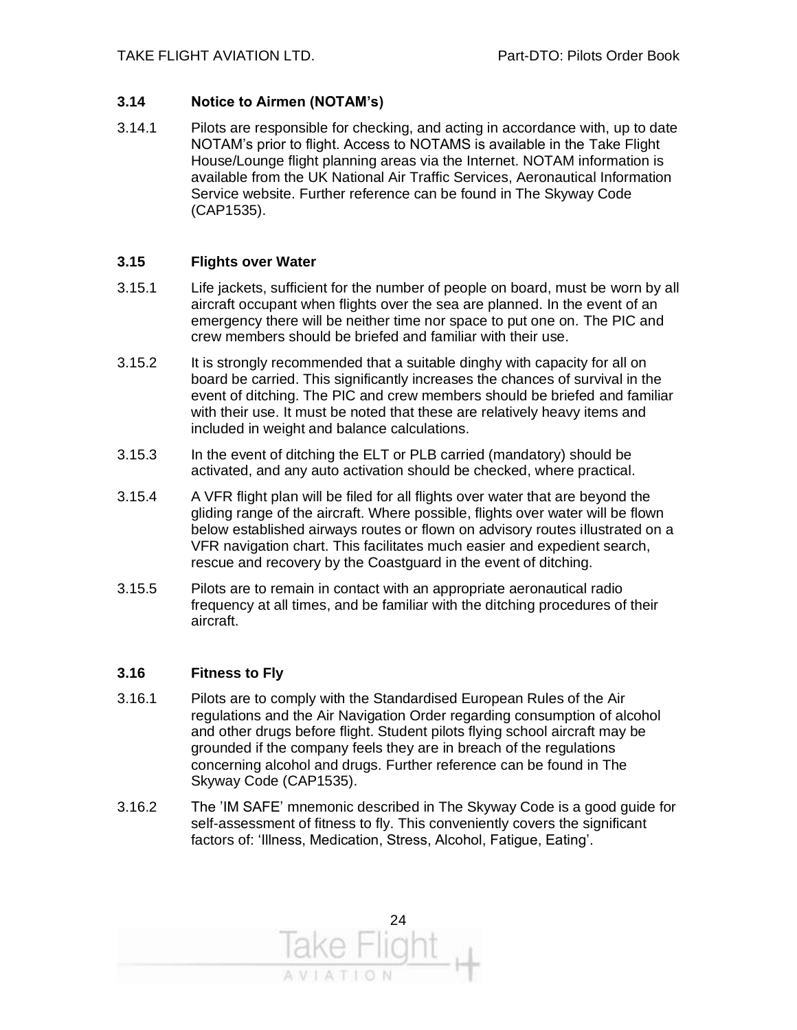### 3.14 Notice to Airmen (NOTAM's)

3.14.1 Pilots are responsible for checking, and acting in accordance with, up to date NOTAM's prior to flight. Access to NOTAMS is available in the Take Flight House/Lounge flight planning areas via the Internet. NOTAM information is available from the UK National Air Traffic Services, Aeronautical Information Service website. Further reference can be found in The Skyway Code (CAP1535).

### 3.15 Flights over Water

3.15.1 Life jackets, sufficient for the number of people on board, must be worn by all aircraft occupant when flights over the sea are planned. In the event of an emergency there will be neither time nor space to put one on. The PIC and crew members should be briefed and familiar with their use.

3.15.2 It is strongly recommended that a suitable dinghy with capacity for all on board be carried. This significantly increases the chances of survival in the event of ditching. The PIC and crew members should be briefed and familiar with their use. It must be noted that these are relatively heavy items and included in weight and balance calculations.

3.15.3 In the event of ditching the ELT or PLB carried (mandatory) should be activated, and any auto activation should be checked, where practical.

3.15.4 A VFR flight plan will be filed for all flights over water that are beyond the gliding range of the aircraft. Where possible, flights over water will be flown below established airways routes or flown on advisory routes illustrated on a VFR navigation chart. This facilitates much easier and expedient search, rescue and recovery by the Coastguard in the event of ditching.

3.15.5 Pilots are to remain in contact with an appropriate aeronautical radio frequency at all times, and be familiar with the ditching procedures of their aircraft.

### 3.16 Fitness to Fly

3.16.1 Pilots are to comply with the Standardised European Rules of the Air regulations and the Air Navigation Order regarding consumption of alcohol and other drugs before flight. Student pilots flying school aircraft may be grounded if the company feels they are in breach of the regulations concerning alcohol and drugs. Further reference can be found in The Skyway Code (CAP1535).

3.16.2 The 'IM SAFE' mnemonic described in The Skyway Code is a good guide for self-assessment of fitness to fly. This conveniently covers the significant factors of: 'Illness, Medication, Stress, Alcohol, Fatigue, Eating'.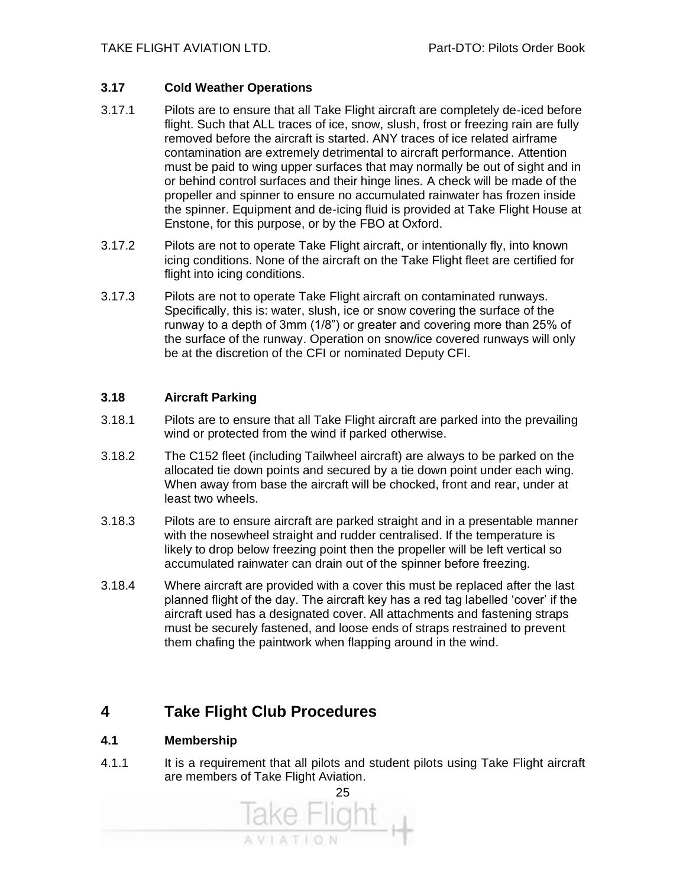### 3.17 Cold Weather Operations

3.17.1 Pilots are to ensure that all Take Flight aircraft are completely de-iced before flight. Such that ALL traces of ice, snow, slush, frost or freezing rain are fully removed before the aircraft is started. ANY traces of ice related airframe contamination are extremely detrimental to aircraft performance. Attention must be paid to wing upper surfaces that may normally be out of sight and in or behind control surfaces and their hinge lines. A check will be made of the propeller and spinner to ensure no accumulated rainwater has frozen inside the spinner. Equipment and de-icing fluid is provided at Take Flight House at Enstone, for this purpose, or by the FBO at Oxford.

3.17.2 Pilots are not to operate Take Flight aircraft, or intentionally fly, into known icing conditions. None of the aircraft on the Take Flight fleet are certified for flight into icing conditions.

3.17.3 Pilots are not to operate Take Flight aircraft on contaminated runways. Specifically, this is: water, slush, ice or snow covering the surface of the runway to a depth of 3mm (1/8") or greater and covering more than 25% of the surface of the runway. Operation on snow/ice covered runways will only be at the discretion of the CFI or nominated Deputy CFI.

### 3.18 Aircraft Parking

3.18.1 Pilots are to ensure that all Take Flight aircraft are parked into the prevailing wind or protected from the wind if parked otherwise.

3.18.2 The C152 fleet (including Tailwheel aircraft) are always to be parked on the allocated tie down points and secured by a tie down point under each wing. When away from base the aircraft will be chocked, front and rear, under at least two wheels.

3.18.3 Pilots are to ensure aircraft are parked straight and in a presentable manner with the nosewheel straight and rudder centralised. If the temperature is likely to drop below freezing point then the propeller will be left vertical so accumulated rainwater can drain out of the spinner before freezing.

3.18.4 Where aircraft are provided with a cover this must be replaced after the last planned flight of the day. The aircraft key has a red tag labelled 'cover' if the aircraft used has a designated cover. All attachments and fastening straps must be securely fastened, and loose ends of straps restrained to prevent them chafing the paintwork when flapping around in the wind.

## 4 Take Flight Club Procedures

### 4.1 Membership

4.1.1 It is a requirement that all pilots and student pilots using Take Flight aircraft are members of Take Flight Aviation.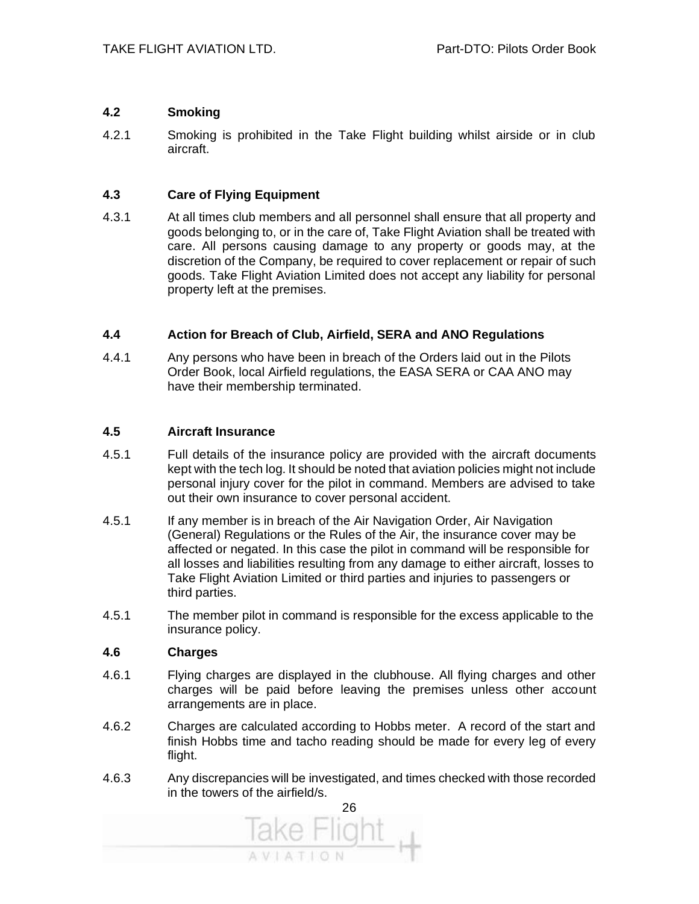### 4.2 Smoking

4.2.1 Smoking is prohibited in the Take Flight building whilst airside or in club aircraft.

### 4.3 Care of Flying Equipment

4.3.1 At all times club members and all personnel shall ensure that all property and goods belonging to, or in the care of, Take Flight Aviation shall be treated with care. All persons causing damage to any property or goods may, at the discretion of the Company, be required to cover replacement or repair of such goods. Take Flight Aviation Limited does not accept any liability for personal property left at the premises.

### 4.4 Action for Breach of Club, Airfield, SERA and ANO Regulations

4.4.1 Any persons who have been in breach of the Orders laid out in the Pilots Order Book, local Airfield regulations, the EASA SERA or CAA ANO may have their membership terminated.

### 4.5 Aircraft Insurance

4.5.1 Full details of the insurance policy are provided with the aircraft documents kept with the tech log. It should be noted that aviation policies might not include personal injury cover for the pilot in command. Members are advised to take out their own insurance to cover personal accident.

4.5.1 If any member is in breach of the Air Navigation Order, Air Navigation (General) Regulations or the Rules of the Air, the insurance cover may be affected or negated. In this case the pilot in command will be responsible for all losses and liabilities resulting from any damage to either aircraft, losses to Take Flight Aviation Limited or third parties and injuries to passengers or third parties.

4.5.1 The member pilot in command is responsible for the excess applicable to the insurance policy.

### 4.6 Charges

4.6.1 Flying charges are displayed in the clubhouse. All flying charges and other charges will be paid before leaving the premises unless other account arrangements are in place.

4.6.2 Charges are calculated according to Hobbs meter. A record of the start and finish Hobbs time and tacho reading should be made for every leg of every flight.

4.6.3 Any discrepancies will be investigated, and times checked with those recorded in the towers of the airfield/s.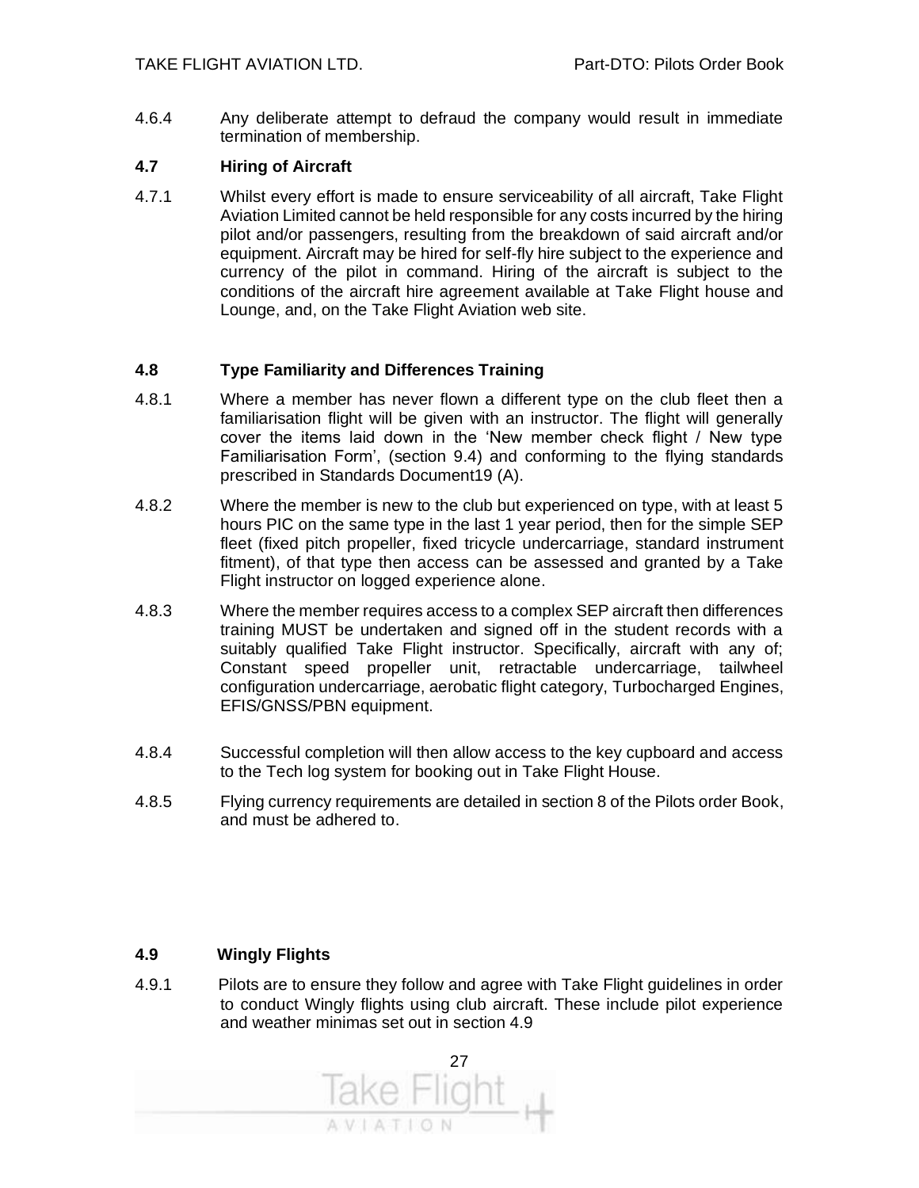4.6.4 Any deliberate attempt to defraud the company would result in immediate termination of membership.

### 4.7 Hiring of Aircraft

4.7.1 Whilst every effort is made to ensure serviceability of all aircraft, Take Flight Aviation Limited cannot be held responsible for any costs incurred by the hiring pilot and/or passengers, resulting from the breakdown of said aircraft and/or equipment. Aircraft may be hired for self-fly hire subject to the experience and currency of the pilot in command. Hiring of the aircraft is subject to the conditions of the aircraft hire agreement available at Take Flight house and Lounge, and, on the Take Flight Aviation web site.

### 4.8 Type Familiarity and Differences Training

4.8.1 Where a member has never flown a different type on the club fleet then a familiarisation flight will be given with an instructor. The flight will generally cover the items laid down in the 'New member check flight / New type Familiarisation Form', (section 9.4) and conforming to the flying standards prescribed in Standards Document19 (A).

4.8.2 Where the member is new to the club but experienced on type, with at least 5 hours PIC on the same type in the last 1 year period, then for the simple SEP fleet (fixed pitch propeller, fixed tricycle undercarriage, standard instrument fitment), of that type then access can be assessed and granted by a Take Flight instructor on logged experience alone.

4.8.3 Where the member requires access to a complex SEP aircraft then differences training MUST be undertaken and signed off in the student records with a suitably qualified Take Flight instructor. Specifically, aircraft with any of; Constant speed propeller unit, retractable undercarriage, tailwheel configuration undercarriage, aerobatic flight category, Turbocharged Engines, EFIS/GNSS/PBN equipment.

4.8.4 Successful completion will then allow access to the key cupboard and access to the Tech log system for booking out in Take Flight House.

4.8.5 Flying currency requirements are detailed in section 8 of the Pilots order Book, and must be adhered to.

### 4.9 Wingly Flights

4.9.1 Pilots are to ensure they follow and agree with Take Flight guidelines in order to conduct Wingly flights using club aircraft. These include pilot experience and weather minimas set out in section 4.9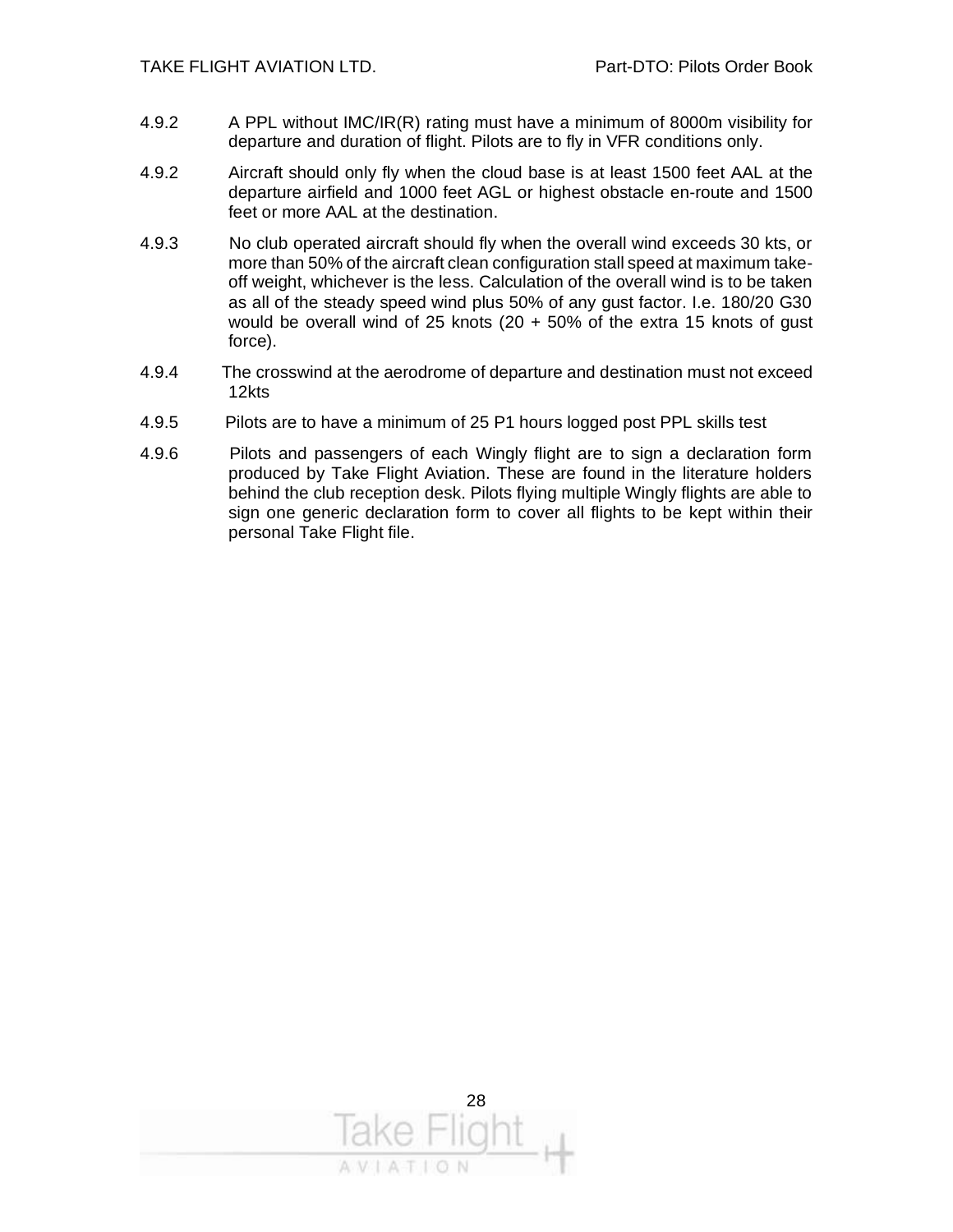4.9.2 A PPL without IMC/IR(R) rating must have a minimum of 8000m visibility for departure and duration of flight. Pilots are to fly in VFR conditions only.

4.9.2 Aircraft should only fly when the cloud base is at least 1500 feet AAL at the departure airfield and 1000 feet AGL or highest obstacle en-route and 1500 feet or more AAL at the destination.

4.9.3 No club operated aircraft should fly when the overall wind exceeds 30 kts, or more than 50% of the aircraft clean configuration stall speed at maximum take-off weight, whichever is the less. Calculation of the overall wind is to be taken as all of the steady speed wind plus 50% of any gust factor. I.e. 180/20 G30 would be overall wind of 25 knots (20 + 50% of the extra 15 knots of gust force).

4.9.4 The crosswind at the aerodrome of departure and destination must not exceed 12kts

4.9.5 Pilots are to have a minimum of 25 P1 hours logged post PPL skills test

4.9.6 Pilots and passengers of each Wingly flight are to sign a declaration form produced by Take Flight Aviation. These are found in the literature holders behind the club reception desk. Pilots flying multiple Wingly flights are able to sign one generic declaration form to cover all flights to be kept within their personal Take Flight file.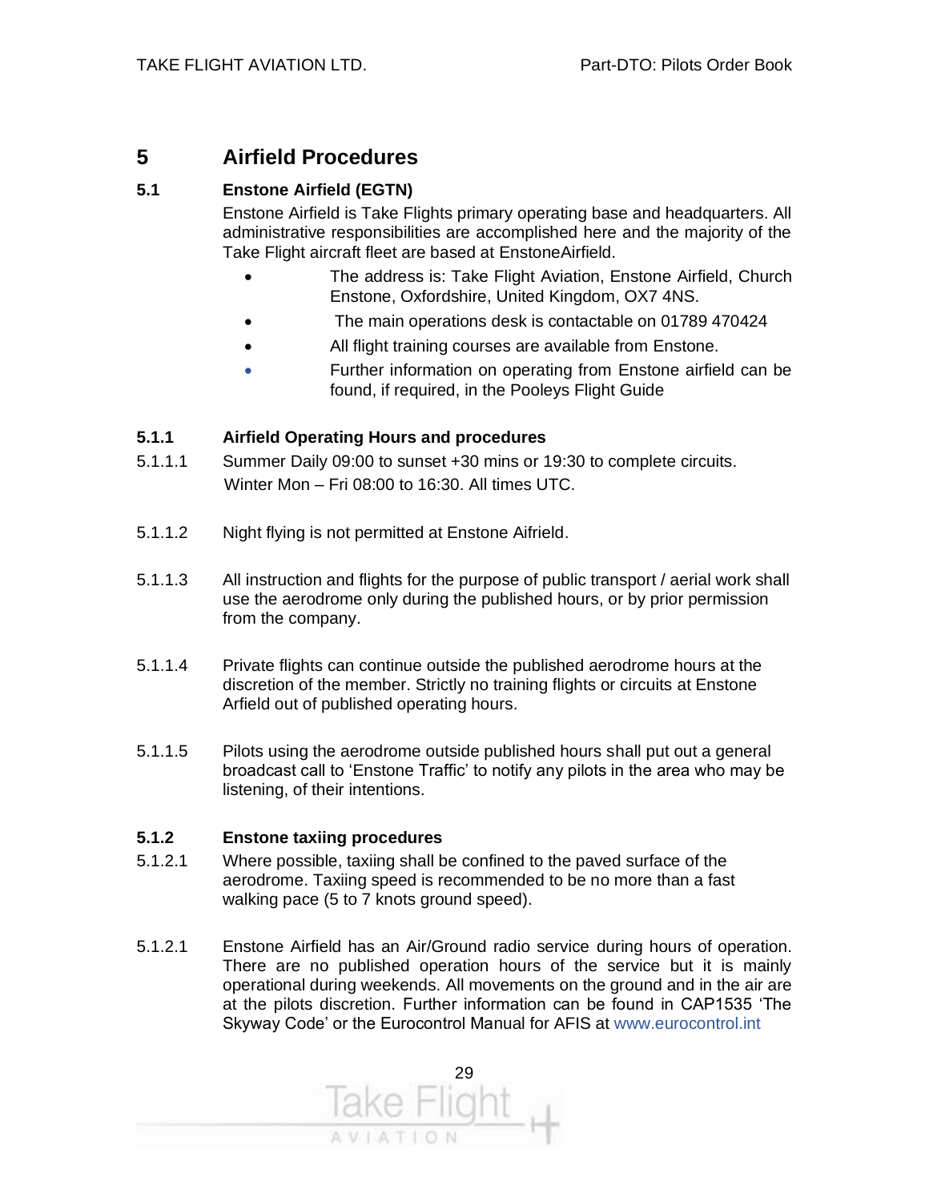# 5 Airfield Procedures

## 5.1 Enstone Airfield (EGTN)

Enstone Airfield is Take Flights primary operating base and headquarters. All administrative responsibilities are accomplished here and the majority of the Take Flight aircraft fleet are based at EnstoneAirfield.

- The address is: Take Flight Aviation, Enstone Airfield, Church Enstone, Oxfordshire, United Kingdom, OX7 4NS.
- The main operations desk is contactable on 01789 470424
- All flight training courses are available from Enstone.
- Further information on operating from Enstone airfield can be found, if required, in the Pooleys Flight Guide

### 5.1.1 Airfield Operating Hours and procedures

5.1.1.1 Summer Daily 09:00 to sunset +30 mins or 19:30 to complete circuits. Winter Mon – Fri 08:00 to 16:30. All times UTC.

5.1.1.2 Night flying is not permitted at Enstone Aifrield.

5.1.1.3 All instruction and flights for the purpose of public transport / aerial work shall use the aerodrome only during the published hours, or by prior permission from the company.

5.1.1.4 Private flights can continue outside the published aerodrome hours at the discretion of the member. Strictly no training flights or circuits at Enstone Arfield out of published operating hours.

5.1.1.5 Pilots using the aerodrome outside published hours shall put out a general broadcast call to 'Enstone Traffic' to notify any pilots in the area who may be listening, of their intentions.

### 5.1.2 Enstone taxiing procedures

5.1.2.1 Where possible, taxiing shall be confined to the paved surface of the aerodrome. Taxiing speed is recommended to be no more than a fast walking pace (5 to 7 knots ground speed).

5.1.2.1 Enstone Airfield has an Air/Ground radio service during hours of operation. There are no published operation hours of the service but it is mainly operational during weekends. All movements on the ground and in the air are at the pilots discretion. Further information can be found in CAP1535 'The Skyway Code' or the Eurocontrol Manual for AFIS at www.eurocontrol.int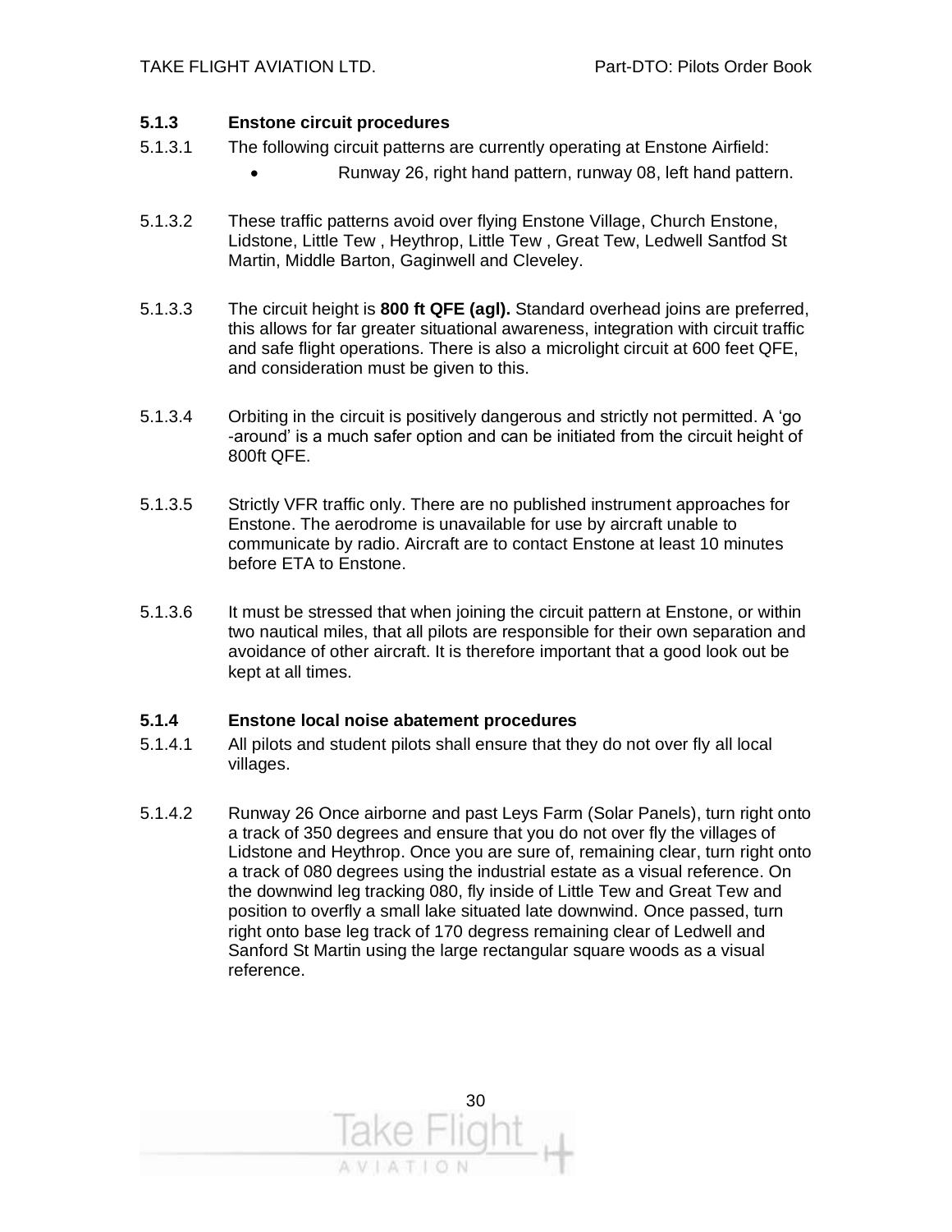### 5.1.3 Enstone circuit procedures

5.1.3.1 The following circuit patterns are currently operating at Enstone Airfield:

- Runway 26, right hand pattern, runway 08, left hand pattern.

5.1.3.2 These traffic patterns avoid over flying Enstone Village, Church Enstone, Lidstone, Little Tew , Heythrop, Little Tew , Great Tew, Ledwell Santfod St Martin, Middle Barton, Gaginwell and Cleveley.

5.1.3.3 The circuit height is **800 ft QFE (agl).** Standard overhead joins are preferred, this allows for far greater situational awareness, integration with circuit traffic and safe flight operations. There is also a microlight circuit at 600 feet QFE, and consideration must be given to this.

5.1.3.4 Orbiting in the circuit is positively dangerous and strictly not permitted. A 'go -around' is a much safer option and can be initiated from the circuit height of 800ft QFE.

5.1.3.5 Strictly VFR traffic only. There are no published instrument approaches for Enstone. The aerodrome is unavailable for use by aircraft unable to communicate by radio. Aircraft are to contact Enstone at least 10 minutes before ETA to Enstone.

5.1.3.6 It must be stressed that when joining the circuit pattern at Enstone, or within two nautical miles, that all pilots are responsible for their own separation and avoidance of other aircraft. It is therefore important that a good look out be kept at all times.

### 5.1.4 Enstone local noise abatement procedures

5.1.4.1 All pilots and student pilots shall ensure that they do not over fly all local villages.

5.1.4.2 Runway 26 Once airborne and past Leys Farm (Solar Panels), turn right onto a track of 350 degrees and ensure that you do not over fly the villages of Lidstone and Heythrop. Once you are sure of, remaining clear, turn right onto a track of 080 degrees using the industrial estate as a visual reference. On the downwind leg tracking 080, fly inside of Little Tew and Great Tew and position to overfly a small lake situated late downwind. Once passed, turn right onto base leg track of 170 degress remaining clear of Ledwell and Sanford St Martin using the large rectangular square woods as a visual reference.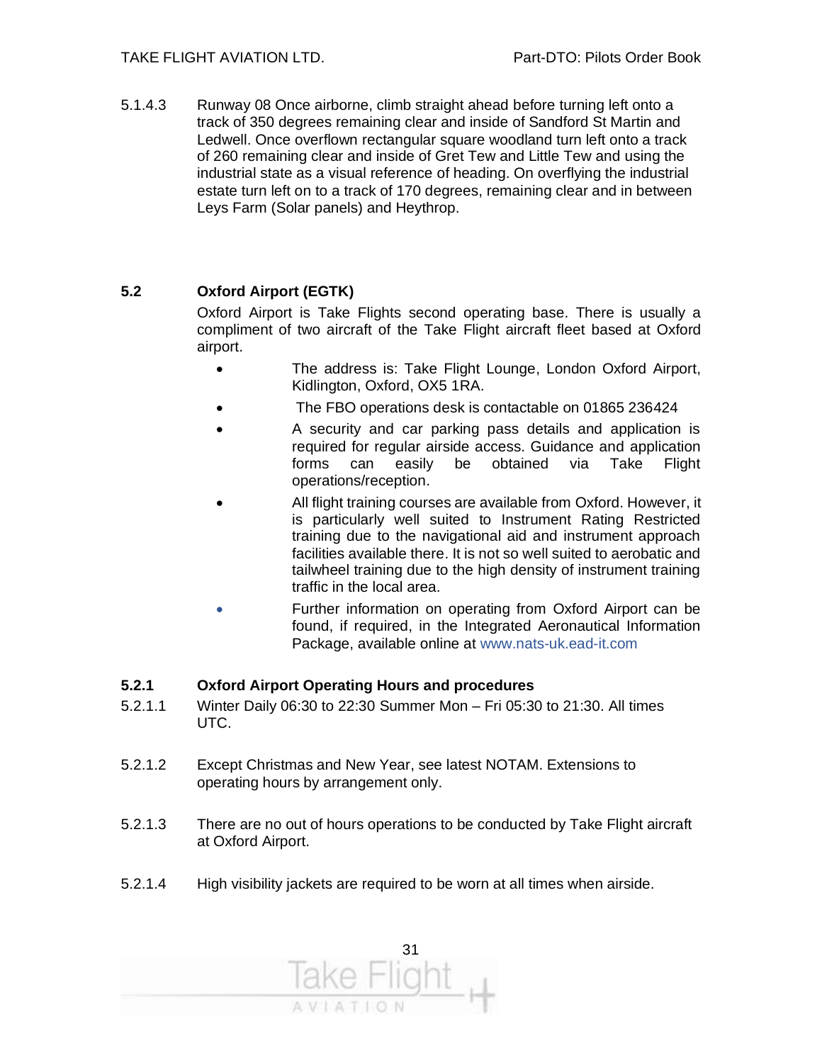5.1.4.3 Runway 08 Once airborne, climb straight ahead before turning left onto a track of 350 degrees remaining clear and inside of Sandford St Martin and Ledwell. Once overflown rectangular square woodland turn left onto a track of 260 remaining clear and inside of Gret Tew and Little Tew and using the industrial state as a visual reference of heading. On overflying the industrial estate turn left on to a track of 170 degrees, remaining clear and in between Leys Farm (Solar panels) and Heythrop.

## 5.2 Oxford Airport (EGTK)

Oxford Airport is Take Flights second operating base. There is usually a compliment of two aircraft of the Take Flight aircraft fleet based at Oxford airport.

- The address is: Take Flight Lounge, London Oxford Airport, Kidlington, Oxford, OX5 1RA.
- The FBO operations desk is contactable on 01865 236424
- A security and car parking pass details and application is required for regular airside access. Guidance and application forms can easily be obtained via Take Flight operations/reception.
- All flight training courses are available from Oxford. However, it is particularly well suited to Instrument Rating Restricted training due to the navigational aid and instrument approach facilities available there. It is not so well suited to aerobatic and tailwheel training due to the high density of instrument training traffic in the local area.
- Further information on operating from Oxford Airport can be found, if required, in the Integrated Aeronautical Information Package, available online at www.nats-uk.ead-it.com

### 5.2.1 Oxford Airport Operating Hours and procedures

5.2.1.1 Winter Daily 06:30 to 22:30 Summer Mon – Fri 05:30 to 21:30. All times UTC.

5.2.1.2 Except Christmas and New Year, see latest NOTAM. Extensions to operating hours by arrangement only.

5.2.1.3 There are no out of hours operations to be conducted by Take Flight aircraft at Oxford Airport.

5.2.1.4 High visibility jackets are required to be worn at all times when airside.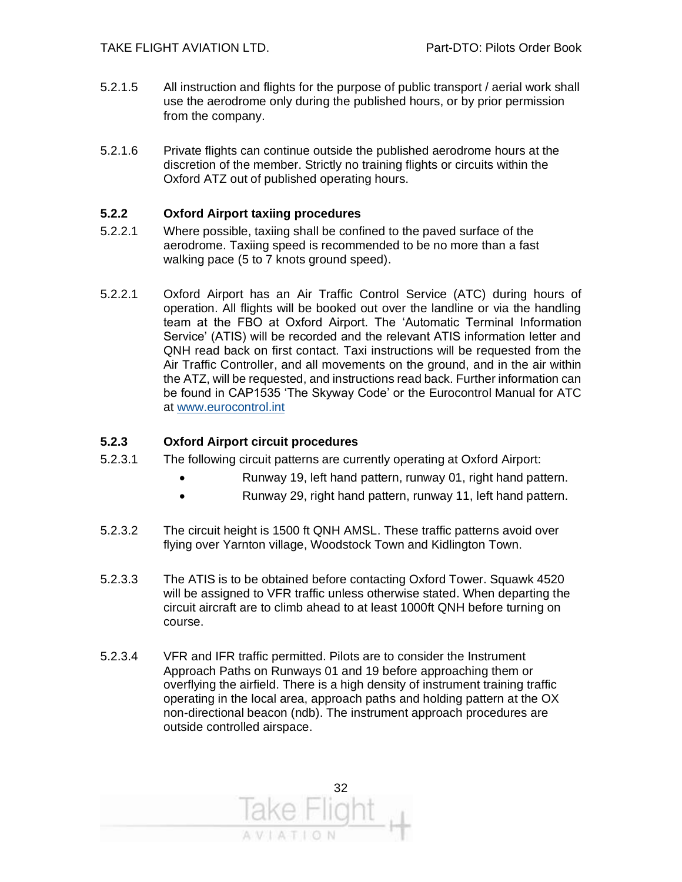5.2.1.5 All instruction and flights for the purpose of public transport / aerial work shall use the aerodrome only during the published hours, or by prior permission from the company.

5.2.1.6 Private flights can continue outside the published aerodrome hours at the discretion of the member. Strictly no training flights or circuits within the Oxford ATZ out of published operating hours.

### 5.2.2 Oxford Airport taxiing procedures

5.2.2.1 Where possible, taxiing shall be confined to the paved surface of the aerodrome. Taxiing speed is recommended to be no more than a fast walking pace (5 to 7 knots ground speed).

5.2.2.1 Oxford Airport has an Air Traffic Control Service (ATC) during hours of operation. All flights will be booked out over the landline or via the handling team at the FBO at Oxford Airport. The 'Automatic Terminal Information Service' (ATIS) will be recorded and the relevant ATIS information letter and QNH read back on first contact. Taxi instructions will be requested from the Air Traffic Controller, and all movements on the ground, and in the air within the ATZ, will be requested, and instructions read back. Further information can be found in CAP1535 'The Skyway Code' or the Eurocontrol Manual for ATC at [www.eurocontrol.int](http://www.eurocontrol.int)

### 5.2.3 Oxford Airport circuit procedures

5.2.3.1 The following circuit patterns are currently operating at Oxford Airport:

- Runway 19, left hand pattern, runway 01, right hand pattern.
- Runway 29, right hand pattern, runway 11, left hand pattern.

5.2.3.2 The circuit height is 1500 ft QNH AMSL. These traffic patterns avoid over flying over Yarnton village, Woodstock Town and Kidlington Town.

5.2.3.3 The ATIS is to be obtained before contacting Oxford Tower. Squawk 4520 will be assigned to VFR traffic unless otherwise stated. When departing the circuit aircraft are to climb ahead to at least 1000ft QNH before turning on course.

5.2.3.4 VFR and IFR traffic permitted. Pilots are to consider the Instrument Approach Paths on Runways 01 and 19 before approaching them or overflying the airfield. There is a high density of instrument training traffic operating in the local area, approach paths and holding pattern at the OX non-directional beacon (ndb). The instrument approach procedures are outside controlled airspace.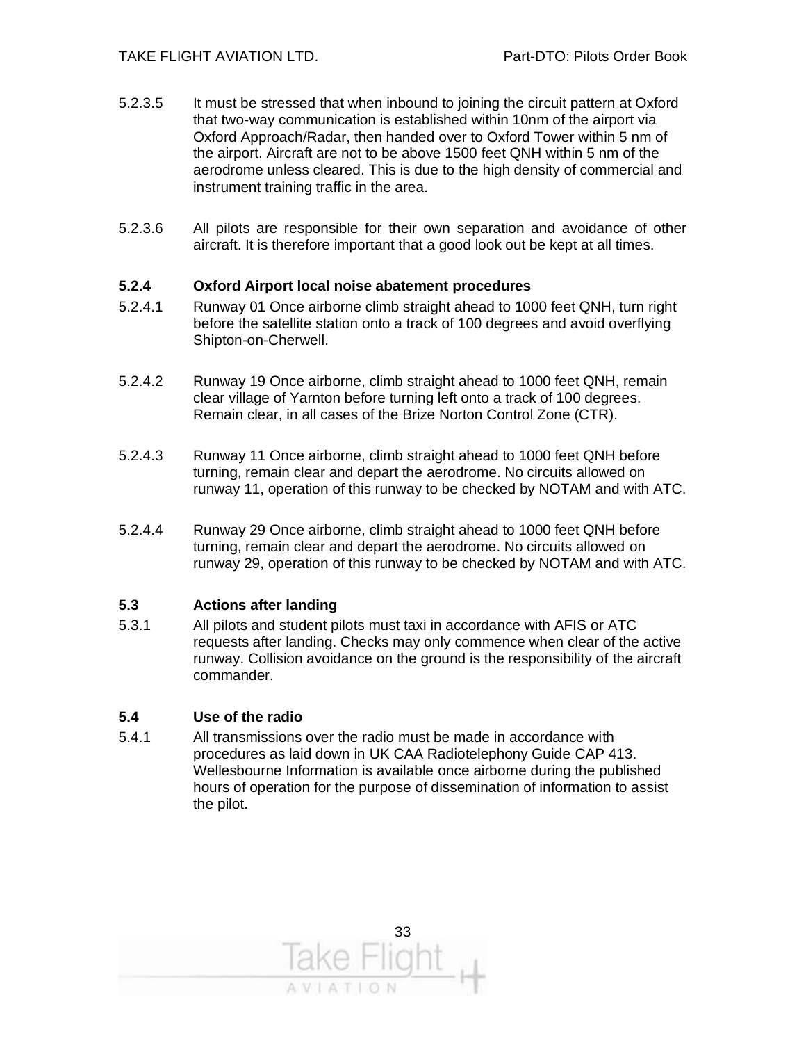5.2.3.5 It must be stressed that when inbound to joining the circuit pattern at Oxford that two-way communication is established within 10nm of the airport via Oxford Approach/Radar, then handed over to Oxford Tower within 5 nm of the airport. Aircraft are not to be above 1500 feet QNH within 5 nm of the aerodrome unless cleared. This is due to the high density of commercial and instrument training traffic in the area.

5.2.3.6 All pilots are responsible for their own separation and avoidance of other aircraft. It is therefore important that a good look out be kept at all times.

### 5.2.4 Oxford Airport local noise abatement procedures

5.2.4.1 Runway 01 Once airborne climb straight ahead to 1000 feet QNH, turn right before the satellite station onto a track of 100 degrees and avoid overflying Shipton-on-Cherwell.

5.2.4.2 Runway 19 Once airborne, climb straight ahead to 1000 feet QNH, remain clear village of Yarnton before turning left onto a track of 100 degrees. Remain clear, in all cases of the Brize Norton Control Zone (CTR).

5.2.4.3 Runway 11 Once airborne, climb straight ahead to 1000 feet QNH before turning, remain clear and depart the aerodrome. No circuits allowed on runway 11, operation of this runway to be checked by NOTAM and with ATC.

5.2.4.4 Runway 29 Once airborne, climb straight ahead to 1000 feet QNH before turning, remain clear and depart the aerodrome. No circuits allowed on runway 29, operation of this runway to be checked by NOTAM and with ATC.

## 5.3 Actions after landing

5.3.1 All pilots and student pilots must taxi in accordance with AFIS or ATC requests after landing. Checks may only commence when clear of the active runway. Collision avoidance on the ground is the responsibility of the aircraft commander.

## 5.4 Use of the radio

5.4.1 All transmissions over the radio must be made in accordance with procedures as laid down in UK CAA Radiotelephony Guide CAP 413. Wellesbourne Information is available once airborne during the published hours of operation for the purpose of dissemination of information to assist the pilot.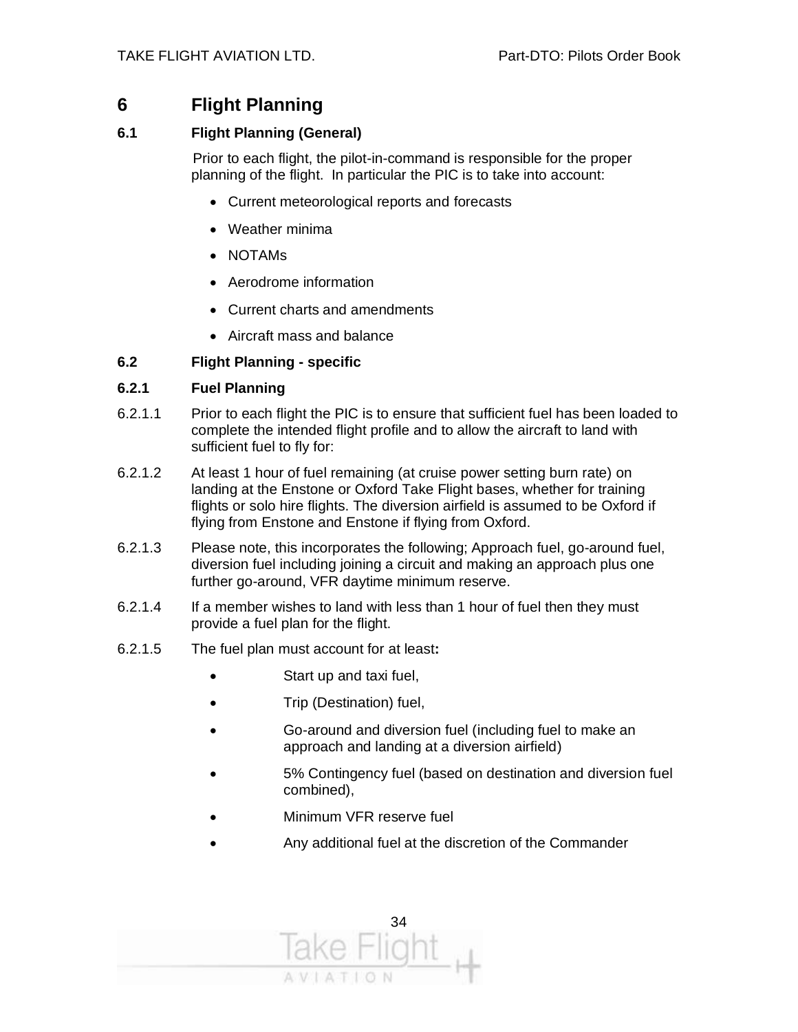# 6 Flight Planning

## 6.1 Flight Planning (General)

Prior to each flight, the pilot-in-command is responsible for the proper planning of the flight. In particular the PIC is to take into account:

- Current meteorological reports and forecasts
- Weather minima
- NOTAMs
- Aerodrome information
- Current charts and amendments
- Aircraft mass and balance

## 6.2 Flight Planning - specific

### 6.2.1 Fuel Planning

6.2.1.1 Prior to each flight the PIC is to ensure that sufficient fuel has been loaded to complete the intended flight profile and to allow the aircraft to land with sufficient fuel to fly for:

6.2.1.2 At least 1 hour of fuel remaining (at cruise power setting burn rate) on landing at the Enstone or Oxford Take Flight bases, whether for training flights or solo hire flights. The diversion airfield is assumed to be Oxford if flying from Enstone and Enstone if flying from Oxford.

6.2.1.3 Please note, this incorporates the following; Approach fuel, go-around fuel, diversion fuel including joining a circuit and making an approach plus one further go-around, VFR daytime minimum reserve.

6.2.1.4 If a member wishes to land with less than 1 hour of fuel then they must provide a fuel plan for the flight.

6.2.1.5 The fuel plan must account for at least**:**

- Start up and taxi fuel,
- Trip (Destination) fuel,
- Go-around and diversion fuel (including fuel to make an approach and landing at a diversion airfield)
- 5% Contingency fuel (based on destination and diversion fuel combined),
- Minimum VFR reserve fuel
- Any additional fuel at the discretion of the Commander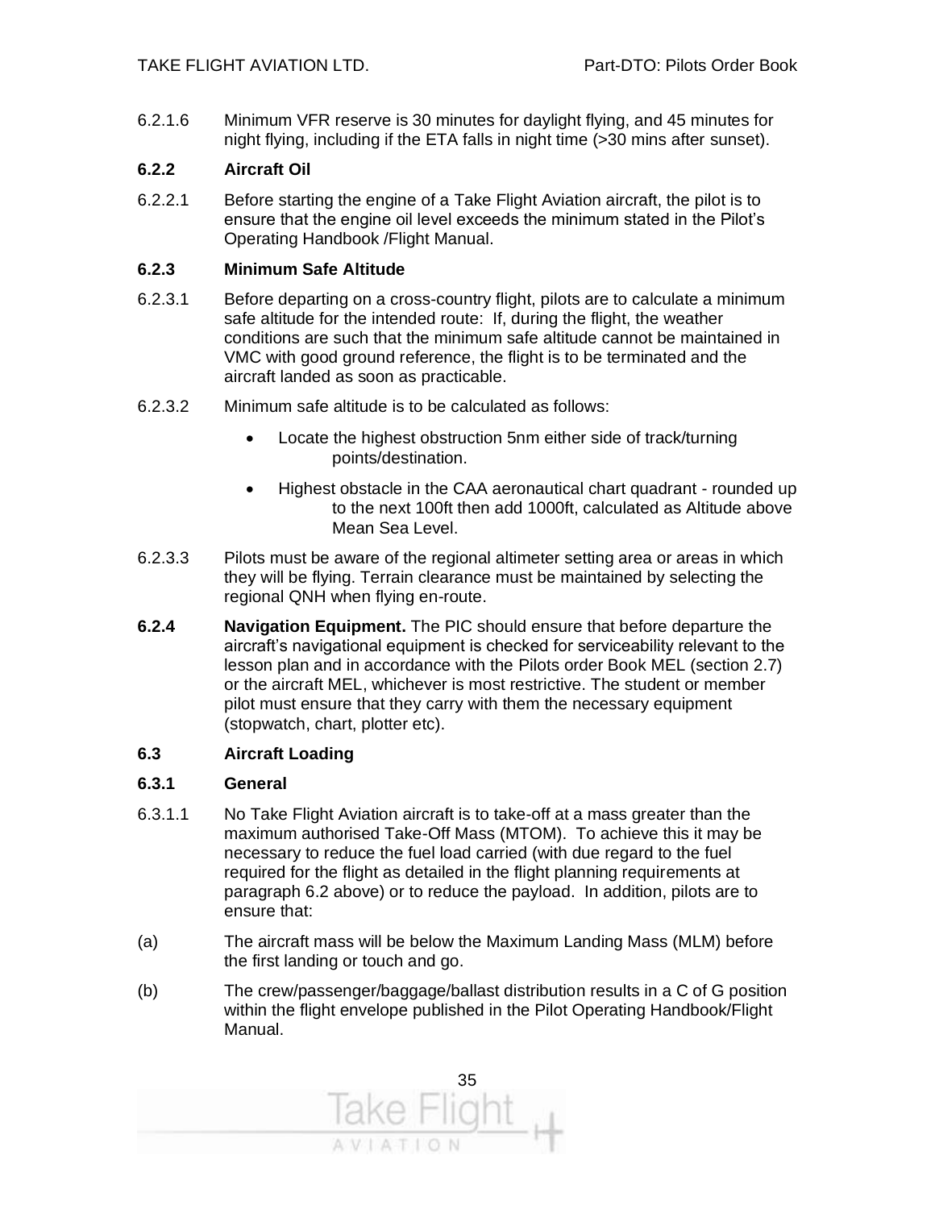6.2.1.6 Minimum VFR reserve is 30 minutes for daylight flying, and 45 minutes for night flying, including if the ETA falls in night time (>30 mins after sunset).

### 6.2.2 Aircraft Oil

6.2.2.1 Before starting the engine of a Take Flight Aviation aircraft, the pilot is to ensure that the engine oil level exceeds the minimum stated in the Pilot's Operating Handbook /Flight Manual.

### 6.2.3 Minimum Safe Altitude

6.2.3.1 Before departing on a cross-country flight, pilots are to calculate a minimum safe altitude for the intended route: If, during the flight, the weather conditions are such that the minimum safe altitude cannot be maintained in VMC with good ground reference, the flight is to be terminated and the aircraft landed as soon as practicable.

6.2.3.2 Minimum safe altitude is to be calculated as follows:

- Locate the highest obstruction 5nm either side of track/turning points/destination.
- Highest obstacle in the CAA aeronautical chart quadrant - rounded up to the next 100ft then add 1000ft, calculated as Altitude above Mean Sea Level.

6.2.3.3 Pilots must be aware of the regional altimeter setting area or areas in which they will be flying. Terrain clearance must be maintained by selecting the regional QNH when flying en-route.

**6.2.4 Navigation Equipment.** The PIC should ensure that before departure the aircraft's navigational equipment is checked for serviceability relevant to the lesson plan and in accordance with the Pilots order Book MEL (section 2.7) or the aircraft MEL, whichever is most restrictive. The student or member pilot must ensure that they carry with them the necessary equipment (stopwatch, chart, plotter etc).

## 6.3 Aircraft Loading

### 6.3.1 General

6.3.1.1 No Take Flight Aviation aircraft is to take-off at a mass greater than the maximum authorised Take-Off Mass (MTOM). To achieve this it may be necessary to reduce the fuel load carried (with due regard to the fuel required for the flight as detailed in the flight planning requirements at paragraph 6.2 above) or to reduce the payload. In addition, pilots are to ensure that:

(a) The aircraft mass will be below the Maximum Landing Mass (MLM) before the first landing or touch and go.

(b) The crew/passenger/baggage/ballast distribution results in a C of G position within the flight envelope published in the Pilot Operating Handbook/Flight Manual.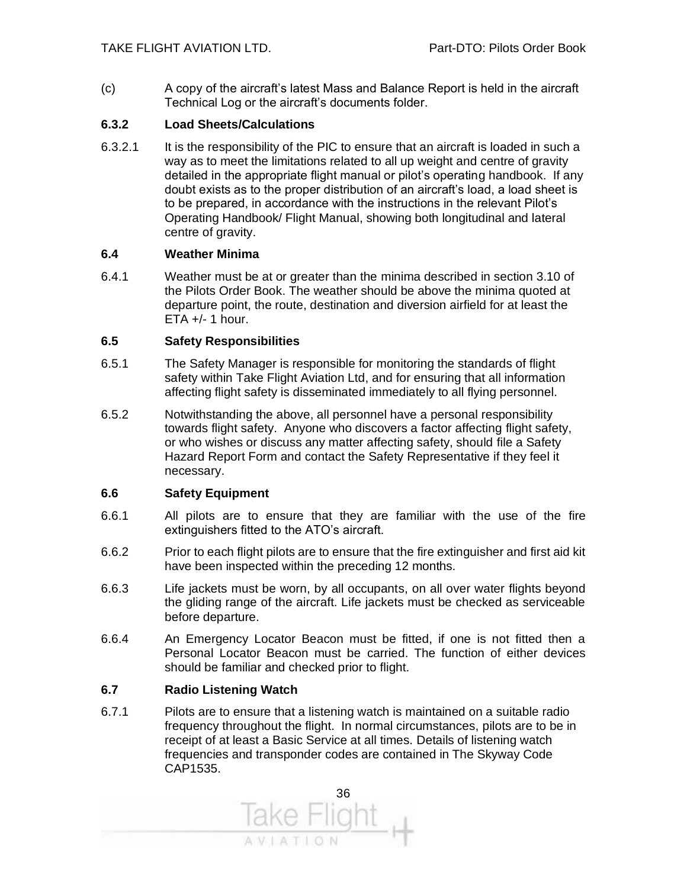(c) A copy of the aircraft's latest Mass and Balance Report is held in the aircraft Technical Log or the aircraft's documents folder.

### 6.3.2 Load Sheets/Calculations

6.3.2.1 It is the responsibility of the PIC to ensure that an aircraft is loaded in such a way as to meet the limitations related to all up weight and centre of gravity detailed in the appropriate flight manual or pilot's operating handbook. If any doubt exists as to the proper distribution of an aircraft's load, a load sheet is to be prepared, in accordance with the instructions in the relevant Pilot's Operating Handbook/ Flight Manual, showing both longitudinal and lateral centre of gravity.

## 6.4 Weather Minima

6.4.1 Weather must be at or greater than the minima described in section 3.10 of the Pilots Order Book. The weather should be above the minima quoted at departure point, the route, destination and diversion airfield for at least the ETA +/- 1 hour.

## 6.5 Safety Responsibilities

6.5.1 The Safety Manager is responsible for monitoring the standards of flight safety within Take Flight Aviation Ltd, and for ensuring that all information affecting flight safety is disseminated immediately to all flying personnel.

6.5.2 Notwithstanding the above, all personnel have a personal responsibility towards flight safety. Anyone who discovers a factor affecting flight safety, or who wishes or discuss any matter affecting safety, should file a Safety Hazard Report Form and contact the Safety Representative if they feel it necessary.

## 6.6 Safety Equipment

6.6.1 All pilots are to ensure that they are familiar with the use of the fire extinguishers fitted to the ATO's aircraft.

6.6.2 Prior to each flight pilots are to ensure that the fire extinguisher and first aid kit have been inspected within the preceding 12 months.

6.6.3 Life jackets must be worn, by all occupants, on all over water flights beyond the gliding range of the aircraft. Life jackets must be checked as serviceable before departure.

6.6.4 An Emergency Locator Beacon must be fitted, if one is not fitted then a Personal Locator Beacon must be carried. The function of either devices should be familiar and checked prior to flight.

## 6.7 Radio Listening Watch

6.7.1 Pilots are to ensure that a listening watch is maintained on a suitable radio frequency throughout the flight. In normal circumstances, pilots are to be in receipt of at least a Basic Service at all times. Details of listening watch frequencies and transponder codes are contained in The Skyway Code CAP1535.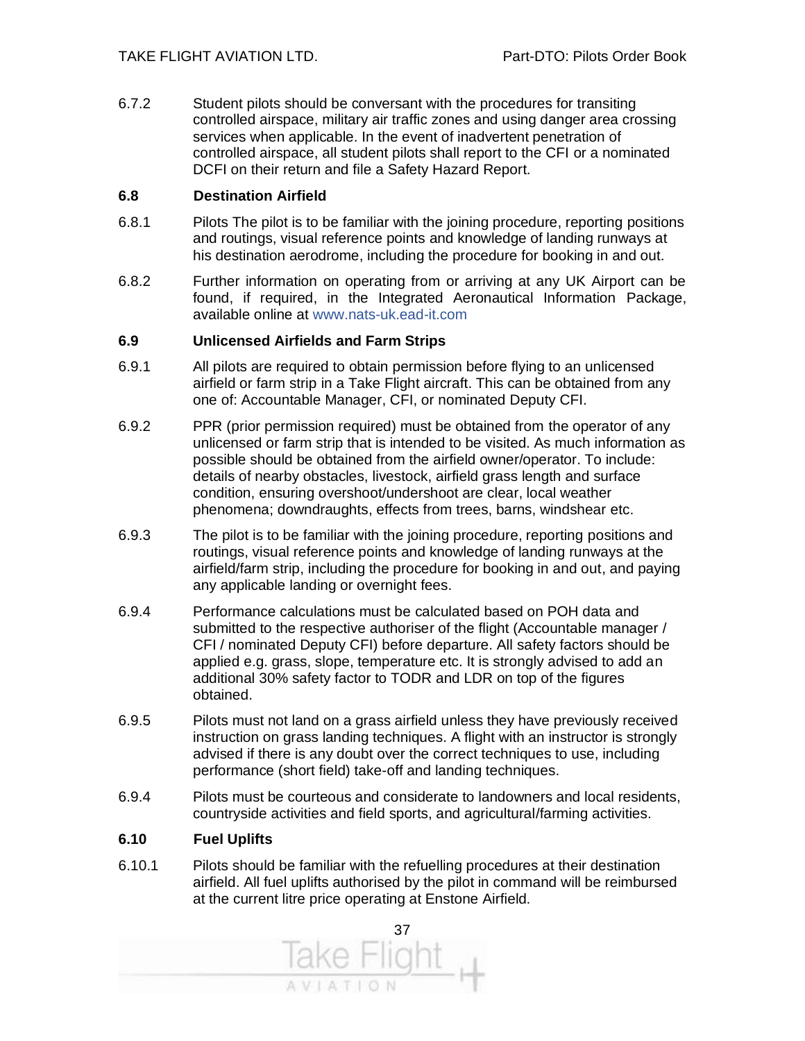6.7.2 Student pilots should be conversant with the procedures for transiting controlled airspace, military air traffic zones and using danger area crossing services when applicable. In the event of inadvertent penetration of controlled airspace, all student pilots shall report to the CFI or a nominated DCFI on their return and file a Safety Hazard Report.

### 6.8 Destination Airfield

6.8.1 Pilots The pilot is to be familiar with the joining procedure, reporting positions and routings, visual reference points and knowledge of landing runways at his destination aerodrome, including the procedure for booking in and out.

6.8.2 Further information on operating from or arriving at any UK Airport can be found, if required, in the Integrated Aeronautical Information Package, available online at www.nats-uk.ead-it.com

### 6.9 Unlicensed Airfields and Farm Strips

6.9.1 All pilots are required to obtain permission before flying to an unlicensed airfield or farm strip in a Take Flight aircraft. This can be obtained from any one of: Accountable Manager, CFI, or nominated Deputy CFI.

6.9.2 PPR (prior permission required) must be obtained from the operator of any unlicensed or farm strip that is intended to be visited. As much information as possible should be obtained from the airfield owner/operator. To include: details of nearby obstacles, livestock, airfield grass length and surface condition, ensuring overshoot/undershoot are clear, local weather phenomena; downdraughts, effects from trees, barns, windshear etc.

6.9.3 The pilot is to be familiar with the joining procedure, reporting positions and routings, visual reference points and knowledge of landing runways at the airfield/farm strip, including the procedure for booking in and out, and paying any applicable landing or overnight fees.

6.9.4 Performance calculations must be calculated based on POH data and submitted to the respective authoriser of the flight (Accountable manager / CFI / nominated Deputy CFI) before departure. All safety factors should be applied e.g. grass, slope, temperature etc. It is strongly advised to add an additional 30% safety factor to TODR and LDR on top of the figures obtained.

6.9.5 Pilots must not land on a grass airfield unless they have previously received instruction on grass landing techniques. A flight with an instructor is strongly advised if there is any doubt over the correct techniques to use, including performance (short field) take-off and landing techniques.

6.9.4 Pilots must be courteous and considerate to landowners and local residents, countryside activities and field sports, and agricultural/farming activities.

### 6.10 Fuel Uplifts

6.10.1 Pilots should be familiar with the refuelling procedures at their destination airfield. All fuel uplifts authorised by the pilot in command will be reimbursed at the current litre price operating at Enstone Airfield.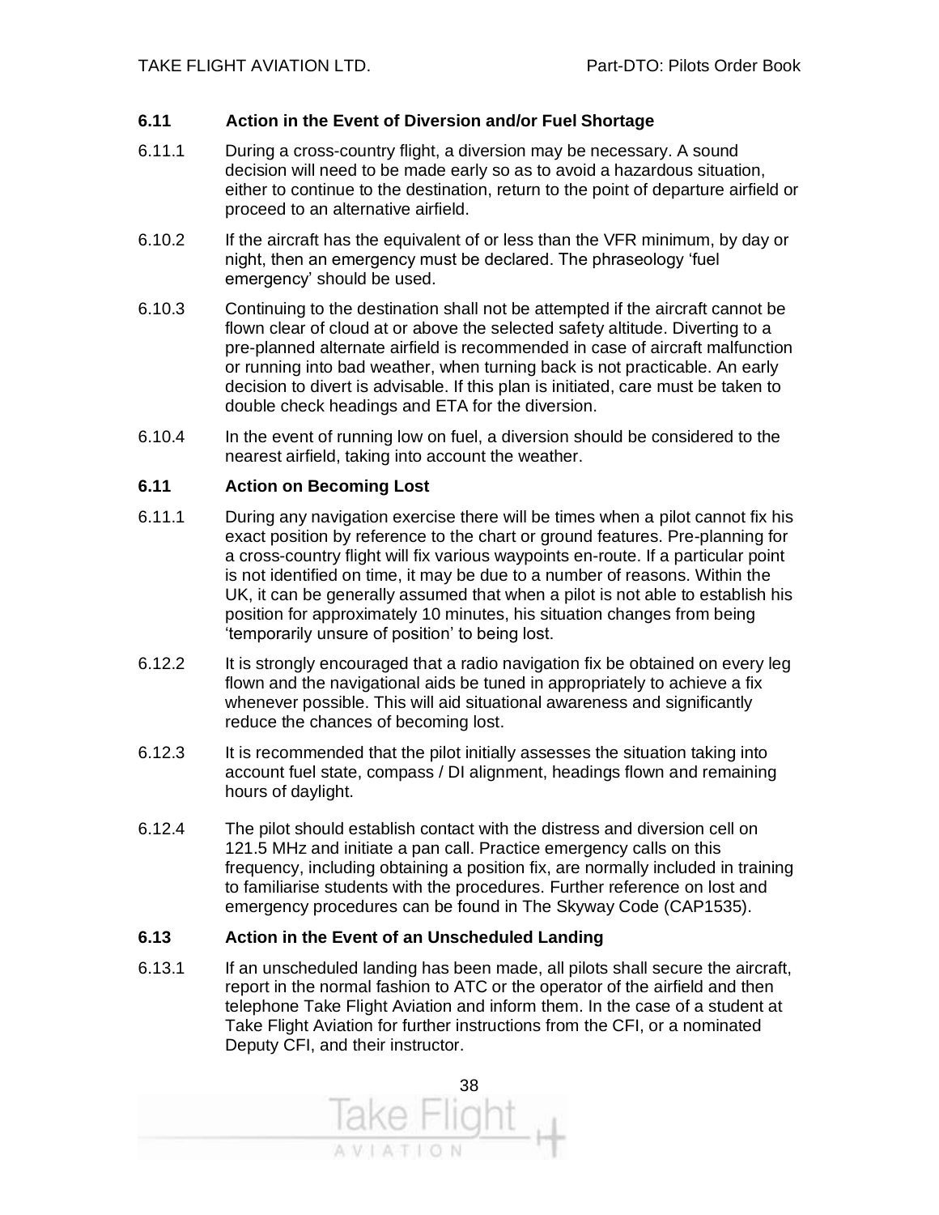### 6.11 Action in the Event of Diversion and/or Fuel Shortage

6.11.1 During a cross-country flight, a diversion may be necessary. A sound decision will need to be made early so as to avoid a hazardous situation, either to continue to the destination, return to the point of departure airfield or proceed to an alternative airfield.

6.10.2 If the aircraft has the equivalent of or less than the VFR minimum, by day or night, then an emergency must be declared. The phraseology 'fuel emergency' should be used.

6.10.3 Continuing to the destination shall not be attempted if the aircraft cannot be flown clear of cloud at or above the selected safety altitude. Diverting to a pre-planned alternate airfield is recommended in case of aircraft malfunction or running into bad weather, when turning back is not practicable. An early decision to divert is advisable. If this plan is initiated, care must be taken to double check headings and ETA for the diversion.

6.10.4 In the event of running low on fuel, a diversion should be considered to the nearest airfield, taking into account the weather.

### 6.11 Action on Becoming Lost

6.11.1 During any navigation exercise there will be times when a pilot cannot fix his exact position by reference to the chart or ground features. Pre-planning for a cross-country flight will fix various waypoints en-route. If a particular point is not identified on time, it may be due to a number of reasons. Within the UK, it can be generally assumed that when a pilot is not able to establish his position for approximately 10 minutes, his situation changes from being 'temporarily unsure of position' to being lost.

6.12.2 It is strongly encouraged that a radio navigation fix be obtained on every leg flown and the navigational aids be tuned in appropriately to achieve a fix whenever possible. This will aid situational awareness and significantly reduce the chances of becoming lost.

6.12.3 It is recommended that the pilot initially assesses the situation taking into account fuel state, compass / DI alignment, headings flown and remaining hours of daylight.

6.12.4 The pilot should establish contact with the distress and diversion cell on 121.5 MHz and initiate a pan call. Practice emergency calls on this frequency, including obtaining a position fix, are normally included in training to familiarise students with the procedures. Further reference on lost and emergency procedures can be found in The Skyway Code (CAP1535).

### 6.13 Action in the Event of an Unscheduled Landing

6.13.1 If an unscheduled landing has been made, all pilots shall secure the aircraft, report in the normal fashion to ATC or the operator of the airfield and then telephone Take Flight Aviation and inform them. In the case of a student at Take Flight Aviation for further instructions from the CFI, or a nominated Deputy CFI, and their instructor.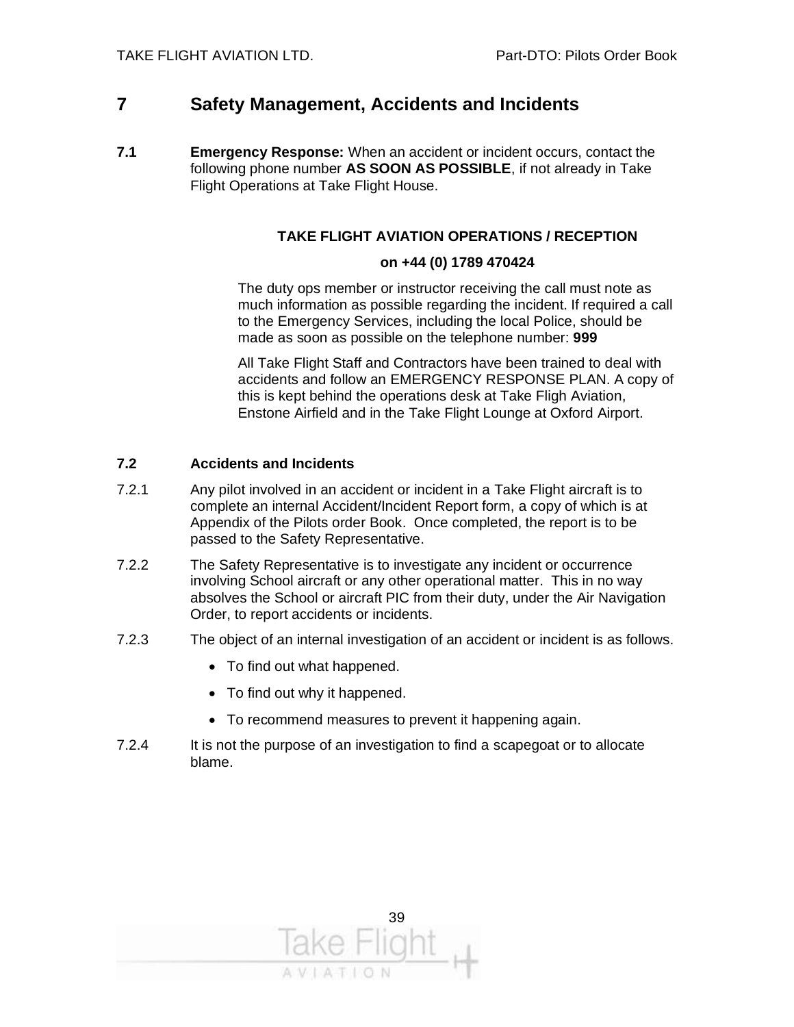# 7 Safety Management, Accidents and Incidents

**7.1** **Emergency Response:** When an accident or incident occurs, contact the following phone number **AS SOON AS POSSIBLE**, if not already in Take Flight Operations at Take Flight House.

**TAKE FLIGHT AVIATION OPERATIONS / RECEPTION**

**on +44 (0) 1789 470424**

The duty ops member or instructor receiving the call must note as much information as possible regarding the incident. If required a call to the Emergency Services, including the local Police, should be made as soon as possible on the telephone number: **999**

All Take Flight Staff and Contractors have been trained to deal with accidents and follow an EMERGENCY RESPONSE PLAN. A copy of this is kept behind the operations desk at Take Fligh Aviation, Enstone Airfield and in the Take Flight Lounge at Oxford Airport.

### 7.2 Accidents and Incidents

7.2.1 Any pilot involved in an accident or incident in a Take Flight aircraft is to complete an internal Accident/Incident Report form, a copy of which is at Appendix of the Pilots order Book. Once completed, the report is to be passed to the Safety Representative.

7.2.2 The Safety Representative is to investigate any incident or occurrence involving School aircraft or any other operational matter. This in no way absolves the School or aircraft PIC from their duty, under the Air Navigation Order, to report accidents or incidents.

7.2.3 The object of an internal investigation of an accident or incident is as follows.

- To find out what happened.
- To find out why it happened.
- To recommend measures to prevent it happening again.

7.2.4 It is not the purpose of an investigation to find a scapegoat or to allocate blame.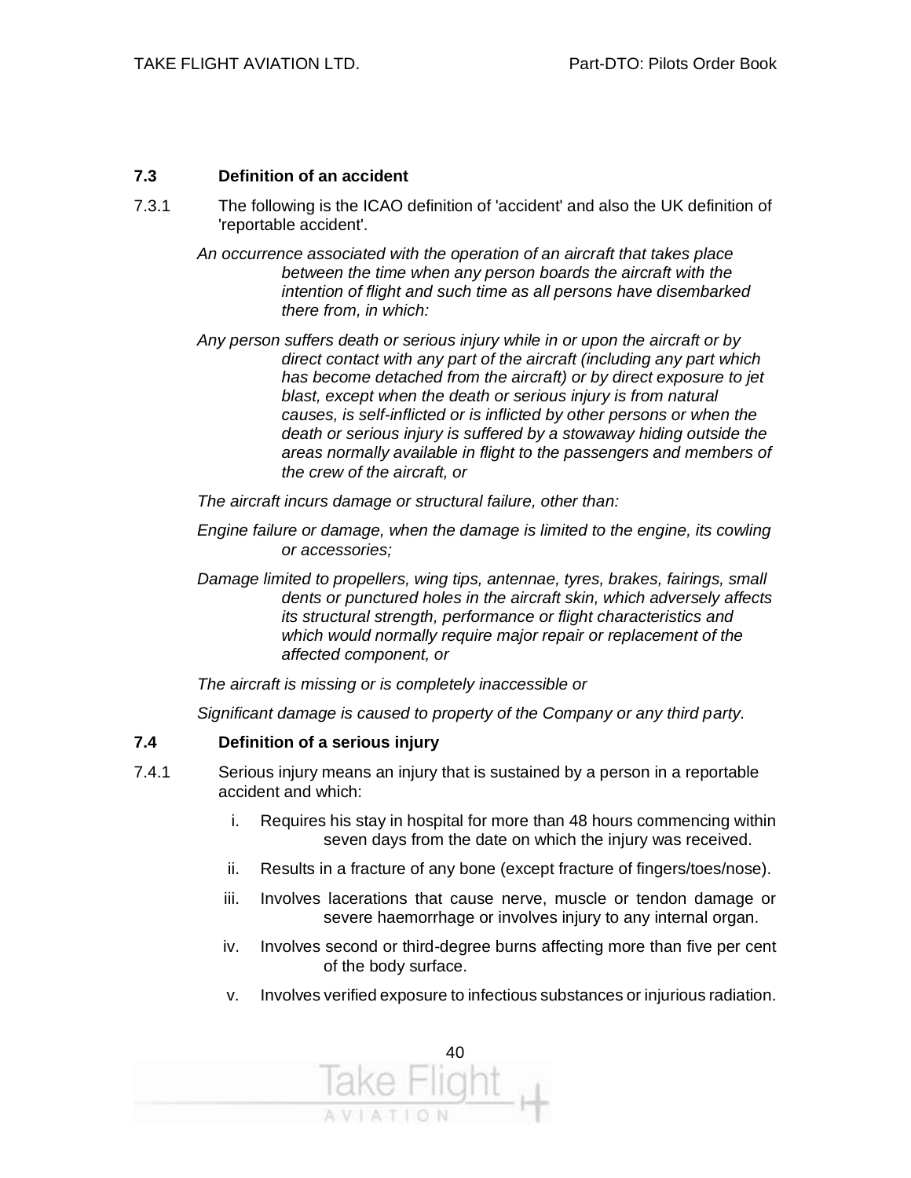### 7.3 Definition of an accident

7.3.1 The following is the ICAO definition of 'accident' and also the UK definition of 'reportable accident'.

*An occurrence associated with the operation of an aircraft that takes place between the time when any person boards the aircraft with the intention of flight and such time as all persons have disembarked there from, in which:*

*Any person suffers death or serious injury while in or upon the aircraft or by direct contact with any part of the aircraft (including any part which has become detached from the aircraft) or by direct exposure to jet blast, except when the death or serious injury is from natural causes, is self-inflicted or is inflicted by other persons or when the death or serious injury is suffered by a stowaway hiding outside the areas normally available in flight to the passengers and members of the crew of the aircraft, or*

*The aircraft incurs damage or structural failure, other than:*

*Engine failure or damage, when the damage is limited to the engine, its cowling or accessories;*

*Damage limited to propellers, wing tips, antennae, tyres, brakes, fairings, small dents or punctured holes in the aircraft skin, which adversely affects its structural strength, performance or flight characteristics and which would normally require major repair or replacement of the affected component, or*

*The aircraft is missing or is completely inaccessible or*

*Significant damage is caused to property of the Company or any third party.*

### 7.4 Definition of a serious injury

7.4.1 Serious injury means an injury that is sustained by a person in a reportable accident and which:

i. Requires his stay in hospital for more than 48 hours commencing within seven days from the date on which the injury was received.
ii. Results in a fracture of any bone (except fracture of fingers/toes/nose).
iii. Involves lacerations that cause nerve, muscle or tendon damage or severe haemorrhage or involves injury to any internal organ.
iv. Involves second or third-degree burns affecting more than five per cent of the body surface.
v. Involves verified exposure to infectious substances or injurious radiation.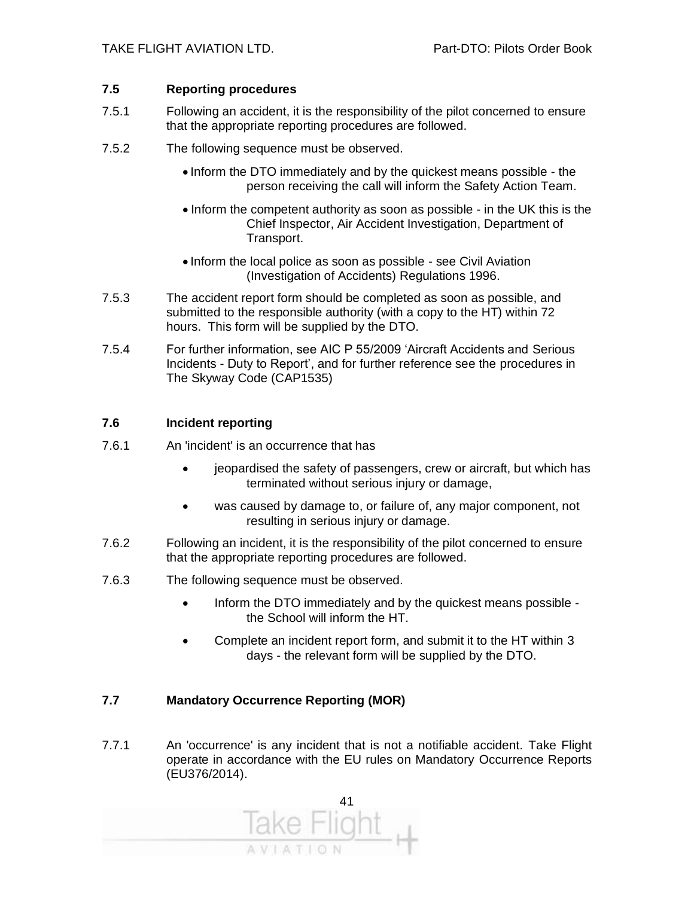### 7.5 Reporting procedures

7.5.1 Following an accident, it is the responsibility of the pilot concerned to ensure that the appropriate reporting procedures are followed.

7.5.2 The following sequence must be observed.

- Inform the DTO immediately and by the quickest means possible - the person receiving the call will inform the Safety Action Team.
- Inform the competent authority as soon as possible - in the UK this is the Chief Inspector, Air Accident Investigation, Department of Transport.
- Inform the local police as soon as possible - see Civil Aviation (Investigation of Accidents) Regulations 1996.

7.5.3 The accident report form should be completed as soon as possible, and submitted to the responsible authority (with a copy to the HT) within 72 hours. This form will be supplied by the DTO.

7.5.4 For further information, see AIC P 55/2009 'Aircraft Accidents and Serious Incidents - Duty to Report', and for further reference see the procedures in The Skyway Code (CAP1535)

### 7.6 Incident reporting

7.6.1 An 'incident' is an occurrence that has

- jeopardised the safety of passengers, crew or aircraft, but which has terminated without serious injury or damage,
- was caused by damage to, or failure of, any major component, not resulting in serious injury or damage.

7.6.2 Following an incident, it is the responsibility of the pilot concerned to ensure that the appropriate reporting procedures are followed.

7.6.3 The following sequence must be observed.

- Inform the DTO immediately and by the quickest means possible - the School will inform the HT.
- Complete an incident report form, and submit it to the HT within 3 days - the relevant form will be supplied by the DTO.

### 7.7 Mandatory Occurrence Reporting (MOR)

7.7.1 An 'occurrence' is any incident that is not a notifiable accident. Take Flight operate in accordance with the EU rules on Mandatory Occurrence Reports (EU376/2014).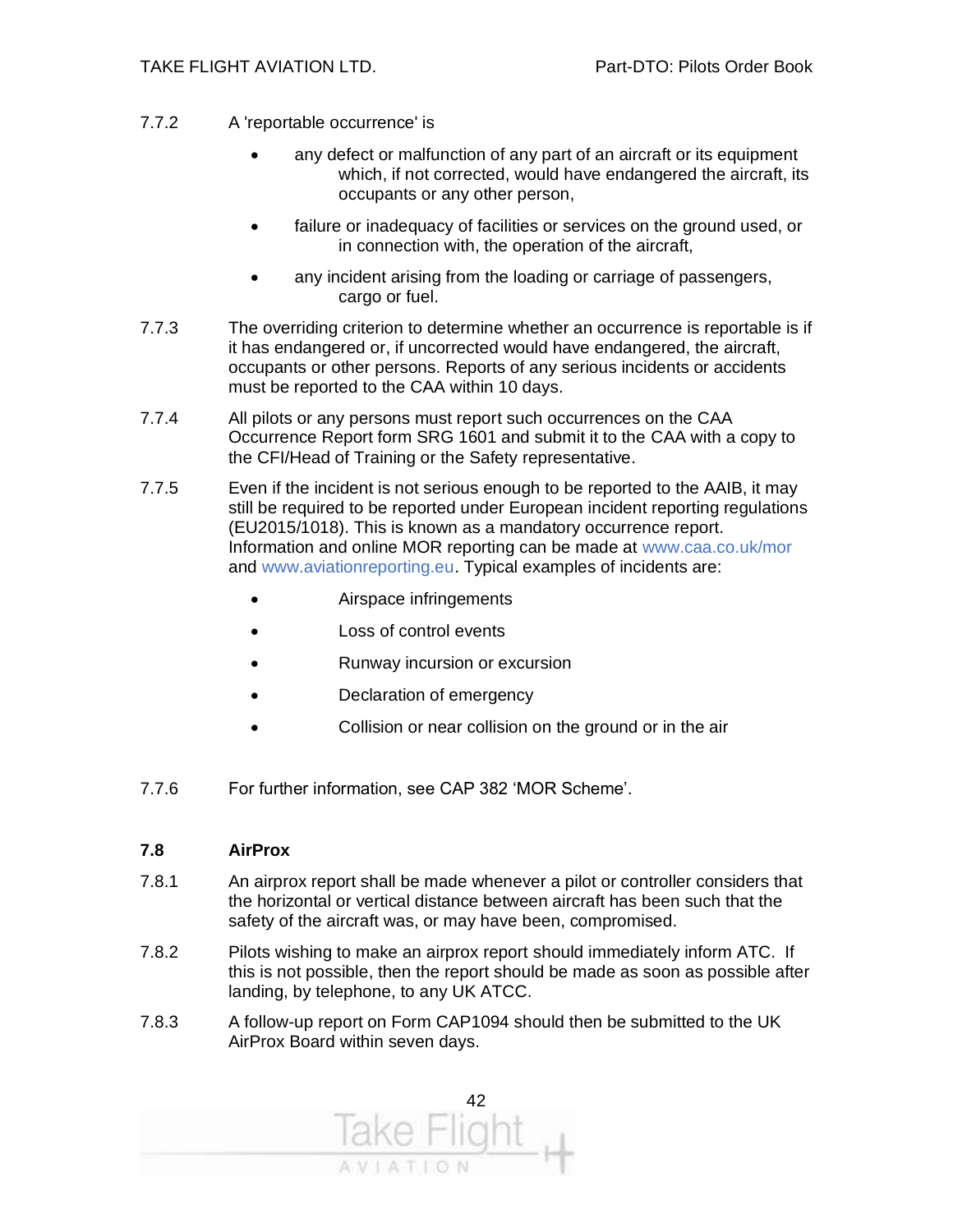7.7.2 A 'reportable occurrence' is

- any defect or malfunction of any part of an aircraft or its equipment which, if not corrected, would have endangered the aircraft, its occupants or any other person,
- failure or inadequacy of facilities or services on the ground used, or in connection with, the operation of the aircraft,
- any incident arising from the loading or carriage of passengers, cargo or fuel.

7.7.3 The overriding criterion to determine whether an occurrence is reportable is if it has endangered or, if uncorrected would have endangered, the aircraft, occupants or other persons. Reports of any serious incidents or accidents must be reported to the CAA within 10 days.

7.7.4 All pilots or any persons must report such occurrences on the CAA Occurrence Report form SRG 1601 and submit it to the CAA with a copy to the CFI/Head of Training or the Safety representative.

7.7.5 Even if the incident is not serious enough to be reported to the AAIB, it may still be required to be reported under European incident reporting regulations (EU2015/1018). This is known as a mandatory occurrence report. Information and online MOR reporting can be made at www.caa.co.uk/mor and www.aviationreporting.eu. Typical examples of incidents are:

- Airspace infringements
- Loss of control events
- Runway incursion or excursion
- Declaration of emergency
- Collision or near collision on the ground or in the air

7.7.6 For further information, see CAP 382 'MOR Scheme'.

## 7.8 AirProx

7.8.1 An airprox report shall be made whenever a pilot or controller considers that the horizontal or vertical distance between aircraft has been such that the safety of the aircraft was, or may have been, compromised.

7.8.2 Pilots wishing to make an airprox report should immediately inform ATC. If this is not possible, then the report should be made as soon as possible after landing, by telephone, to any UK ATCC.

7.8.3 A follow-up report on Form CAP1094 should then be submitted to the UK AirProx Board within seven days.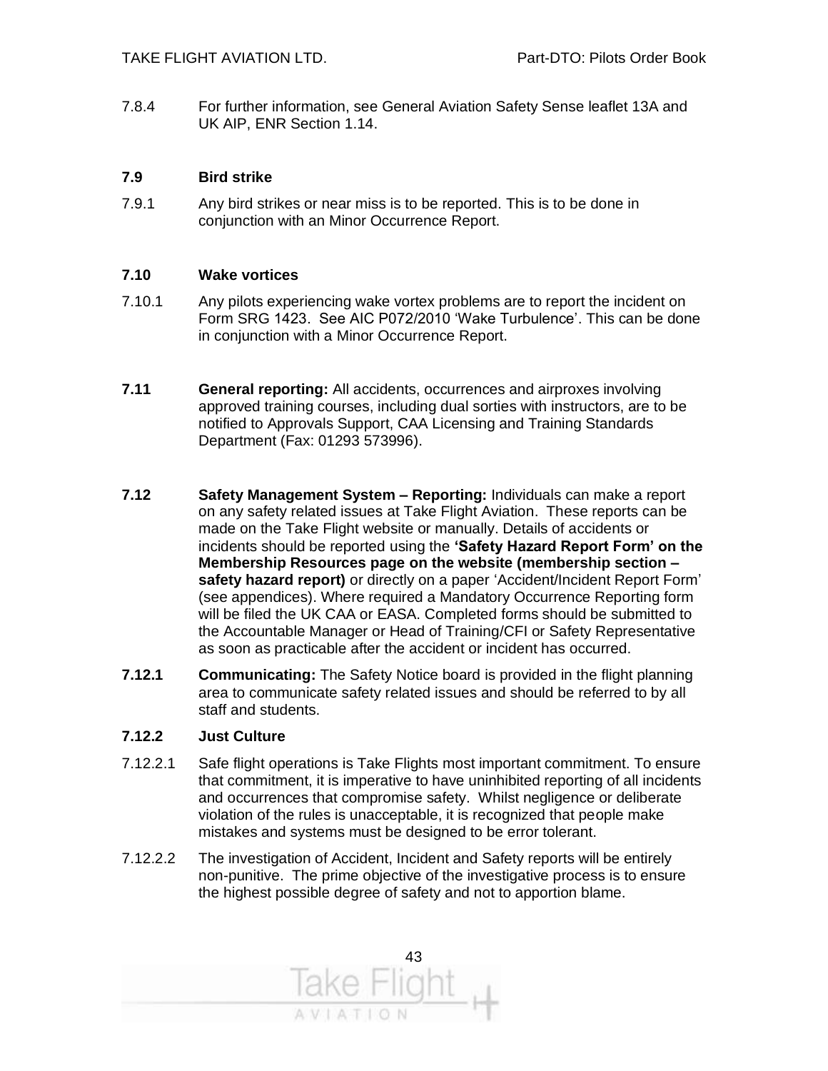7.8.4 For further information, see General Aviation Safety Sense leaflet 13A and UK AIP, ENR Section 1.14.

### 7.9 Bird strike

7.9.1 Any bird strikes or near miss is to be reported. This is to be done in conjunction with an Minor Occurrence Report.

### 7.10 Wake vortices

7.10.1 Any pilots experiencing wake vortex problems are to report the incident on Form SRG 1423. See AIC P072/2010 'Wake Turbulence'. This can be done in conjunction with a Minor Occurrence Report.

**7.11 General reporting:** All accidents, occurrences and airproxes involving approved training courses, including dual sorties with instructors, are to be notified to Approvals Support, CAA Licensing and Training Standards Department (Fax: 01293 573996).

**7.12 Safety Management System – Reporting:** Individuals can make a report on any safety related issues at Take Flight Aviation. These reports can be made on the Take Flight website or manually. Details of accidents or incidents should be reported using the **'Safety Hazard Report Form' on the Membership Resources page on the website (membership section – safety hazard report)** or directly on a paper 'Accident/Incident Report Form' (see appendices). Where required a Mandatory Occurrence Reporting form will be filed the UK CAA or EASA. Completed forms should be submitted to the Accountable Manager or Head of Training/CFI or Safety Representative as soon as practicable after the accident or incident has occurred.

**7.12.1 Communicating:** The Safety Notice board is provided in the flight planning area to communicate safety related issues and should be referred to by all staff and students.

### 7.12.2 Just Culture

7.12.2.1 Safe flight operations is Take Flights most important commitment. To ensure that commitment, it is imperative to have uninhibited reporting of all incidents and occurrences that compromise safety. Whilst negligence or deliberate violation of the rules is unacceptable, it is recognized that people make mistakes and systems must be designed to be error tolerant.

7.12.2.2 The investigation of Accident, Incident and Safety reports will be entirely non-punitive. The prime objective of the investigative process is to ensure the highest possible degree of safety and not to apportion blame.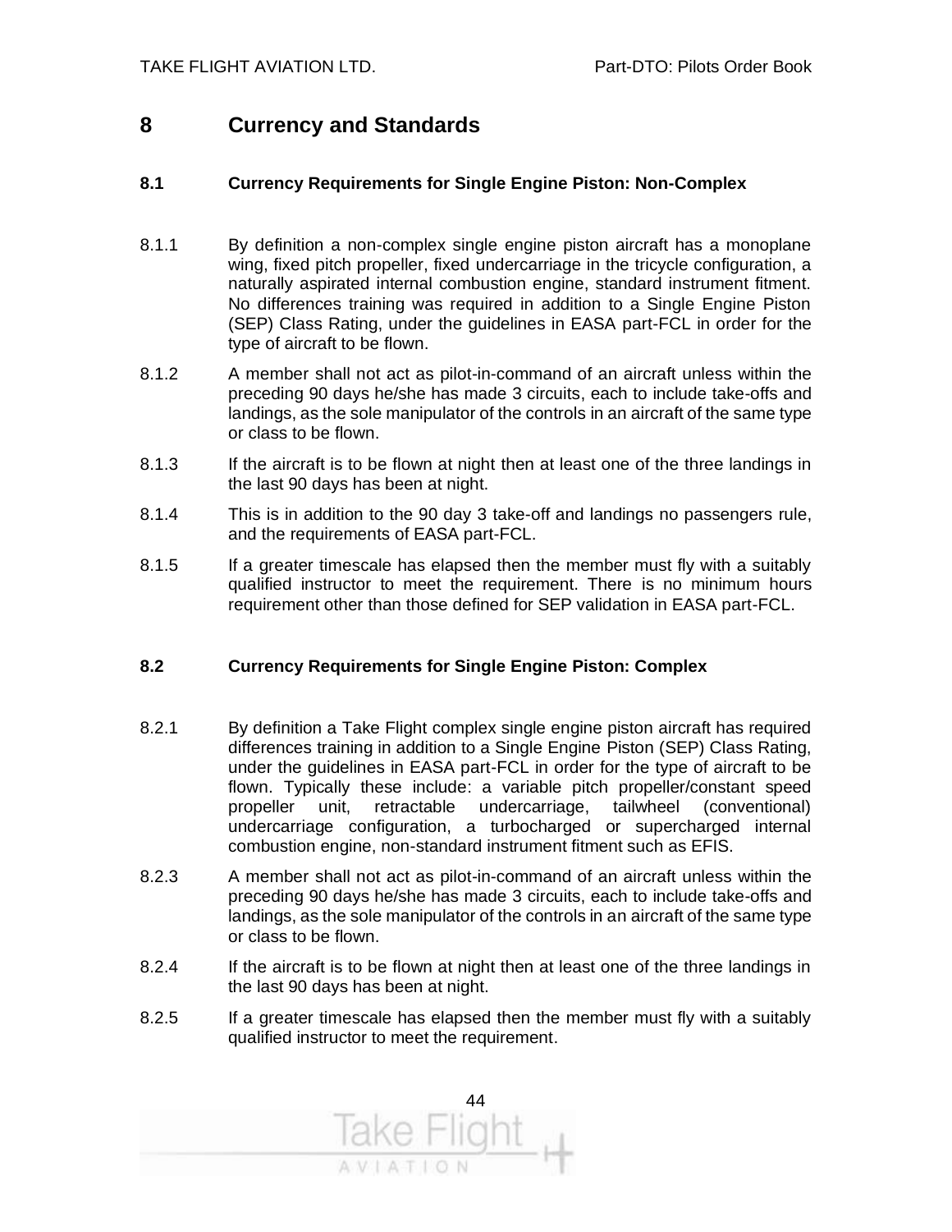# 8 Currency and Standards

## 8.1 Currency Requirements for Single Engine Piston: Non-Complex

8.1.1 By definition a non-complex single engine piston aircraft has a monoplane wing, fixed pitch propeller, fixed undercarriage in the tricycle configuration, a naturally aspirated internal combustion engine, standard instrument fitment. No differences training was required in addition to a Single Engine Piston (SEP) Class Rating, under the guidelines in EASA part-FCL in order for the type of aircraft to be flown.

8.1.2 A member shall not act as pilot-in-command of an aircraft unless within the preceding 90 days he/she has made 3 circuits, each to include take-offs and landings, as the sole manipulator of the controls in an aircraft of the same type or class to be flown.

8.1.3 If the aircraft is to be flown at night then at least one of the three landings in the last 90 days has been at night.

8.1.4 This is in addition to the 90 day 3 take-off and landings no passengers rule, and the requirements of EASA part-FCL.

8.1.5 If a greater timescale has elapsed then the member must fly with a suitably qualified instructor to meet the requirement. There is no minimum hours requirement other than those defined for SEP validation in EASA part-FCL.

## 8.2 Currency Requirements for Single Engine Piston: Complex

8.2.1 By definition a Take Flight complex single engine piston aircraft has required differences training in addition to a Single Engine Piston (SEP) Class Rating, under the guidelines in EASA part-FCL in order for the type of aircraft to be flown. Typically these include: a variable pitch propeller/constant speed propeller unit, retractable undercarriage, tailwheel (conventional) undercarriage configuration, a turbocharged or supercharged internal combustion engine, non-standard instrument fitment such as EFIS.

8.2.3 A member shall not act as pilot-in-command of an aircraft unless within the preceding 90 days he/she has made 3 circuits, each to include take-offs and landings, as the sole manipulator of the controls in an aircraft of the same type or class to be flown.

8.2.4 If the aircraft is to be flown at night then at least one of the three landings in the last 90 days has been at night.

8.2.5 If a greater timescale has elapsed then the member must fly with a suitably qualified instructor to meet the requirement.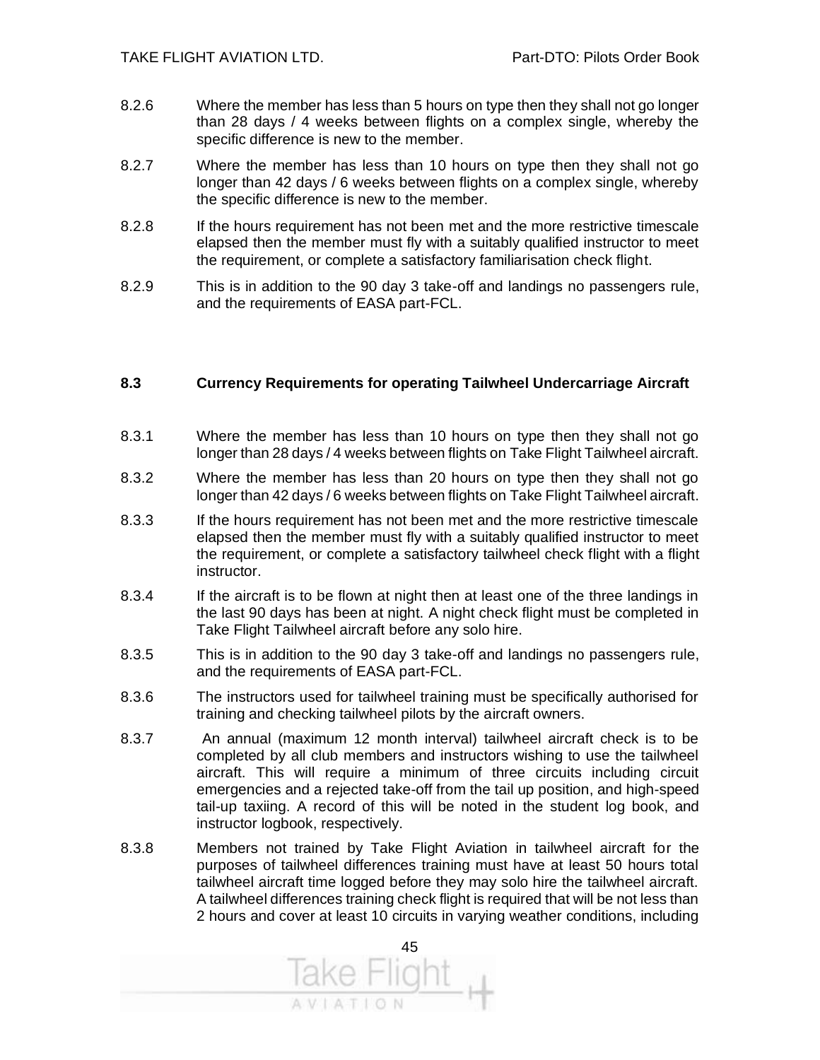8.2.6 Where the member has less than 5 hours on type then they shall not go longer than 28 days / 4 weeks between flights on a complex single, whereby the specific difference is new to the member.

8.2.7 Where the member has less than 10 hours on type then they shall not go longer than 42 days / 6 weeks between flights on a complex single, whereby the specific difference is new to the member.

8.2.8 If the hours requirement has not been met and the more restrictive timescale elapsed then the member must fly with a suitably qualified instructor to meet the requirement, or complete a satisfactory familiarisation check flight.

8.2.9 This is in addition to the 90 day 3 take-off and landings no passengers rule, and the requirements of EASA part-FCL.

### 8.3 Currency Requirements for operating Tailwheel Undercarriage Aircraft

8.3.1 Where the member has less than 10 hours on type then they shall not go longer than 28 days / 4 weeks between flights on Take Flight Tailwheel aircraft.

8.3.2 Where the member has less than 20 hours on type then they shall not go longer than 42 days / 6 weeks between flights on Take Flight Tailwheel aircraft.

8.3.3 If the hours requirement has not been met and the more restrictive timescale elapsed then the member must fly with a suitably qualified instructor to meet the requirement, or complete a satisfactory tailwheel check flight with a flight instructor.

8.3.4 If the aircraft is to be flown at night then at least one of the three landings in the last 90 days has been at night. A night check flight must be completed in Take Flight Tailwheel aircraft before any solo hire.

8.3.5 This is in addition to the 90 day 3 take-off and landings no passengers rule, and the requirements of EASA part-FCL.

8.3.6 The instructors used for tailwheel training must be specifically authorised for training and checking tailwheel pilots by the aircraft owners.

8.3.7 An annual (maximum 12 month interval) tailwheel aircraft check is to be completed by all club members and instructors wishing to use the tailwheel aircraft. This will require a minimum of three circuits including circuit emergencies and a rejected take-off from the tail up position, and high-speed tail-up taxiing. A record of this will be noted in the student log book, and instructor logbook, respectively.

8.3.8 Members not trained by Take Flight Aviation in tailwheel aircraft for the purposes of tailwheel differences training must have at least 50 hours total tailwheel aircraft time logged before they may solo hire the tailwheel aircraft. A tailwheel differences training check flight is required that will be not less than 2 hours and cover at least 10 circuits in varying weather conditions, including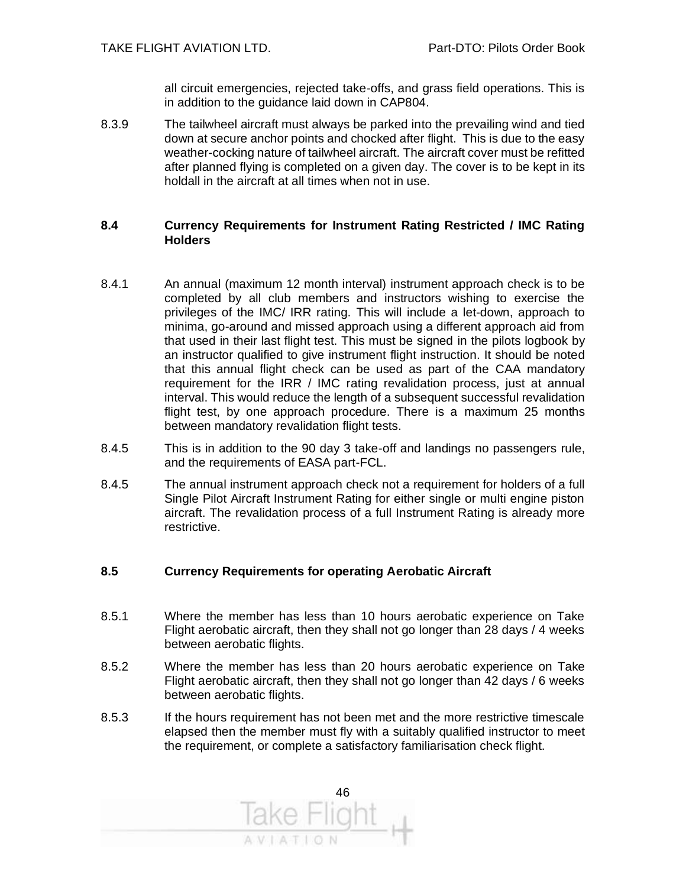all circuit emergencies, rejected take-offs, and grass field operations. This is in addition to the guidance laid down in CAP804.

8.3.9 The tailwheel aircraft must always be parked into the prevailing wind and tied down at secure anchor points and chocked after flight. This is due to the easy weather-cocking nature of tailwheel aircraft. The aircraft cover must be refitted after planned flying is completed on a given day. The cover is to be kept in its holdall in the aircraft at all times when not in use.

### 8.4 Currency Requirements for Instrument Rating Restricted / IMC Rating Holders

8.4.1 An annual (maximum 12 month interval) instrument approach check is to be completed by all club members and instructors wishing to exercise the privileges of the IMC/ IRR rating. This will include a let-down, approach to minima, go-around and missed approach using a different approach aid from that used in their last flight test. This must be signed in the pilots logbook by an instructor qualified to give instrument flight instruction. It should be noted that this annual flight check can be used as part of the CAA mandatory requirement for the IRR / IMC rating revalidation process, just at annual interval. This would reduce the length of a subsequent successful revalidation flight test, by one approach procedure. There is a maximum 25 months between mandatory revalidation flight tests.

8.4.5 This is in addition to the 90 day 3 take-off and landings no passengers rule, and the requirements of EASA part-FCL.

8.4.5 The annual instrument approach check not a requirement for holders of a full Single Pilot Aircraft Instrument Rating for either single or multi engine piston aircraft. The revalidation process of a full Instrument Rating is already more restrictive.

### 8.5 Currency Requirements for operating Aerobatic Aircraft

8.5.1 Where the member has less than 10 hours aerobatic experience on Take Flight aerobatic aircraft, then they shall not go longer than 28 days / 4 weeks between aerobatic flights.

8.5.2 Where the member has less than 20 hours aerobatic experience on Take Flight aerobatic aircraft, then they shall not go longer than 42 days / 6 weeks between aerobatic flights.

8.5.3 If the hours requirement has not been met and the more restrictive timescale elapsed then the member must fly with a suitably qualified instructor to meet the requirement, or complete a satisfactory familiarisation check flight.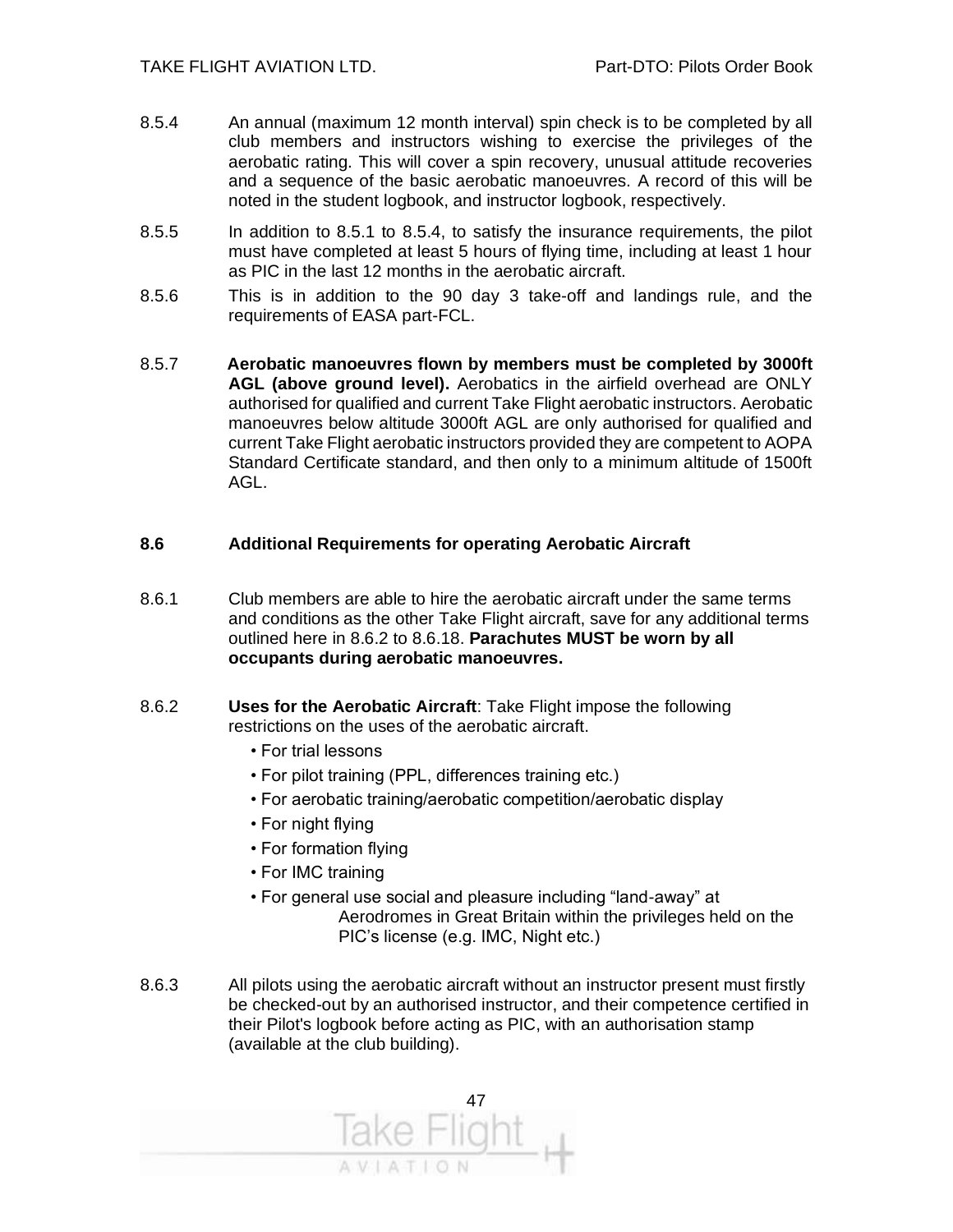8.5.4 An annual (maximum 12 month interval) spin check is to be completed by all club members and instructors wishing to exercise the privileges of the aerobatic rating. This will cover a spin recovery, unusual attitude recoveries and a sequence of the basic aerobatic manoeuvres. A record of this will be noted in the student logbook, and instructor logbook, respectively.

8.5.5 In addition to 8.5.1 to 8.5.4, to satisfy the insurance requirements, the pilot must have completed at least 5 hours of flying time, including at least 1 hour as PIC in the last 12 months in the aerobatic aircraft.

8.5.6 This is in addition to the 90 day 3 take-off and landings rule, and the requirements of EASA part-FCL.

8.5.7 **Aerobatic manoeuvres flown by members must be completed by 3000ft AGL (above ground level).** Aerobatics in the airfield overhead are ONLY authorised for qualified and current Take Flight aerobatic instructors. Aerobatic manoeuvres below altitude 3000ft AGL are only authorised for qualified and current Take Flight aerobatic instructors provided they are competent to AOPA Standard Certificate standard, and then only to a minimum altitude of 1500ft AGL.

### 8.6 Additional Requirements for operating Aerobatic Aircraft

8.6.1 Club members are able to hire the aerobatic aircraft under the same terms and conditions as the other Take Flight aircraft, save for any additional terms outlined here in 8.6.2 to 8.6.18. **Parachutes MUST be worn by all occupants during aerobatic manoeuvres.**

8.6.2 **Uses for the Aerobatic Aircraft**: Take Flight impose the following restrictions on the uses of the aerobatic aircraft.

- For trial lessons
- For pilot training (PPL, differences training etc.)
- For aerobatic training/aerobatic competition/aerobatic display
- For night flying
- For formation flying
- For IMC training
- For general use social and pleasure including “land-away” at Aerodromes in Great Britain within the privileges held on the PIC’s license (e.g. IMC, Night etc.)

8.6.3 All pilots using the aerobatic aircraft without an instructor present must firstly be checked-out by an authorised instructor, and their competence certified in their Pilot's logbook before acting as PIC, with an authorisation stamp (available at the club building).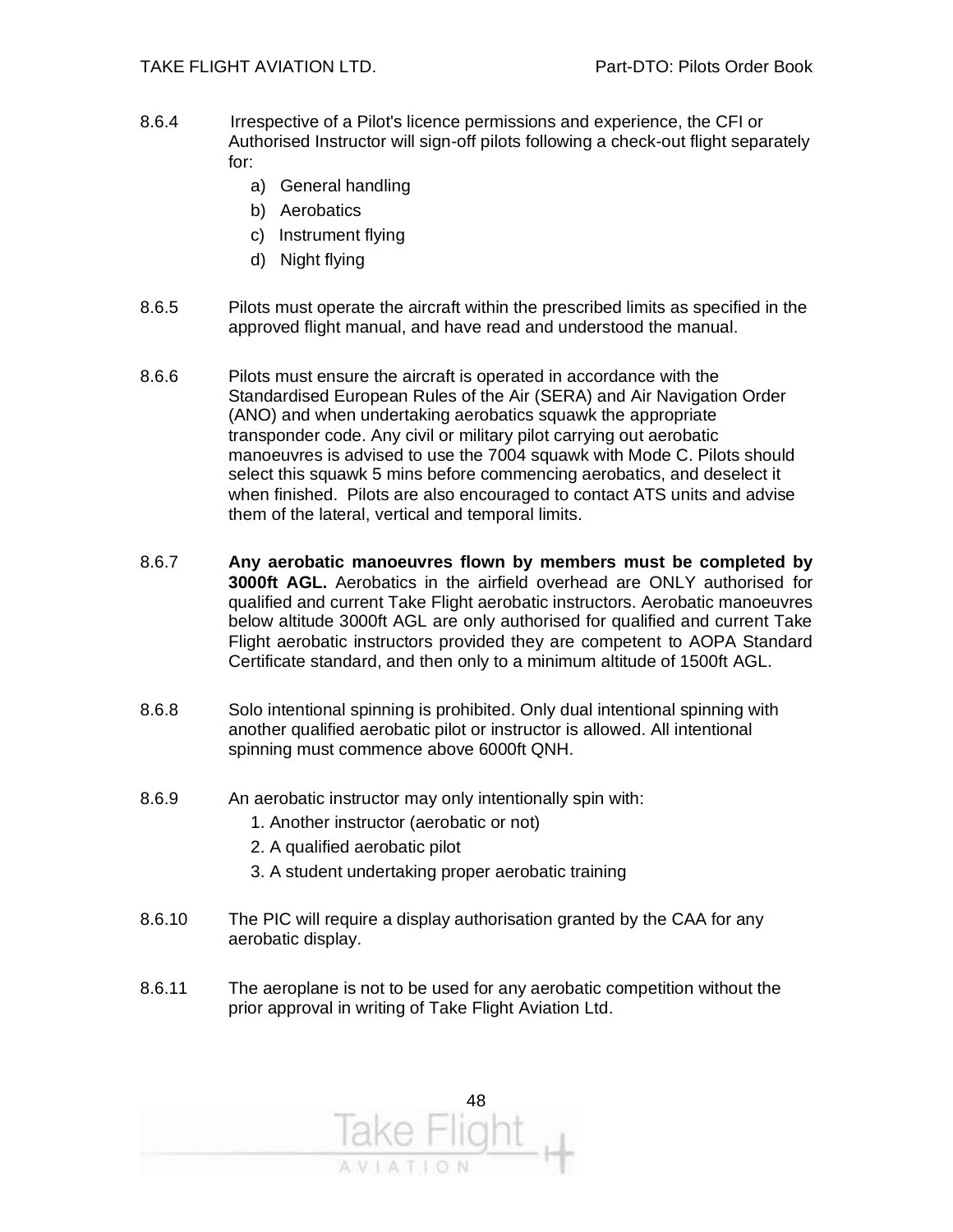8.6.4 Irrespective of a Pilot's licence permissions and experience, the CFI or Authorised Instructor will sign-off pilots following a check-out flight separately for:

a) General handling
b) Aerobatics
c) Instrument flying
d) Night flying

8.6.5 Pilots must operate the aircraft within the prescribed limits as specified in the approved flight manual, and have read and understood the manual.

8.6.6 Pilots must ensure the aircraft is operated in accordance with the Standardised European Rules of the Air (SERA) and Air Navigation Order (ANO) and when undertaking aerobatics squawk the appropriate transponder code. Any civil or military pilot carrying out aerobatic manoeuvres is advised to use the 7004 squawk with Mode C. Pilots should select this squawk 5 mins before commencing aerobatics, and deselect it when finished. Pilots are also encouraged to contact ATS units and advise them of the lateral, vertical and temporal limits.

8.6.7 **Any aerobatic manoeuvres flown by members must be completed by 3000ft AGL.** Aerobatics in the airfield overhead are ONLY authorised for qualified and current Take Flight aerobatic instructors. Aerobatic manoeuvres below altitude 3000ft AGL are only authorised for qualified and current Take Flight aerobatic instructors provided they are competent to AOPA Standard Certificate standard, and then only to a minimum altitude of 1500ft AGL.

8.6.8 Solo intentional spinning is prohibited. Only dual intentional spinning with another qualified aerobatic pilot or instructor is allowed. All intentional spinning must commence above 6000ft QNH.

8.6.9 An aerobatic instructor may only intentionally spin with:

1. Another instructor (aerobatic or not)
2. A qualified aerobatic pilot
3. A student undertaking proper aerobatic training

8.6.10 The PIC will require a display authorisation granted by the CAA for any aerobatic display.

8.6.11 The aeroplane is not to be used for any aerobatic competition without the prior approval in writing of Take Flight Aviation Ltd.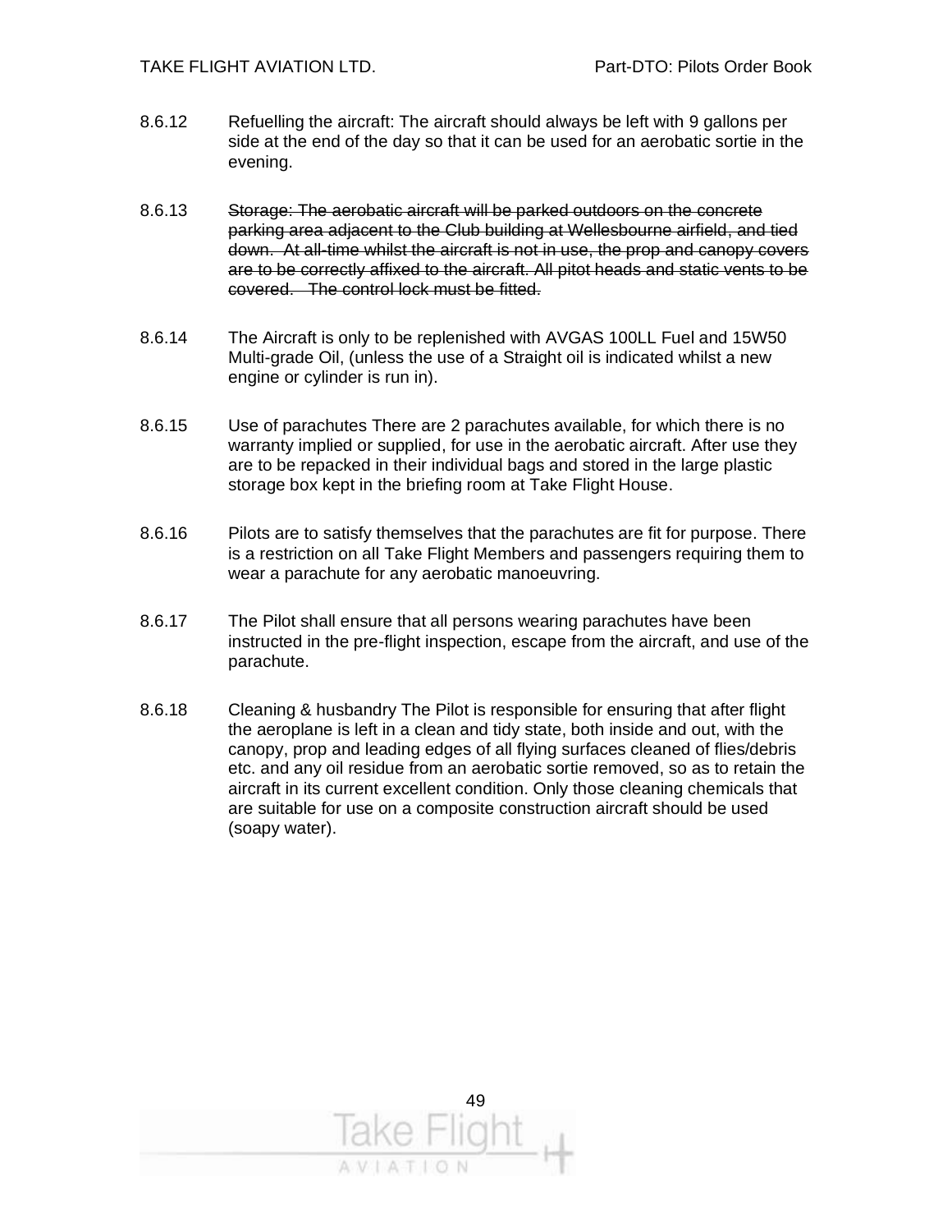8.6.12 Refuelling the aircraft: The aircraft should always be left with 9 gallons per side at the end of the day so that it can be used for an aerobatic sortie in the evening.

8.6.13 ~~Storage: The aerobatic aircraft will be parked outdoors on the concrete parking area adjacent to the Club building at Wellesbourne airfield, and tied down. At all-time whilst the aircraft is not in use, the prop and canopy covers are to be correctly affixed to the aircraft. All pitot heads and static vents to be covered. The control lock must be fitted.~~

8.6.14 The Aircraft is only to be replenished with AVGAS 100LL Fuel and 15W50 Multi-grade Oil, (unless the use of a Straight oil is indicated whilst a new engine or cylinder is run in).

8.6.15 Use of parachutes There are 2 parachutes available, for which there is no warranty implied or supplied, for use in the aerobatic aircraft. After use they are to be repacked in their individual bags and stored in the large plastic storage box kept in the briefing room at Take Flight House.

8.6.16 Pilots are to satisfy themselves that the parachutes are fit for purpose. There is a restriction on all Take Flight Members and passengers requiring them to wear a parachute for any aerobatic manoeuvring.

8.6.17 The Pilot shall ensure that all persons wearing parachutes have been instructed in the pre-flight inspection, escape from the aircraft, and use of the parachute.

8.6.18 Cleaning & husbandry The Pilot is responsible for ensuring that after flight the aeroplane is left in a clean and tidy state, both inside and out, with the canopy, prop and leading edges of all flying surfaces cleaned of flies/debris etc. and any oil residue from an aerobatic sortie removed, so as to retain the aircraft in its current excellent condition. Only those cleaning chemicals that are suitable for use on a composite construction aircraft should be used (soapy water).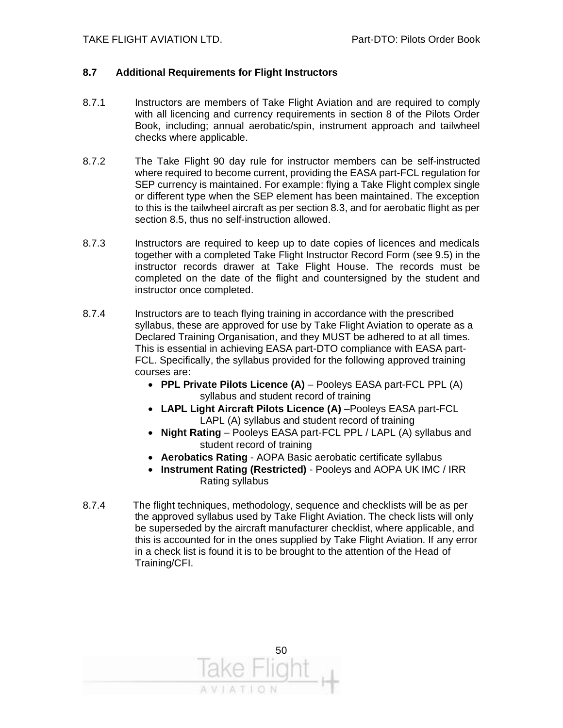### 8.7 Additional Requirements for Flight Instructors

8.7.1 Instructors are members of Take Flight Aviation and are required to comply with all licencing and currency requirements in section 8 of the Pilots Order Book, including; annual aerobatic/spin, instrument approach and tailwheel checks where applicable.

8.7.2 The Take Flight 90 day rule for instructor members can be self-instructed where required to become current, providing the EASA part-FCL regulation for SEP currency is maintained. For example: flying a Take Flight complex single or different type when the SEP element has been maintained. The exception to this is the tailwheel aircraft as per section 8.3, and for aerobatic flight as per section 8.5, thus no self-instruction allowed.

8.7.3 Instructors are required to keep up to date copies of licences and medicals together with a completed Take Flight Instructor Record Form (see 9.5) in the instructor records drawer at Take Flight House. The records must be completed on the date of the flight and countersigned by the student and instructor once completed.

8.7.4 Instructors are to teach flying training in accordance with the prescribed syllabus, these are approved for use by Take Flight Aviation to operate as a Declared Training Organisation, and they MUST be adhered to at all times. This is essential in achieving EASA part-DTO compliance with EASA part-FCL. Specifically, the syllabus provided for the following approved training courses are:

- **PPL Private Pilots Licence (A)** – Pooleys EASA part-FCL PPL (A) syllabus and student record of training
- **LAPL Light Aircraft Pilots Licence (A)** –Pooleys EASA part-FCL LAPL (A) syllabus and student record of training
- **Night Rating** – Pooleys EASA part-FCL PPL / LAPL (A) syllabus and student record of training
- **Aerobatics Rating** - AOPA Basic aerobatic certificate syllabus
- **Instrument Rating (Restricted)** - Pooleys and AOPA UK IMC / IRR Rating syllabus

8.7.4 The flight techniques, methodology, sequence and checklists will be as per the approved syllabus used by Take Flight Aviation. The check lists will only be superseded by the aircraft manufacturer checklist, where applicable, and this is accounted for in the ones supplied by Take Flight Aviation. If any error in a check list is found it is to be brought to the attention of the Head of Training/CFI.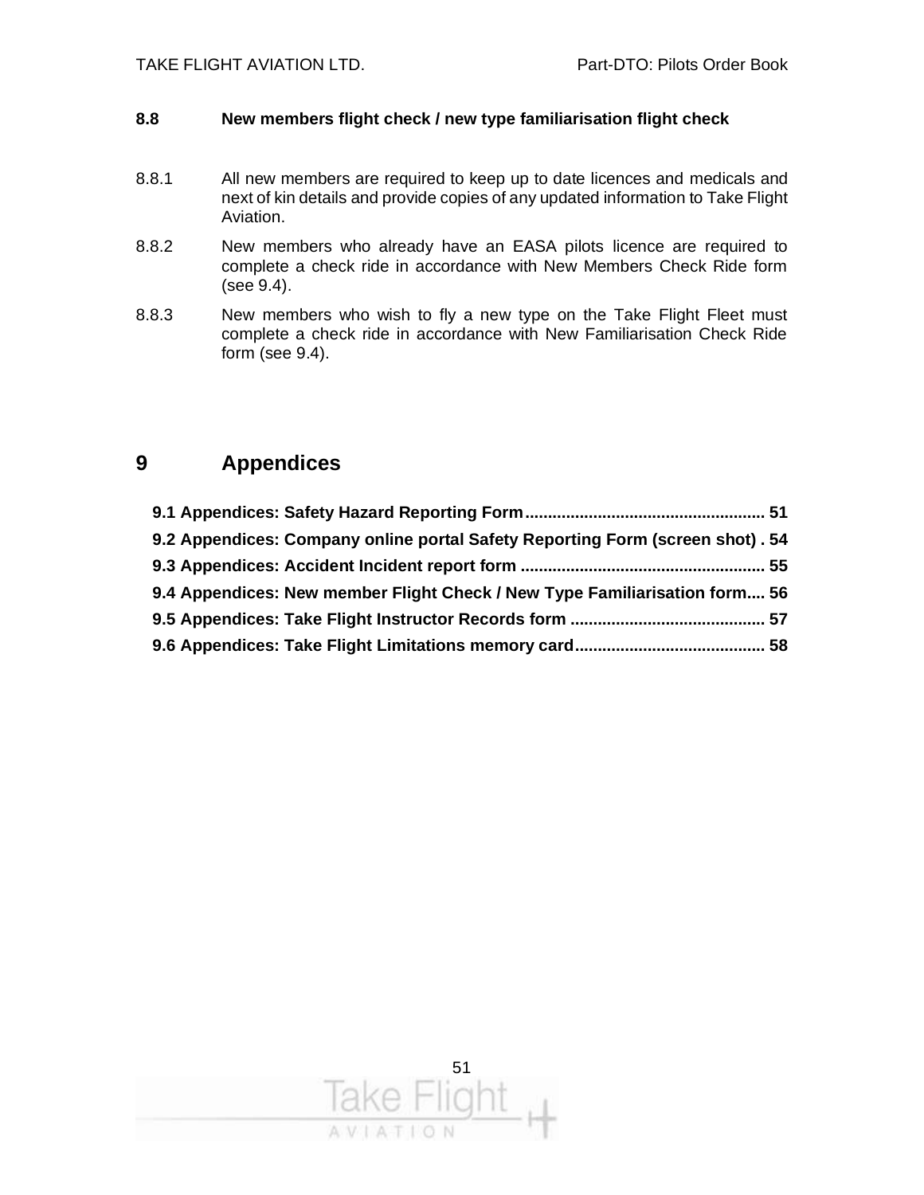### 8.8 New members flight check / new type familiarisation flight check

8.8.1 All new members are required to keep up to date licences and medicals and next of kin details and provide copies of any updated information to Take Flight Aviation.

8.8.2 New members who already have an EASA pilots licence are required to complete a check ride in accordance with New Members Check Ride form (see 9.4).

8.8.3 New members who wish to fly a new type on the Take Flight Fleet must complete a check ride in accordance with New Familiarisation Check Ride form (see 9.4).

# 9 Appendices

**9.1 Appendices: Safety Hazard Reporting Form .................................................... 51**
**9.2 Appendices: Company online portal Safety Reporting Form (screen shot) . 54**
**9.3 Appendices: Accident Incident report form ..................................................... 55**
**9.4 Appendices: New member Flight Check / New Type Familiarisation form.... 56**
**9.5 Appendices: Take Flight Instructor Records form ........................................... 57**
**9.6 Appendices: Take Flight Limitations memory card.......................................... 58**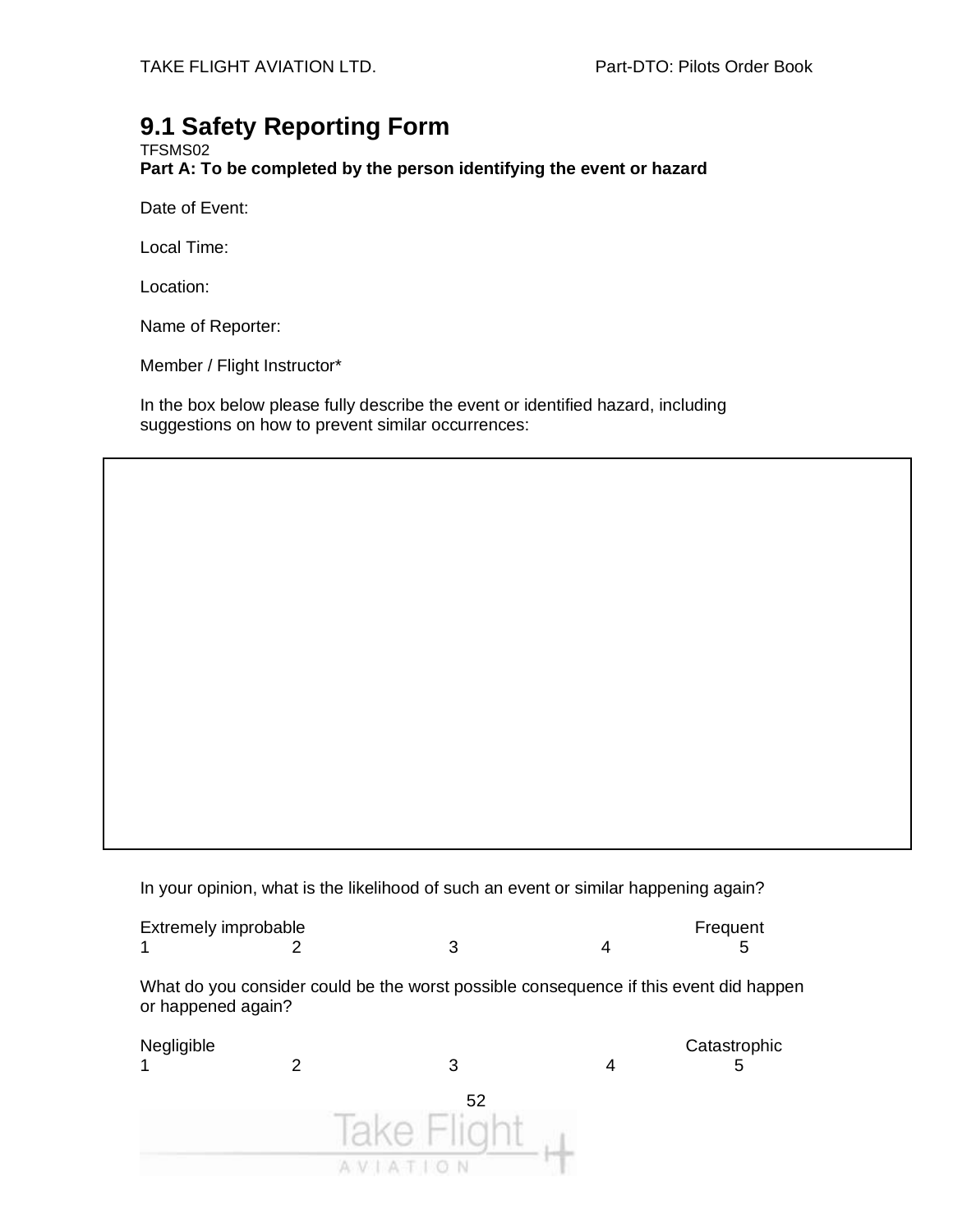## 9.1 Safety Reporting Form

TFSMS02

**Part A: To be completed by the person identifying the event or hazard**

Date of Event:

Local Time:

Location:

Name of Reporter:

Member / Flight Instructor*

In the box below please fully describe the event or identified hazard, including suggestions on how to prevent similar occurrences:

| |
|---|
| |

In your opinion, what is the likelihood of such an event or similar happening again?

| Extremely improbable | | | | Frequent |
|---|---|---|---|---|
| 1 | 2 | 3 | 4 | 5 |

What do you consider could be the worst possible consequence if this event did happen or happened again?

| Negligible | | | | Catastrophic |
|---|---|---|---|---|
| 1 | 2 | 3 | 4 | 5 |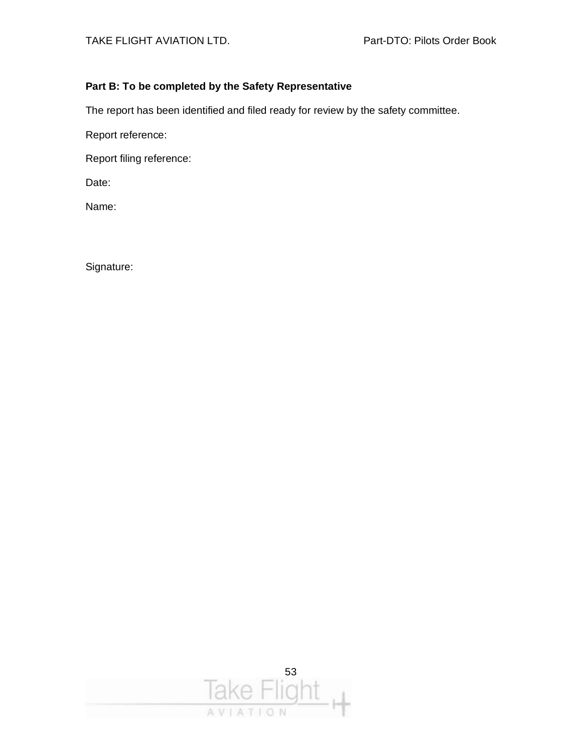**Part B: To be completed by the Safety Representative**

The report has been identified and filed ready for review by the safety committee.

Report reference:

Report filing reference:

Date:

Name:

Signature: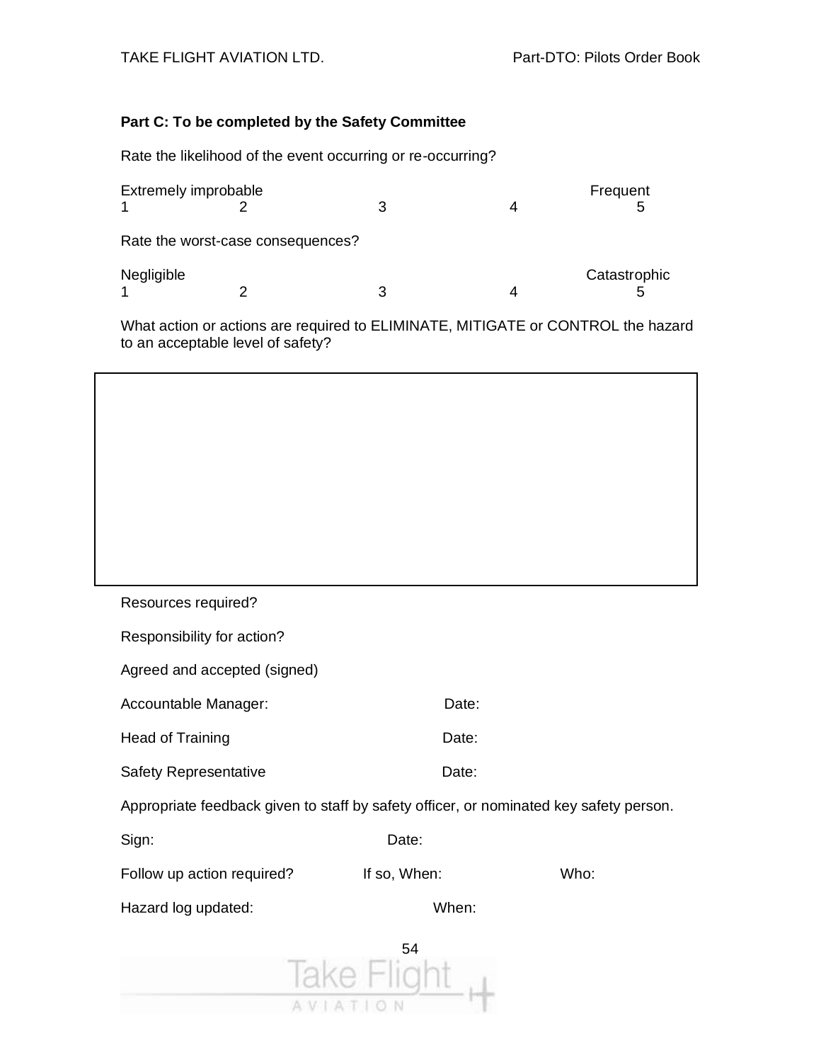**Part C: To be completed by the Safety Committee**

Rate the likelihood of the event occurring or re-occurring?

| Extremely improbable | | | | Frequent |
|---|---|---|---|---|
| 1 | 2 | 3 | 4 | 5 |

Rate the worst-case consequences?

| Negligible | | | | Catastrophic |
|---|---|---|---|---|
| 1 | 2 | 3 | 4 | 5 |

What action or actions are required to ELIMINATE, MITIGATE or CONTROL the hazard to an acceptable level of safety?

| |
|---|
| |

Resources required?

Responsibility for action?

Agreed and accepted (signed)

Accountable Manager: Date:

Head of Training Date:

Safety Representative Date:

Appropriate feedback given to staff by safety officer, or nominated key safety person.

Sign: Date:

Follow up action required? If so, When: Who:

Hazard log updated: When: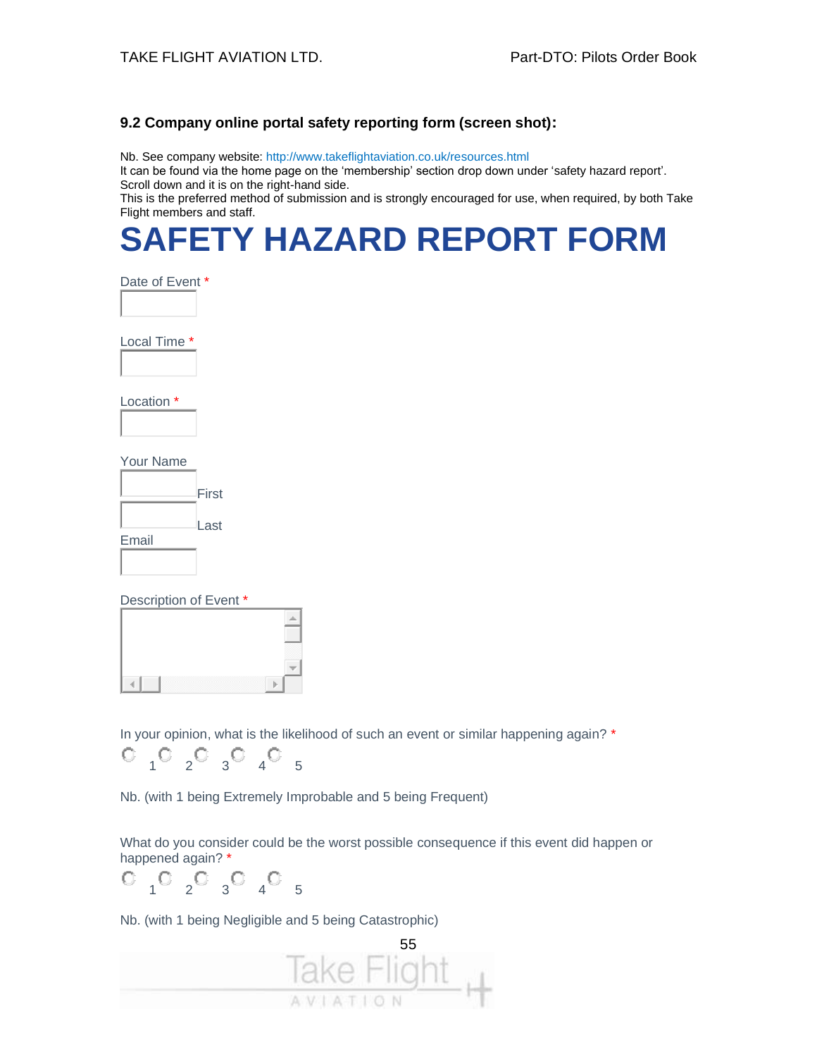### 9.2 Company online portal safety reporting form (screen shot):

Nb. See company website: http://www.takeflightaviation.co.uk/resources.html
It can be found via the home page on the 'membership' section drop down under 'safety hazard report'. Scroll down and it is on the right-hand side.
This is the preferred method of submission and is strongly encouraged for use, when required, by both Take Flight members and staff.

# SAFETY HAZARD REPORT FORM

Date of Event *

Local Time *

Location *

Your Name

First

Last

Email

Description of Event *

In your opinion, what is the likelihood of such an event or similar happening again? *

1 2 3 4 5

Nb. (with 1 being Extremely Improbable and 5 being Frequent)

What do you consider could be the worst possible consequence if this event did happen or happened again? *

1 2 3 4 5

Nb. (with 1 being Negligible and 5 being Catastrophic)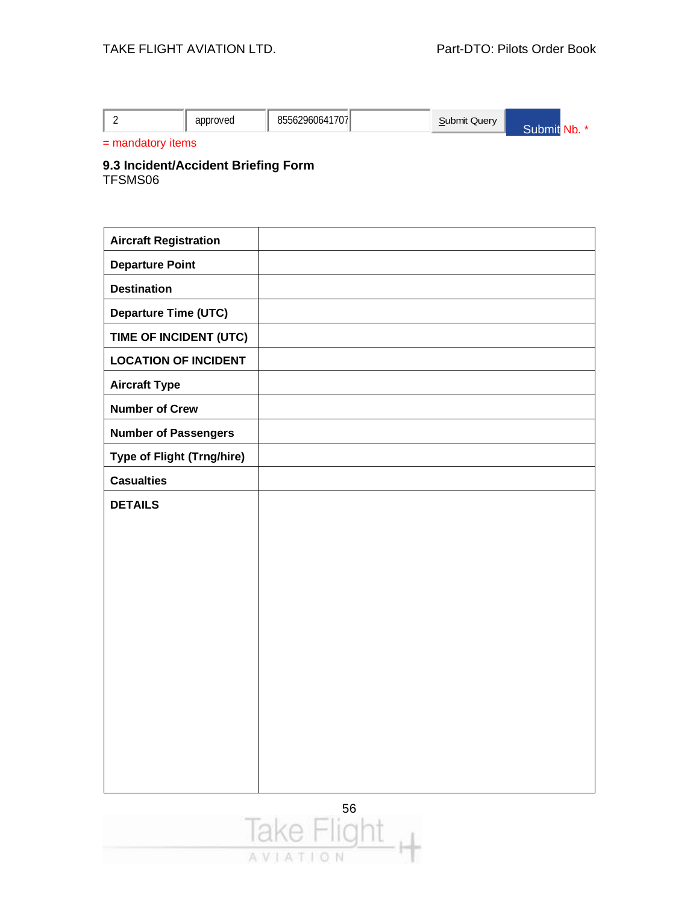| 2 | approved | 85562960641707 | | Submit Query | Submit Nb. * |
|---|---|---|---|---|---|

= mandatory items

### 9.3 Incident/Accident Briefing Form
TFSMS06

| | |
|---|---|
| **Aircraft Registration** | |
| **Departure Point** | |
| **Destination** | |
| **Departure Time (UTC)** | |
| **TIME OF INCIDENT (UTC)** | |
| **LOCATION OF INCIDENT** | |
| **Aircraft Type** | |
| **Number of Crew** | |
| **Number of Passengers** | |
| **Type of Flight (Trng/hire)** | |
| **Casualties** | |
| **DETAILS** | |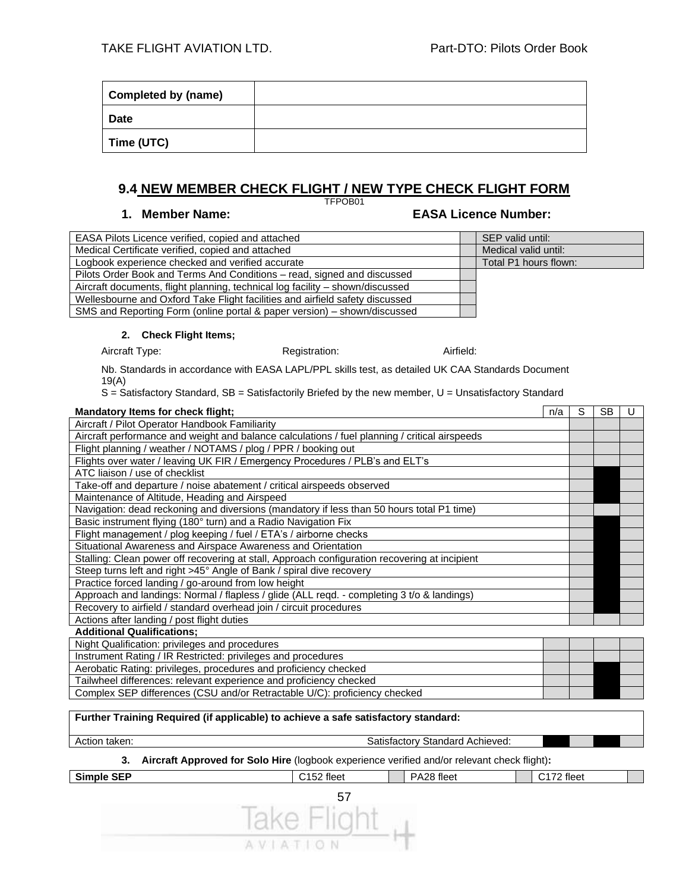| Completed by (name) | |
|---|---|
| Date | |
| Time (UTC) | |

## 9.4 NEW MEMBER CHECK FLIGHT / NEW TYPE CHECK FLIGHT FORM

TFPOB01

### 1. Member Name: EASA Licence Number:

| | | |
|---|---|---|
| EASA Pilots Licence verified, copied and attached | | SEP valid until: |
| Medical Certificate verified, copied and attached | | Medical valid until: |
| Logbook experience checked and verified accurate | | Total P1 hours flown: |
| Pilots Order Book and Terms And Conditions – read, signed and discussed | | |
| Aircraft documents, flight planning, technical log facility – shown/discussed | | |
| Wellesbourne and Oxford Take Flight facilities and airfield safety discussed | | |
| SMS and Reporting Form (online portal & paper version) – shown/discussed | | |

#### 2. Check Flight Items;

Aircraft Type: Registration: Airfield:

Nb. Standards in accordance with EASA LAPL/PPL skills test, as detailed UK CAA Standards Document 19(A)

S = Satisfactory Standard, SB = Satisfactorily Briefed by the new member, U = Unsatisfactory Standard

| Mandatory Items for check flight; | n/a | S | SB | U |
|---|---|---|---|---|
| Aircraft / Pilot Operator Handbook Familiarity | | | | |
| Aircraft performance and weight and balance calculations / fuel planning / critical airspeeds | | | | |
| Flight planning / weather / NOTAMS / plog / PPR / booking out | | | | |
| Flights over water / leaving UK FIR / Emergency Procedures / PLB's and ELT's | | | | |
| ATC liaison / use of checklist | | | | |
| Take-off and departure / noise abatement / critical airspeeds observed | | | | |
| Maintenance of Altitude, Heading and Airspeed | | | | |
| Navigation: dead reckoning and diversions (mandatory if less than 50 hours total P1 time) | | | | |
| Basic instrument flying (180° turn) and a Radio Navigation Fix | | | | |
| Flight management / plog keeping / fuel / ETA's / airborne checks | | | | |
| Situational Awareness and Airspace Awareness and Orientation | | | | |
| Stalling: Clean power off recovering at stall, Approach configuration recovering at incipient | | | | |
| Steep turns left and right >45° Angle of Bank / spiral dive recovery | | | | |
| Practice forced landing / go-around from low height | | | | |
| Approach and landings: Normal / flapless / glide (ALL reqd. - completing 3 t/o & landings) | | | | |
| Recovery to airfield / standard overhead join / circuit procedures | | | | |
| Actions after landing / post flight duties | | | | |
| **Additional Qualifications;** | | | | |
| Night Qualification: privileges and procedures | | | | |
| Instrument Rating / IR Restricted: privileges and procedures | | | | |
| Aerobatic Rating: privileges, procedures and proficiency checked | | | | |
| Tailwheel differences: relevant experience and proficiency checked | | | | |
| Complex SEP differences (CSU and/or Retractable U/C): proficiency checked | | | | |

| Further Training Required (if applicable) to achieve a safe satisfactory standard: | | | | | |
|---|---|---|---|---|---|
| Action taken: | Satisfactory Standard Achieved: | | | | |

#### 3. Aircraft Approved for Solo Hire (logbook experience verified and/or relevant check flight):

| Simple SEP | C152 fleet | | PA28 fleet | | C172 fleet | |
|---|---|---|---|---|---|---|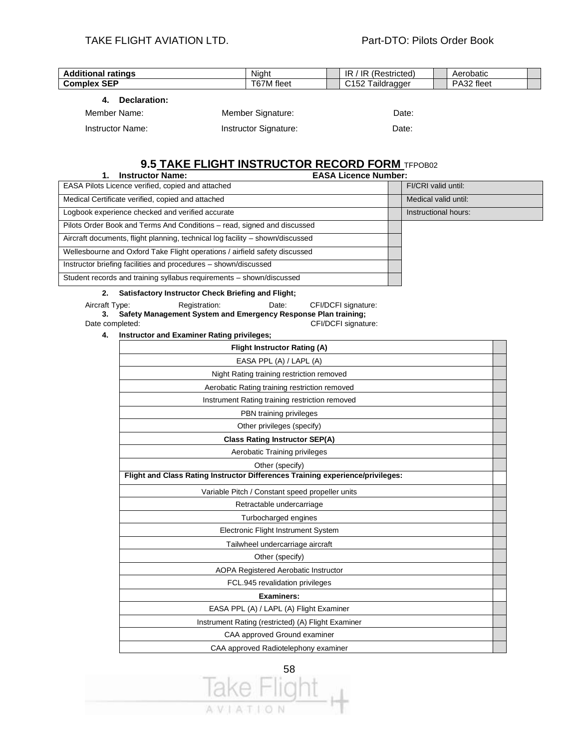| Additional ratings | Night | | IR / IR (Restricted) | | Aerobatic | |
|---|---|---|---|---|---|---|
| **Complex SEP** | T67M fleet | | C152 Taildragger | | PA32 fleet | |

**4. Declaration:**

Member Name: Member Signature: Date:

Instructor Name: Instructor Signature: Date:

## 9.5 TAKE FLIGHT INSTRUCTOR RECORD FORM TFPOB02

**1. Instructor Name:** **EASA Licence Number:**

| | | |
|---|---|---|
| EASA Pilots Licence verified, copied and attached | | FI/CRI valid until: |
| Medical Certificate verified, copied and attached | | Medical valid until: |
| Logbook experience checked and verified accurate | | Instructional hours: |
| Pilots Order Book and Terms And Conditions – read, signed and discussed | | |
| Aircraft documents, flight planning, technical log facility – shown/discussed | | |
| Wellesbourne and Oxford Take Flight operations / airfield safety discussed | | |
| Instructor briefing facilities and procedures – shown/discussed | | |
| Student records and training syllabus requirements – shown/discussed | | |

**2. Satisfactory Instructor Check Briefing and Flight;**

Aircraft Type: Registration: Date: CFI/DCFI signature:

**3. Safety Management System and Emergency Response Plan training;**

Date completed: CFI/DCFI signature:

**4. Instructor and Examiner Rating privileges;**

| | |
|---|---|
| **Flight Instructor Rating (A)** | |
| EASA PPL (A) / LAPL (A) | |
| Night Rating training restriction removed | |
| Aerobatic Rating training restriction removed | |
| Instrument Rating training restriction removed | |
| PBN training privileges | |
| Other privileges (specify) | |
| **Class Rating Instructor SEP(A)** | |
| Aerobatic Training privileges | |
| Other (specify) | |
| **Flight and Class Rating Instructor Differences Training experience/privileges:** | |
| Variable Pitch / Constant speed propeller units | |
| Retractable undercarriage | |
| Turbocharged engines | |
| Electronic Flight Instrument System | |
| Tailwheel undercarriage aircraft | |
| Other (specify) | |
| AOPA Registered Aerobatic Instructor | |
| FCL.945 revalidation privileges | |
| **Examiners:** | |
| EASA PPL (A) / LAPL (A) Flight Examiner | |
| Instrument Rating (restricted) (A) Flight Examiner | |
| CAA approved Ground examiner | |
| CAA approved Radiotelephony examiner | |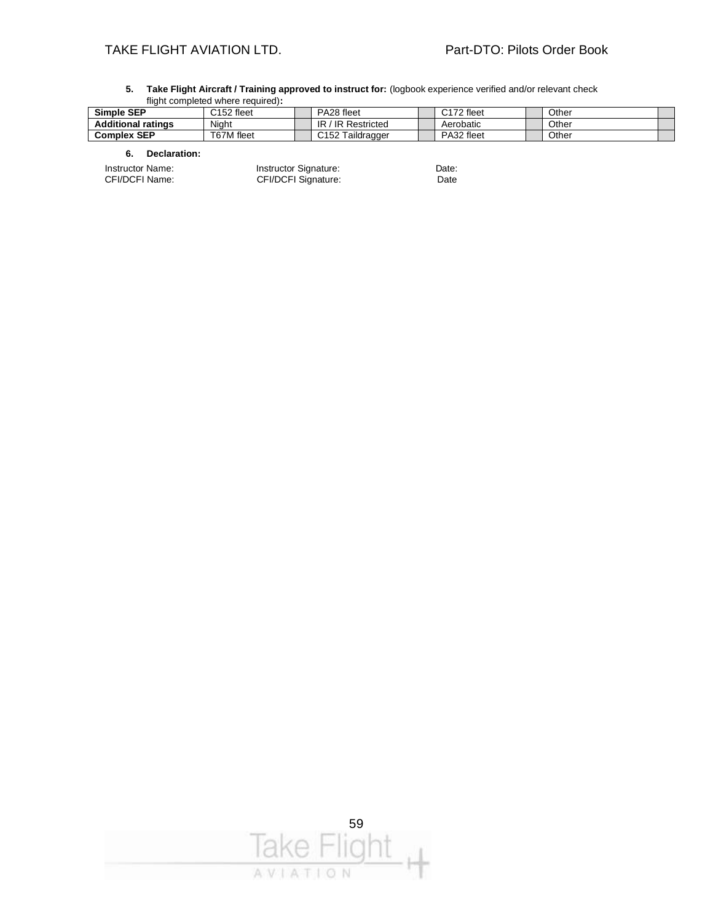**5. Take Flight Aircraft / Training approved to instruct for:** (logbook experience verified and/or relevant check flight completed where required)**:**

| **Simple SEP** | C152 fleet | | PA28 fleet | | C172 fleet | | Other | |
|---|---|---|---|---|---|---|---|---|
| **Additional ratings** | Night | | IR / IR Restricted | | Aerobatic | | Other | |
| **Complex SEP** | T67M fleet | | C152 Taildragger | | PA32 fleet | | Other | |

**6. Declaration:**

Instructor Name: Instructor Signature: Date:

CFI/DCFI Name: CFI/DCFI Signature: Date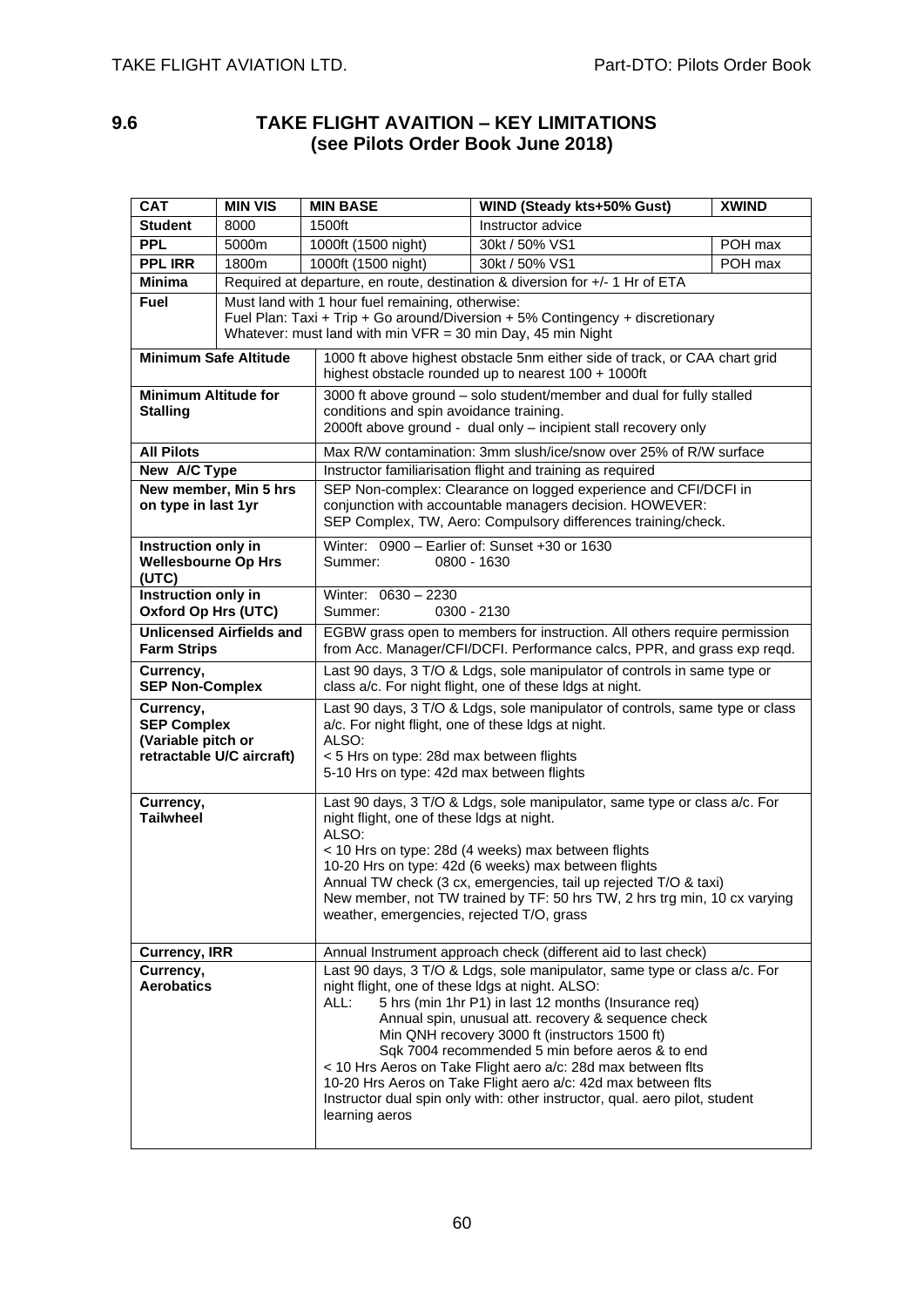## 9.6 TAKE FLIGHT AVAITION – KEY LIMITATIONS (see Pilots Order Book June 2018)

| CAT | MIN VIS | MIN BASE | WIND (Steady kts+50% Gust) | XWIND |
|---|---|---|---|---|
| **Student** | 8000 | 1500ft | Instructor advice | |
| **PPL** | 5000m | 1000ft (1500 night) | 30kt / 50% VS1 | POH max |
| **PPL IRR** | 1800m | 1000ft (1500 night) | 30kt / 50% VS1 | POH max |
| **Minima** | Required at departure, en route, destination & diversion for +/- 1 Hr of ETA | | | |
| **Fuel** | Must land with 1 hour fuel remaining, otherwise:<br>Fuel Plan: Taxi + Trip + Go around/Diversion + 5% Contingency + discretionary<br>Whatever: must land with min VFR = 30 min Day, 45 min Night | | | |

| | |
|---|---|
| **Minimum Safe Altitude** | 1000 ft above highest obstacle 5nm either side of track, or CAA chart grid highest obstacle rounded up to nearest 100 + 1000ft |
| **Minimum Altitude for Stalling** | 3000 ft above ground – solo student/member and dual for fully stalled conditions and spin avoidance training.<br>2000ft above ground - dual only – incipient stall recovery only |
| **All Pilots** | Max R/W contamination: 3mm slush/ice/snow over 25% of R/W surface |
| **New A/C Type** | Instructor familiarisation flight and training as required |
| **New member, Min 5 hrs on type in last 1yr** | SEP Non-complex: Clearance on logged experience and CFI/DCFI in conjunction with accountable managers decision. HOWEVER:<br>SEP Complex, TW, Aero: Compulsory differences training/check. |
| **Instruction only in Wellesbourne Op Hrs (UTC)** | Winter: 0900 – Earlier of: Sunset +30 or 1630<br>Summer: 0800 - 1630 |
| **Instruction only in Oxford Op Hrs (UTC)** | Winter: 0630 – 2230<br>Summer: 0300 - 2130 |
| **Unlicensed Airfields and Farm Strips** | EGBW grass open to members for instruction. All others require permission from Acc. Manager/CFI/DCFI. Performance calcs, PPR, and grass exp reqd. |
| **Currency, SEP Non-Complex** | Last 90 days, 3 T/O & Ldgs, sole manipulator of controls in same type or class a/c. For night flight, one of these ldgs at night. |
| **Currency, SEP Complex (Variable pitch or retractable U/C aircraft)** | Last 90 days, 3 T/O & Ldgs, sole manipulator of controls, same type or class a/c. For night flight, one of these ldgs at night.<br>ALSO:<br>< 5 Hrs on type: 28d max between flights<br>5-10 Hrs on type: 42d max between flights |
| **Currency, Tailwheel** | Last 90 days, 3 T/O & Ldgs, sole manipulator, same type or class a/c. For night flight, one of these ldgs at night.<br>ALSO:<br>< 10 Hrs on type: 28d (4 weeks) max between flights<br>10-20 Hrs on type: 42d (6 weeks) max between flights<br>Annual TW check (3 cx, emergencies, tail up rejected T/O & taxi)<br>New member, not TW trained by TF: 50 hrs TW, 2 hrs trg min, 10 cx varying weather, emergencies, rejected T/O, grass |
| **Currency, IRR** | Annual Instrument approach check (different aid to last check) |
| **Currency, Aerobatics** | Last 90 days, 3 T/O & Ldgs, sole manipulator, same type or class a/c. For night flight, one of these ldgs at night. ALSO:<br>ALL: 5 hrs (min 1hr P1) in last 12 months (Insurance req)<br>Annual spin, unusual att. recovery & sequence check<br>Min QNH recovery 3000 ft (instructors 1500 ft)<br>Sqk 7004 recommended 5 min before aeros & to end<br>< 10 Hrs Aeros on Take Flight aero a/c: 28d max between flts<br>10-20 Hrs Aeros on Take Flight aero a/c: 42d max between flts<br>Instructor dual spin only with: other instructor, qual. aero pilot, student learning aeros |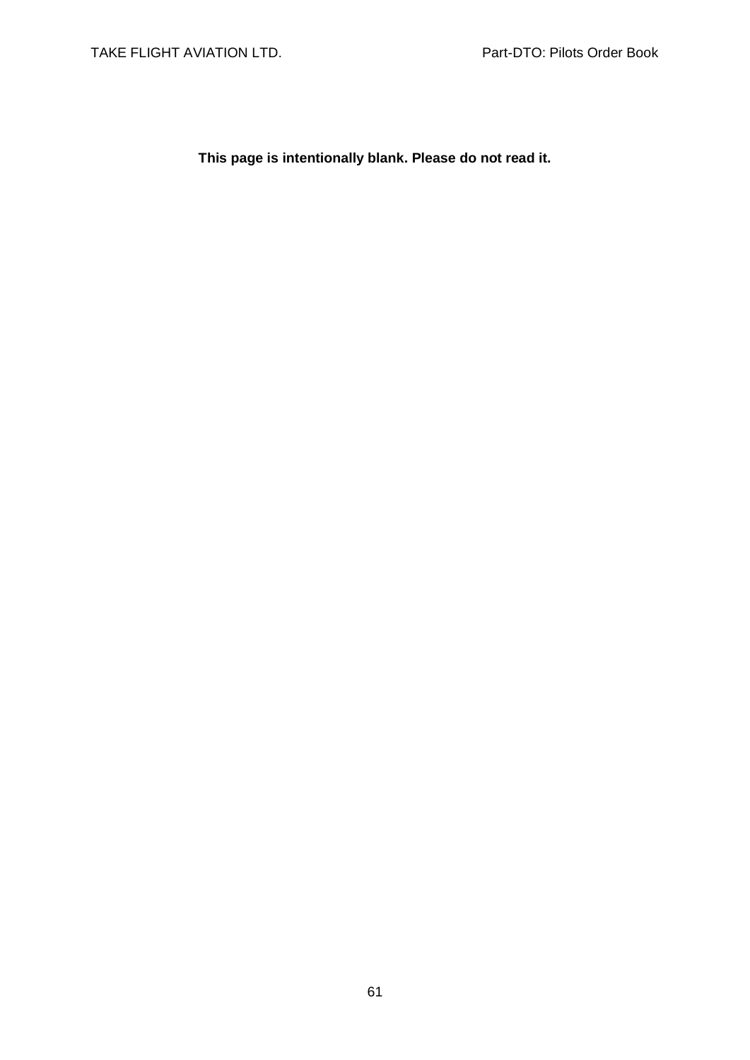**This page is intentionally blank. Please do not read it.**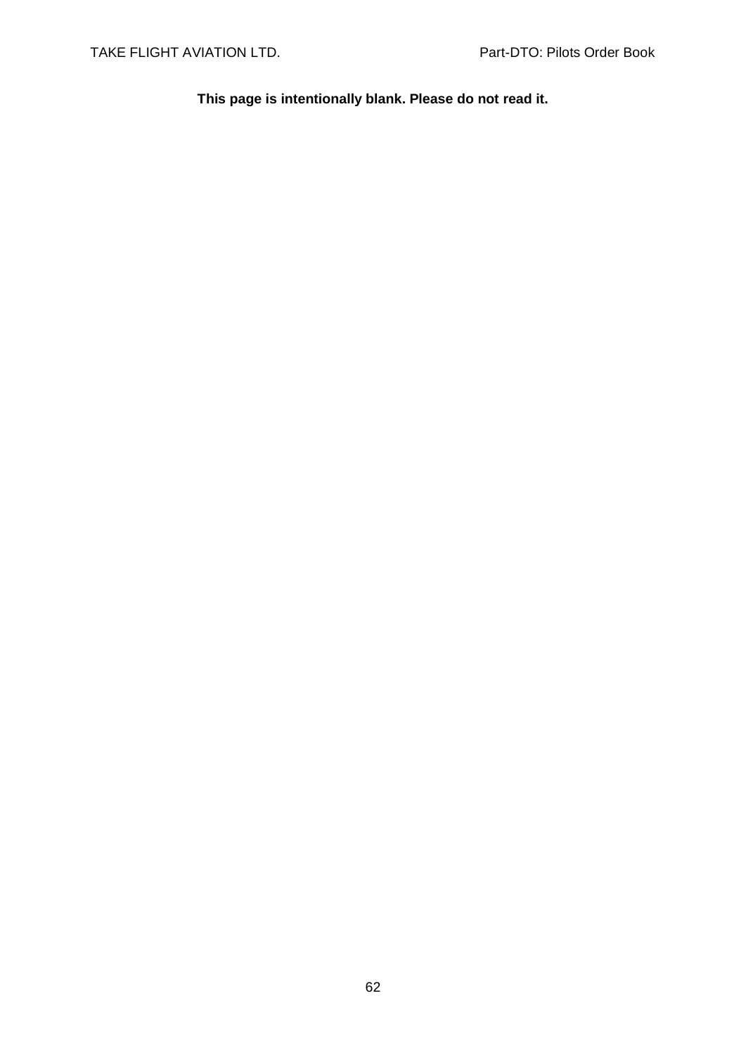**This page is intentionally blank. Please do not read it.**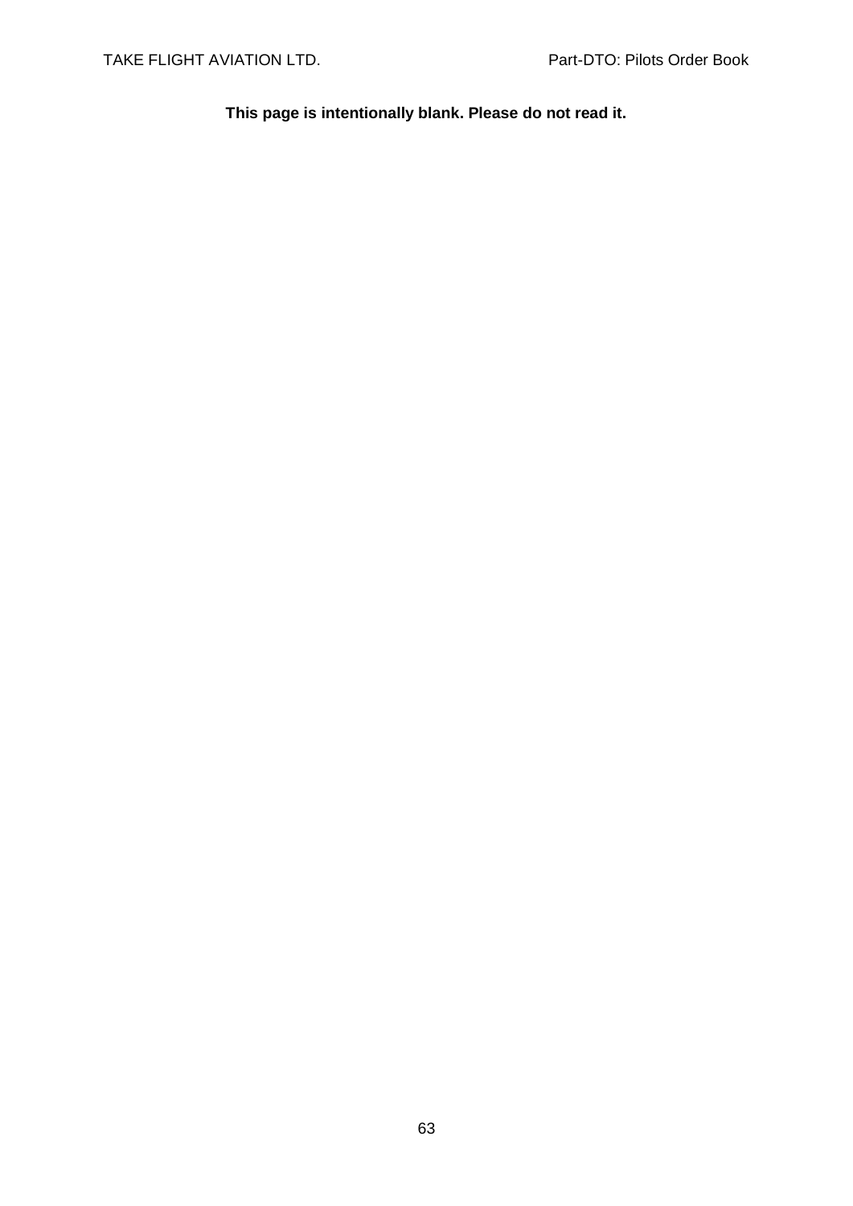**This page is intentionally blank. Please do not read it.**